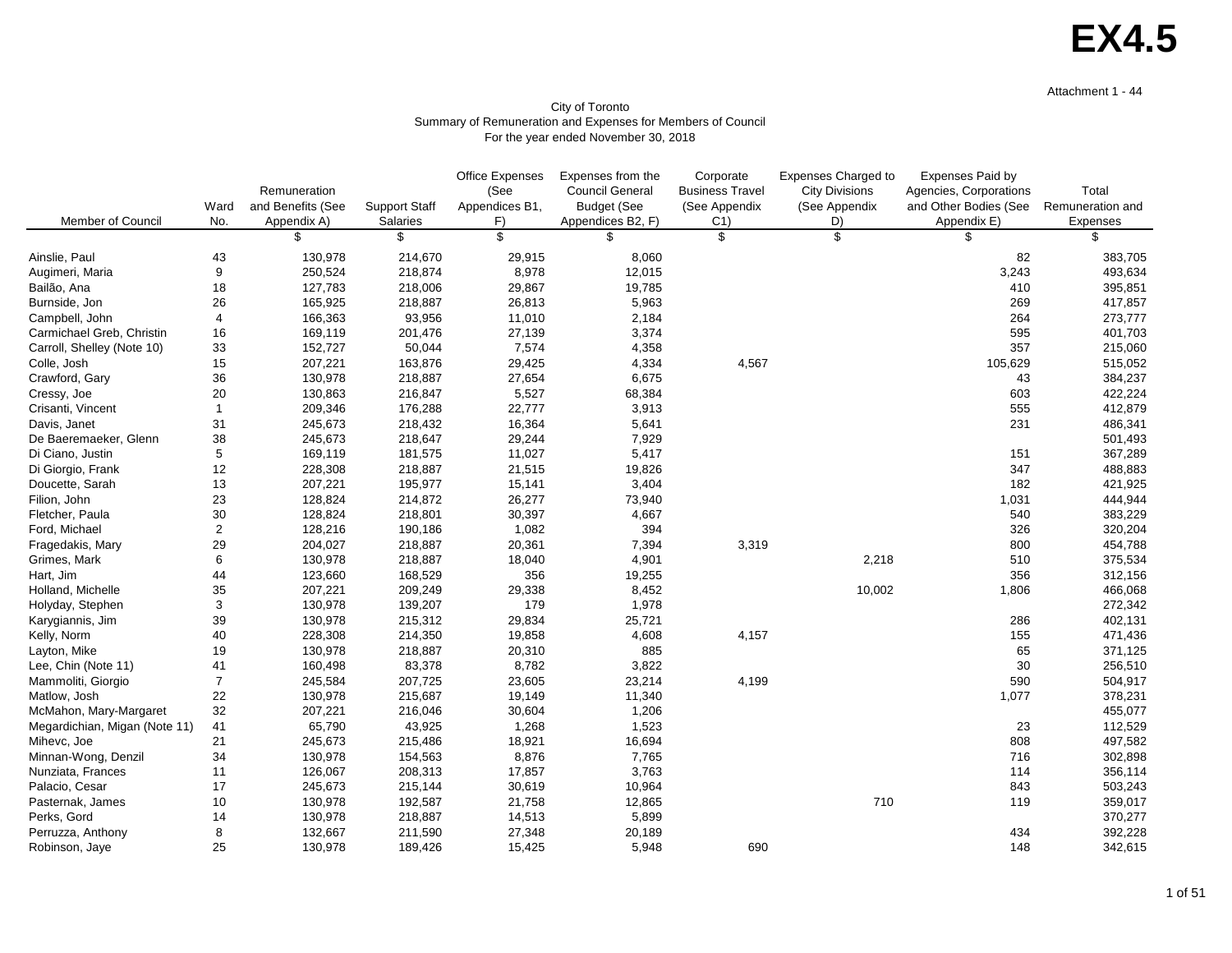# EX4.5

Attachment 1 - 44

City of Toronto
Summary of Remuneration and Expenses for Members of Council
For the year ended November 30, 2018

| Member of Council | Ward No. | Remuneration and Benefits (See Appendix A) | Support Staff Salaries | Office Expenses (See Appendices B1, F) | Expenses from the Council General Budget (See Appendices B2, F) | Corporate Business Travel (See Appendix C1) | Expenses Charged to City Divisions (See Appendix D) | Expenses Paid by Agencies, Corporations and Other Bodies (See Appendix E) | Total Remuneration and Expenses |
|---|---|---|---|---|---|---|---|---|---|
| | | $ | $ | $ | $ | $ | $ | $ | $ |
| Ainslie, Paul | 43 | 130,978 | 214,670 | 29,915 | 8,060 | | | 82 | 383,705 |
| Augimeri, Maria | 9 | 250,524 | 218,874 | 8,978 | 12,015 | | | 3,243 | 493,634 |
| Bailão, Ana | 18 | 127,783 | 218,006 | 29,867 | 19,785 | | | 410 | 395,851 |
| Burnside, Jon | 26 | 165,925 | 218,887 | 26,813 | 5,963 | | | 269 | 417,857 |
| Campbell, John | 4 | 166,363 | 93,956 | 11,010 | 2,184 | | | 264 | 273,777 |
| Carmichael Greb, Christin | 16 | 169,119 | 201,476 | 27,139 | 3,374 | | | 595 | 401,703 |
| Carroll, Shelley (Note 10) | 33 | 152,727 | 50,044 | 7,574 | 4,358 | | | 357 | 215,060 |
| Colle, Josh | 15 | 207,221 | 163,876 | 29,425 | 4,334 | 4,567 | | 105,629 | 515,052 |
| Crawford, Gary | 36 | 130,978 | 218,887 | 27,654 | 6,675 | | | 43 | 384,237 |
| Cressy, Joe | 20 | 130,863 | 216,847 | 5,527 | 68,384 | | | 603 | 422,224 |
| Crisanti, Vincent | 1 | 209,346 | 176,288 | 22,777 | 3,913 | | | 555 | 412,879 |
| Davis, Janet | 31 | 245,673 | 218,432 | 16,364 | 5,641 | | | 231 | 486,341 |
| De Baeremaeker, Glenn | 38 | 245,673 | 218,647 | 29,244 | 7,929 | | | | 501,493 |
| Di Ciano, Justin | 5 | 169,119 | 181,575 | 11,027 | 5,417 | | | 151 | 367,289 |
| Di Giorgio, Frank | 12 | 228,308 | 218,887 | 21,515 | 19,826 | | | 347 | 488,883 |
| Doucette, Sarah | 13 | 207,221 | 195,977 | 15,141 | 3,404 | | | 182 | 421,925 |
| Filion, John | 23 | 128,824 | 214,872 | 26,277 | 73,940 | | | 1,031 | 444,944 |
| Fletcher, Paula | 30 | 128,824 | 218,801 | 30,397 | 4,667 | | | 540 | 383,229 |
| Ford, Michael | 2 | 128,216 | 190,186 | 1,082 | 394 | | | 326 | 320,204 |
| Fragedakis, Mary | 29 | 204,027 | 218,887 | 20,361 | 7,394 | 3,319 | | 800 | 454,788 |
| Grimes, Mark | 6 | 130,978 | 218,887 | 18,040 | 4,901 | | 2,218 | 510 | 375,534 |
| Hart, Jim | 44 | 123,660 | 168,529 | 356 | 19,255 | | | 356 | 312,156 |
| Holland, Michelle | 35 | 207,221 | 209,249 | 29,338 | 8,452 | | 10,002 | 1,806 | 466,068 |
| Holyday, Stephen | 3 | 130,978 | 139,207 | 179 | 1,978 | | | | 272,342 |
| Karygiannis, Jim | 39 | 130,978 | 215,312 | 29,834 | 25,721 | | | 286 | 402,131 |
| Kelly, Norm | 40 | 228,308 | 214,350 | 19,858 | 4,608 | 4,157 | | 155 | 471,436 |
| Layton, Mike | 19 | 130,978 | 218,887 | 20,310 | 885 | | | 65 | 371,125 |
| Lee, Chin (Note 11) | 41 | 160,498 | 83,378 | 8,782 | 3,822 | | | 30 | 256,510 |
| Mammoliti, Giorgio | 7 | 245,584 | 207,725 | 23,605 | 23,214 | 4,199 | | 590 | 504,917 |
| Matlow, Josh | 22 | 130,978 | 215,687 | 19,149 | 11,340 | | | 1,077 | 378,231 |
| McMahon, Mary-Margaret | 32 | 207,221 | 216,046 | 30,604 | 1,206 | | | | 455,077 |
| Megardichian, Migan (Note 11) | 41 | 65,790 | 43,925 | 1,268 | 1,523 | | | 23 | 112,529 |
| Mihevc, Joe | 21 | 245,673 | 215,486 | 18,921 | 16,694 | | | 808 | 497,582 |
| Minnan-Wong, Denzil | 34 | 130,978 | 154,563 | 8,876 | 7,765 | | | 716 | 302,898 |
| Nunziata, Frances | 11 | 126,067 | 208,313 | 17,857 | 3,763 | | | 114 | 356,114 |
| Palacio, Cesar | 17 | 245,673 | 215,144 | 30,619 | 10,964 | | | 843 | 503,243 |
| Pasternak, James | 10 | 130,978 | 192,587 | 21,758 | 12,865 | | 710 | 119 | 359,017 |
| Perks, Gord | 14 | 130,978 | 218,887 | 14,513 | 5,899 | | | | 370,277 |
| Perruzza, Anthony | 8 | 132,667 | 211,590 | 27,348 | 20,189 | | | 434 | 392,228 |
| Robinson, Jaye | 25 | 130,978 | 189,426 | 15,425 | 5,948 | 690 | | 148 | 342,615 |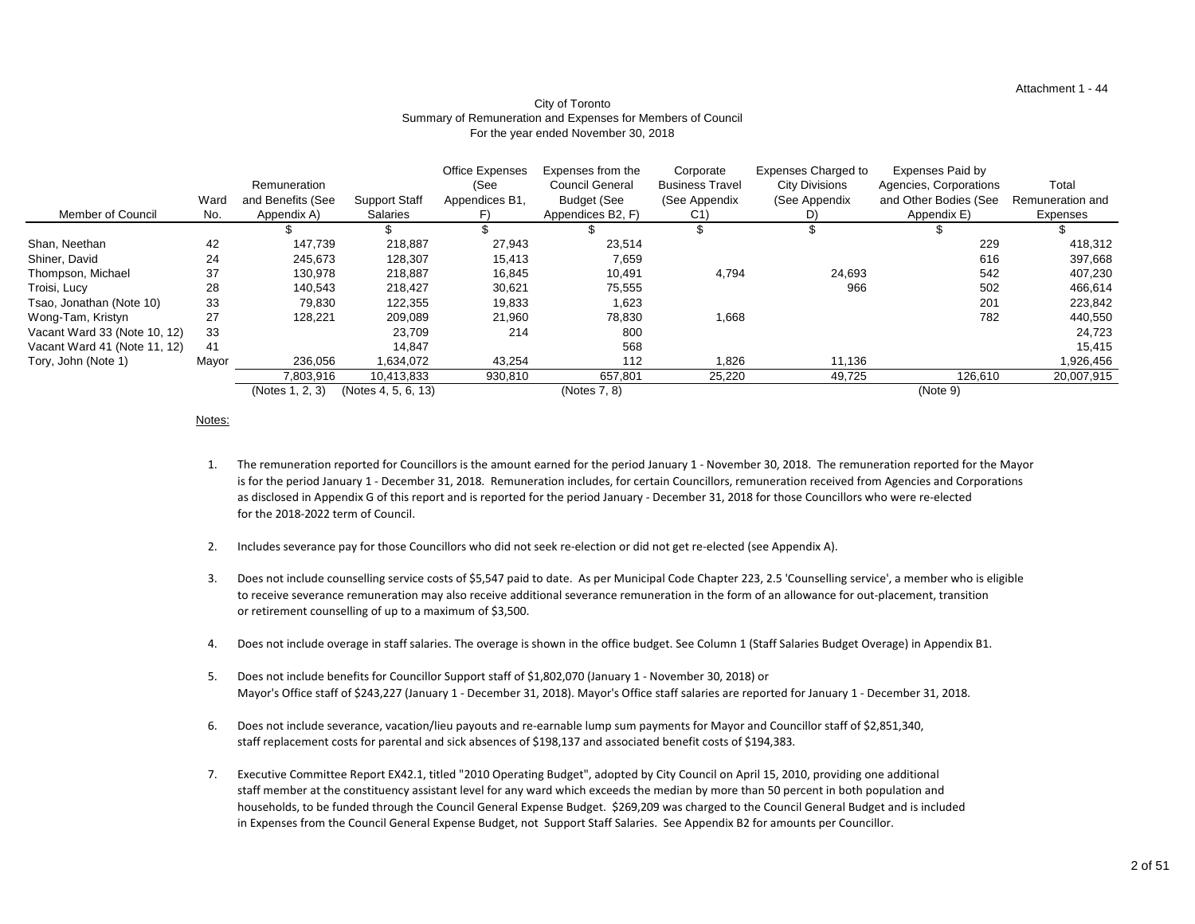Attachment 1 - 44

City of Toronto
Summary of Remuneration and Expenses for Members of Council
For the year ended November 30, 2018

| Member of Council | Ward No. | Remuneration and Benefits (See Appendix A) | Support Staff Salaries | Office Expenses (See Appendices B1, F) | Expenses from the Council General Budget (See Appendices B2, F) | Corporate Business Travel (See Appendix C1) | Expenses Charged to City Divisions (See Appendix D) | Expenses Paid by Agencies, Corporations and Other Bodies (See Appendix E) | Total Remuneration and Expenses |
|---|---|---|---|---|---|---|---|---|---|
| | | $ | $ | $ | $ | $ | $ | $ | $ |
| Shan, Neethan | 42 | 147,739 | 218,887 | 27,943 | 23,514 | | | 229 | 418,312 |
| Shiner, David | 24 | 245,673 | 128,307 | 15,413 | 7,659 | | | 616 | 397,668 |
| Thompson, Michael | 37 | 130,978 | 218,887 | 16,845 | 10,491 | 4,794 | 24,693 | 542 | 407,230 |
| Troisi, Lucy | 28 | 140,543 | 218,427 | 30,621 | 75,555 | | 966 | 502 | 466,614 |
| Tsao, Jonathan (Note 10) | 33 | 79,830 | 122,355 | 19,833 | 1,623 | | | 201 | 223,842 |
| Wong-Tam, Kristyn | 27 | 128,221 | 209,089 | 21,960 | 78,830 | 1,668 | | 782 | 440,550 |
| Vacant Ward 33 (Note 10, 12) | 33 | | 23,709 | 214 | 800 | | | | 24,723 |
| Vacant Ward 41 (Note 11, 12) | 41 | | 14,847 | | 568 | | | | 15,415 |
| Tory, John (Note 1) | Mayor | 236,056 | 1,634,072 | 43,254 | 112 | 1,826 | 11,136 | | 1,926,456 |
| | | 7,803,916 | 10,413,833 | 930,810 | 657,801 | 25,220 | 49,725 | 126,610 | 20,007,915 |
| | | (Notes 1, 2, 3) | (Notes 4, 5, 6, 13) | | (Notes 7, 8) | | | (Note 9) | |

Notes:

1. The remuneration reported for Councillors is the amount earned for the period January 1 - November 30, 2018. The remuneration reported for the Mayor is for the period January 1 - December 31, 2018. Remuneration includes, for certain Councillors, remuneration received from Agencies and Corporations as disclosed in Appendix G of this report and is reported for the period January - December 31, 2018 for those Councillors who were re-elected for the 2018-2022 term of Council.

2. Includes severance pay for those Councillors who did not seek re-election or did not get re-elected (see Appendix A).

3. Does not include counselling service costs of $5,547 paid to date. As per Municipal Code Chapter 223, 2.5 'Counselling service', a member who is eligible to receive severance remuneration may also receive additional severance remuneration in the form of an allowance for out-placement, transition or retirement counselling of up to a maximum of $3,500.

4. Does not include overage in staff salaries. The overage is shown in the office budget. See Column 1 (Staff Salaries Budget Overage) in Appendix B1.

5. Does not include benefits for Councillor Support staff of $1,802,070 (January 1 - November 30, 2018) or Mayor's Office staff of $243,227 (January 1 - December 31, 2018). Mayor's Office staff salaries are reported for January 1 - December 31, 2018.

6. Does not include severance, vacation/lieu payouts and re-earnable lump sum payments for Mayor and Councillor staff of $2,851,340, staff replacement costs for parental and sick absences of $198,137 and associated benefit costs of $194,383.

7. Executive Committee Report EX42.1, titled "2010 Operating Budget", adopted by City Council on April 15, 2010, providing one additional staff member at the constituency assistant level for any ward which exceeds the median by more than 50 percent in both population and households, to be funded through the Council General Expense Budget. $269,209 was charged to the Council General Budget and is included in Expenses from the Council General Expense Budget, not Support Staff Salaries. See Appendix B2 for amounts per Councillor.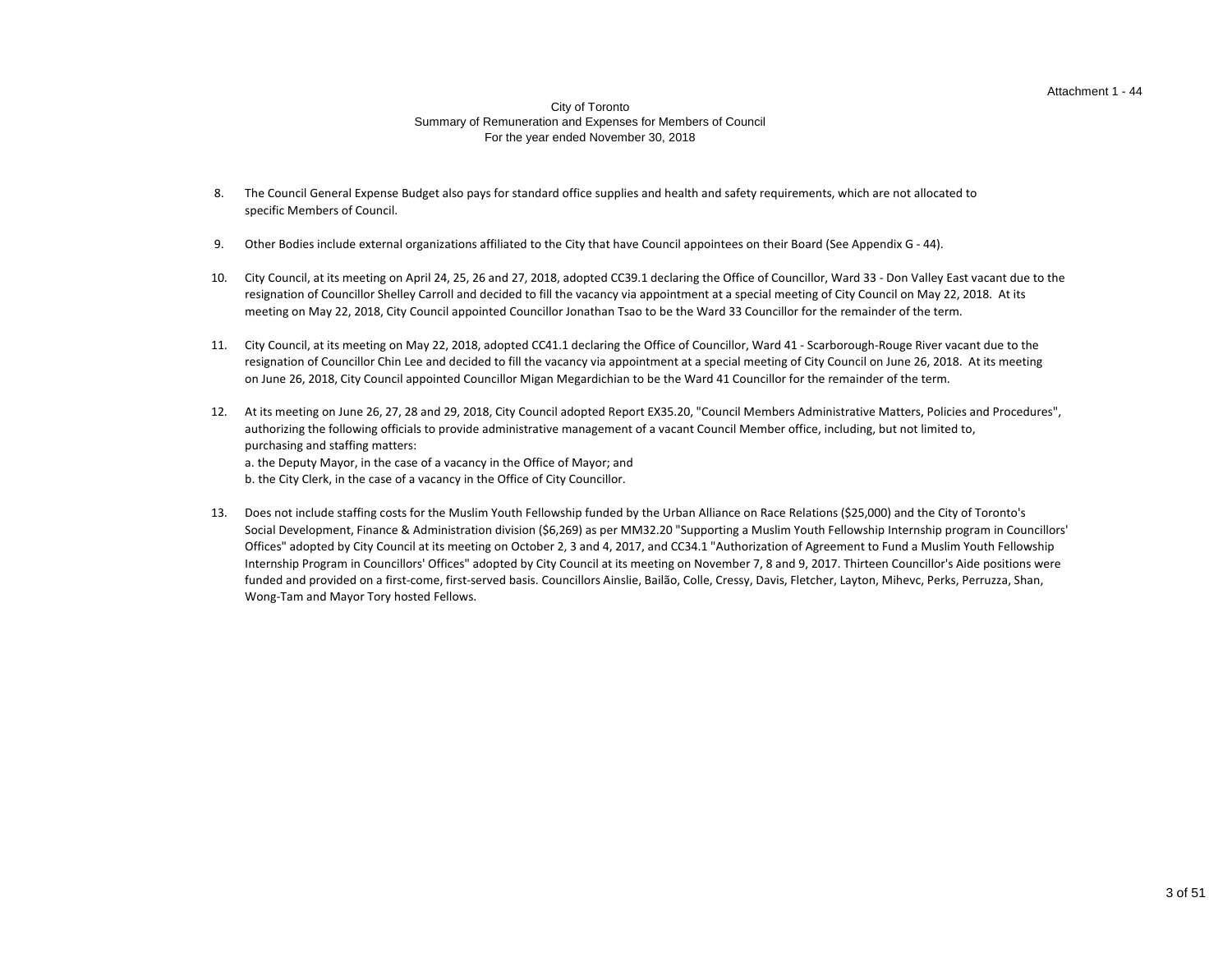City of Toronto
Summary of Remuneration and Expenses for Members of Council
For the year ended November 30, 2018

8. The Council General Expense Budget also pays for standard office supplies and health and safety requirements, which are not allocated to specific Members of Council.

9. Other Bodies include external organizations affiliated to the City that have Council appointees on their Board (See Appendix G - 44).

10. City Council, at its meeting on April 24, 25, 26 and 27, 2018, adopted CC39.1 declaring the Office of Councillor, Ward 33 - Don Valley East vacant due to the resignation of Councillor Shelley Carroll and decided to fill the vacancy via appointment at a special meeting of City Council on May 22, 2018. At its meeting on May 22, 2018, City Council appointed Councillor Jonathan Tsao to be the Ward 33 Councillor for the remainder of the term.

11. City Council, at its meeting on May 22, 2018, adopted CC41.1 declaring the Office of Councillor, Ward 41 - Scarborough-Rouge River vacant due to the resignation of Councillor Chin Lee and decided to fill the vacancy via appointment at a special meeting of City Council on June 26, 2018. At its meeting on June 26, 2018, City Council appointed Councillor Migan Megardichian to be the Ward 41 Councillor for the remainder of the term.

12. At its meeting on June 26, 27, 28 and 29, 2018, City Council adopted Report EX35.20, "Council Members Administrative Matters, Policies and Procedures", authorizing the following officials to provide administrative management of a vacant Council Member office, including, but not limited to, purchasing and staffing matters:
    a. the Deputy Mayor, in the case of a vacancy in the Office of Mayor; and
    b. the City Clerk, in the case of a vacancy in the Office of City Councillor.

13. Does not include staffing costs for the Muslim Youth Fellowship funded by the Urban Alliance on Race Relations ($25,000) and the City of Toronto's Social Development, Finance & Administration division ($6,269) as per MM32.20 "Supporting a Muslim Youth Fellowship Internship program in Councillors' Offices" adopted by City Council at its meeting on October 2, 3 and 4, 2017, and CC34.1 "Authorization of Agreement to Fund a Muslim Youth Fellowship Internship Program in Councillors' Offices" adopted by City Council at its meeting on November 7, 8 and 9, 2017. Thirteen Councillor's Aide positions were funded and provided on a first-come, first-served basis. Councillors Ainslie, Bailão, Colle, Cressy, Davis, Fletcher, Layton, Mihevc, Perks, Perruzza, Shan, Wong-Tam and Mayor Tory hosted Fellows.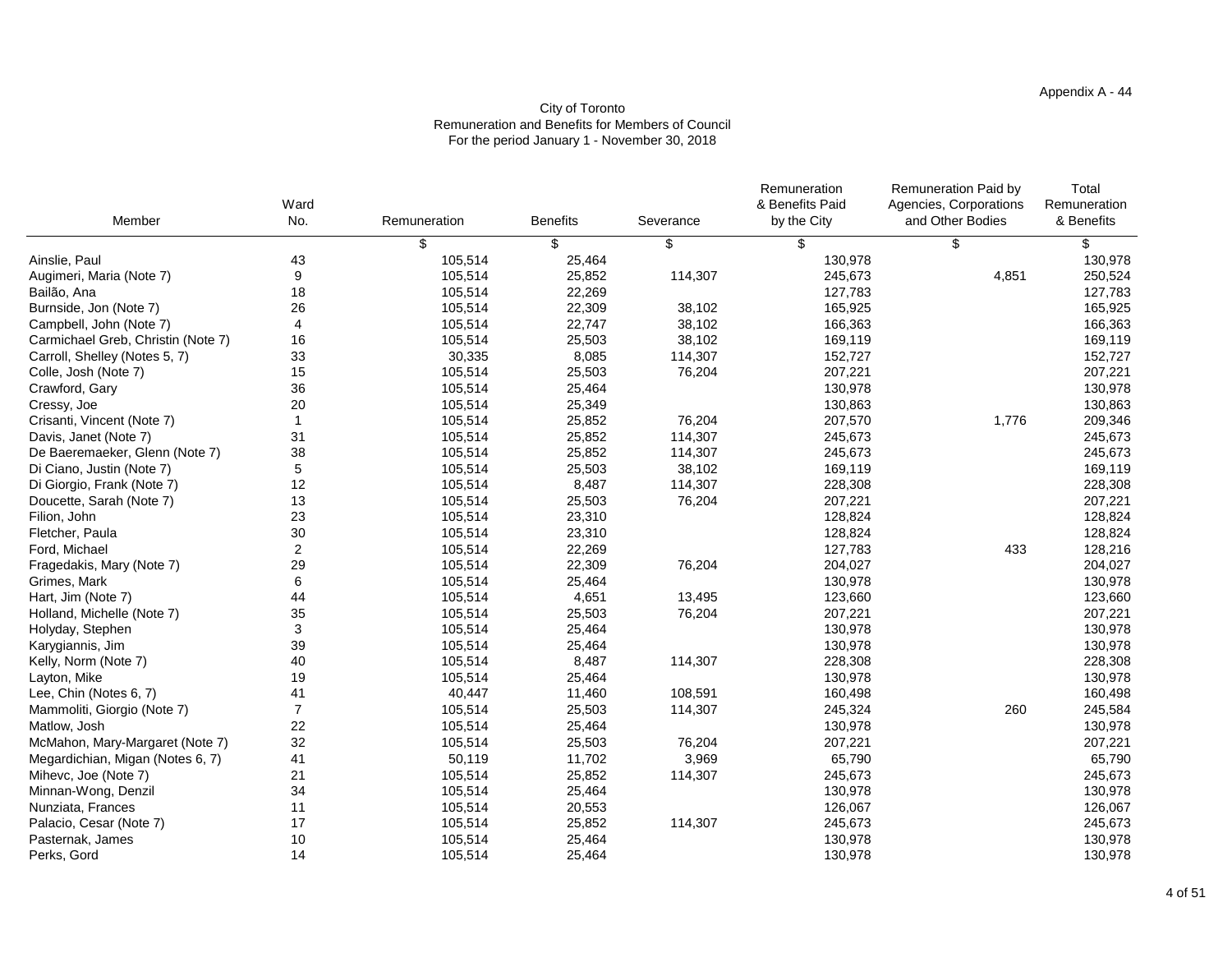Appendix A - 44

# City of Toronto
## Remuneration and Benefits for Members of Council
### For the period January 1 - November 30, 2018

| Member | Ward No. | Remuneration | Benefits | Severance | Remuneration & Benefits Paid by the City | Remuneration Paid by Agencies, Corporations and Other Bodies | Total Remuneration & Benefits |
|---|---|---|---|---|---|---|---|
| | | $ | $ | $ | $ | $ | $ |
| Ainslie, Paul | 43 | 105,514 | 25,464 | | 130,978 | | 130,978 |
| Augimeri, Maria (Note 7) | 9 | 105,514 | 25,852 | 114,307 | 245,673 | 4,851 | 250,524 |
| Bailão, Ana | 18 | 105,514 | 22,269 | | 127,783 | | 127,783 |
| Burnside, Jon (Note 7) | 26 | 105,514 | 22,309 | 38,102 | 165,925 | | 165,925 |
| Campbell, John (Note 7) | 4 | 105,514 | 22,747 | 38,102 | 166,363 | | 166,363 |
| Carmichael Greb, Christin (Note 7) | 16 | 105,514 | 25,503 | 38,102 | 169,119 | | 169,119 |
| Carroll, Shelley (Notes 5, 7) | 33 | 30,335 | 8,085 | 114,307 | 152,727 | | 152,727 |
| Colle, Josh (Note 7) | 15 | 105,514 | 25,503 | 76,204 | 207,221 | | 207,221 |
| Crawford, Gary | 36 | 105,514 | 25,464 | | 130,978 | | 130,978 |
| Cressy, Joe | 20 | 105,514 | 25,349 | | 130,863 | | 130,863 |
| Crisanti, Vincent (Note 7) | 1 | 105,514 | 25,852 | 76,204 | 207,570 | 1,776 | 209,346 |
| Davis, Janet (Note 7) | 31 | 105,514 | 25,852 | 114,307 | 245,673 | | 245,673 |
| De Baeremaeker, Glenn (Note 7) | 38 | 105,514 | 25,852 | 114,307 | 245,673 | | 245,673 |
| Di Ciano, Justin (Note 7) | 5 | 105,514 | 25,503 | 38,102 | 169,119 | | 169,119 |
| Di Giorgio, Frank (Note 7) | 12 | 105,514 | 8,487 | 114,307 | 228,308 | | 228,308 |
| Doucette, Sarah (Note 7) | 13 | 105,514 | 25,503 | 76,204 | 207,221 | | 207,221 |
| Filion, John | 23 | 105,514 | 23,310 | | 128,824 | | 128,824 |
| Fletcher, Paula | 30 | 105,514 | 23,310 | | 128,824 | | 128,824 |
| Ford, Michael | 2 | 105,514 | 22,269 | | 127,783 | 433 | 128,216 |
| Fragedakis, Mary (Note 7) | 29 | 105,514 | 22,309 | 76,204 | 204,027 | | 204,027 |
| Grimes, Mark | 6 | 105,514 | 25,464 | | 130,978 | | 130,978 |
| Hart, Jim (Note 7) | 44 | 105,514 | 4,651 | 13,495 | 123,660 | | 123,660 |
| Holland, Michelle (Note 7) | 35 | 105,514 | 25,503 | 76,204 | 207,221 | | 207,221 |
| Holyday, Stephen | 3 | 105,514 | 25,464 | | 130,978 | | 130,978 |
| Karygiannis, Jim | 39 | 105,514 | 25,464 | | 130,978 | | 130,978 |
| Kelly, Norm (Note 7) | 40 | 105,514 | 8,487 | 114,307 | 228,308 | | 228,308 |
| Layton, Mike | 19 | 105,514 | 25,464 | | 130,978 | | 130,978 |
| Lee, Chin (Notes 6, 7) | 41 | 40,447 | 11,460 | 108,591 | 160,498 | | 160,498 |
| Mammoliti, Giorgio (Note 7) | 7 | 105,514 | 25,503 | 114,307 | 245,324 | 260 | 245,584 |
| Matlow, Josh | 22 | 105,514 | 25,464 | | 130,978 | | 130,978 |
| McMahon, Mary-Margaret (Note 7) | 32 | 105,514 | 25,503 | 76,204 | 207,221 | | 207,221 |
| Megardichian, Migan (Notes 6, 7) | 41 | 50,119 | 11,702 | 3,969 | 65,790 | | 65,790 |
| Mihevc, Joe (Note 7) | 21 | 105,514 | 25,852 | 114,307 | 245,673 | | 245,673 |
| Minnan-Wong, Denzil | 34 | 105,514 | 25,464 | | 130,978 | | 130,978 |
| Nunziata, Frances | 11 | 105,514 | 20,553 | | 126,067 | | 126,067 |
| Palacio, Cesar (Note 7) | 17 | 105,514 | 25,852 | 114,307 | 245,673 | | 245,673 |
| Pasternak, James | 10 | 105,514 | 25,464 | | 130,978 | | 130,978 |
| Perks, Gord | 14 | 105,514 | 25,464 | | 130,978 | | 130,978 |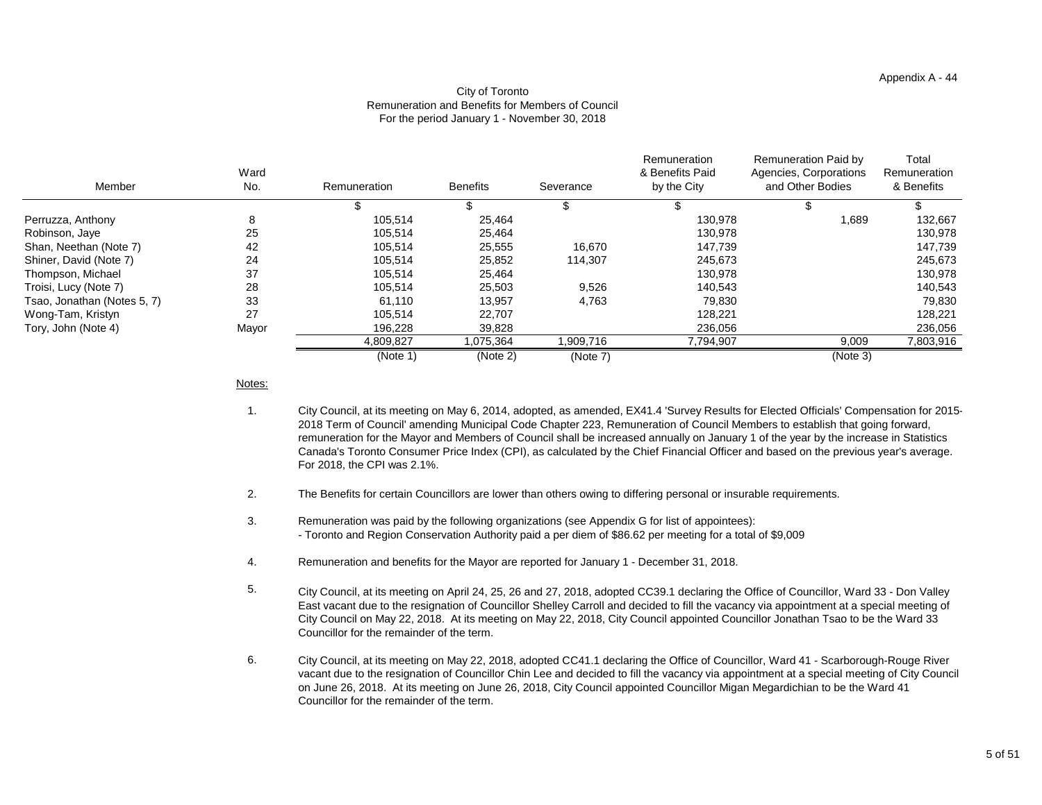Appendix A - 44

City of Toronto
Remuneration and Benefits for Members of Council
For the period January 1 - November 30, 2018

| Member | Ward No. | Remuneration | Benefits | Severance | Remuneration & Benefits Paid by the City | Remuneration Paid by Agencies, Corporations and Other Bodies | Total Remuneration & Benefits |
|---|---|---|---|---|---|---|---|
| | | $ | $ | $ | $ | $ | $ |
| Perruzza, Anthony | 8 | 105,514 | 25,464 | | 130,978 | 1,689 | 132,667 |
| Robinson, Jaye | 25 | 105,514 | 25,464 | | 130,978 | | 130,978 |
| Shan, Neethan (Note 7) | 42 | 105,514 | 25,555 | 16,670 | 147,739 | | 147,739 |
| Shiner, David (Note 7) | 24 | 105,514 | 25,852 | 114,307 | 245,673 | | 245,673 |
| Thompson, Michael | 37 | 105,514 | 25,464 | | 130,978 | | 130,978 |
| Troisi, Lucy (Note 7) | 28 | 105,514 | 25,503 | 9,526 | 140,543 | | 140,543 |
| Tsao, Jonathan (Notes 5, 7) | 33 | 61,110 | 13,957 | 4,763 | 79,830 | | 79,830 |
| Wong-Tam, Kristyn | 27 | 105,514 | 22,707 | | 128,221 | | 128,221 |
| Tory, John (Note 4) | Mayor | 196,228 | 39,828 | | 236,056 | | 236,056 |
| | | 4,809,827 | 1,075,364 | 1,909,716 | 7,794,907 | 9,009 | 7,803,916 |
| | | (Note 1) | (Note 2) | (Note 7) | | (Note 3) | |

Notes:

1. City Council, at its meeting on May 6, 2014, adopted, as amended, EX41.4 'Survey Results for Elected Officials' Compensation for 2015-2018 Term of Council' amending Municipal Code Chapter 223, Remuneration of Council Members to establish that going forward, remuneration for the Mayor and Members of Council shall be increased annually on January 1 of the year by the increase in Statistics Canada's Toronto Consumer Price Index (CPI), as calculated by the Chief Financial Officer and based on the previous year's average. For 2018, the CPI was 2.1%.

2. The Benefits for certain Councillors are lower than others owing to differing personal or insurable requirements.

3. Remuneration was paid by the following organizations (see Appendix G for list of appointees):
   - Toronto and Region Conservation Authority paid a per diem of $86.62 per meeting for a total of $9,009

4. Remuneration and benefits for the Mayor are reported for January 1 - December 31, 2018.

5. City Council, at its meeting on April 24, 25, 26 and 27, 2018, adopted CC39.1 declaring the Office of Councillor, Ward 33 - Don Valley East vacant due to the resignation of Councillor Shelley Carroll and decided to fill the vacancy via appointment at a special meeting of City Council on May 22, 2018. At its meeting on May 22, 2018, City Council appointed Councillor Jonathan Tsao to be the Ward 33 Councillor for the remainder of the term.

6. City Council, at its meeting on May 22, 2018, adopted CC41.1 declaring the Office of Councillor, Ward 41 - Scarborough-Rouge River vacant due to the resignation of Councillor Chin Lee and decided to fill the vacancy via appointment at a special meeting of City Council on June 26, 2018. At its meeting on June 26, 2018, City Council appointed Councillor Migan Megardichian to be the Ward 41 Councillor for the remainder of the term.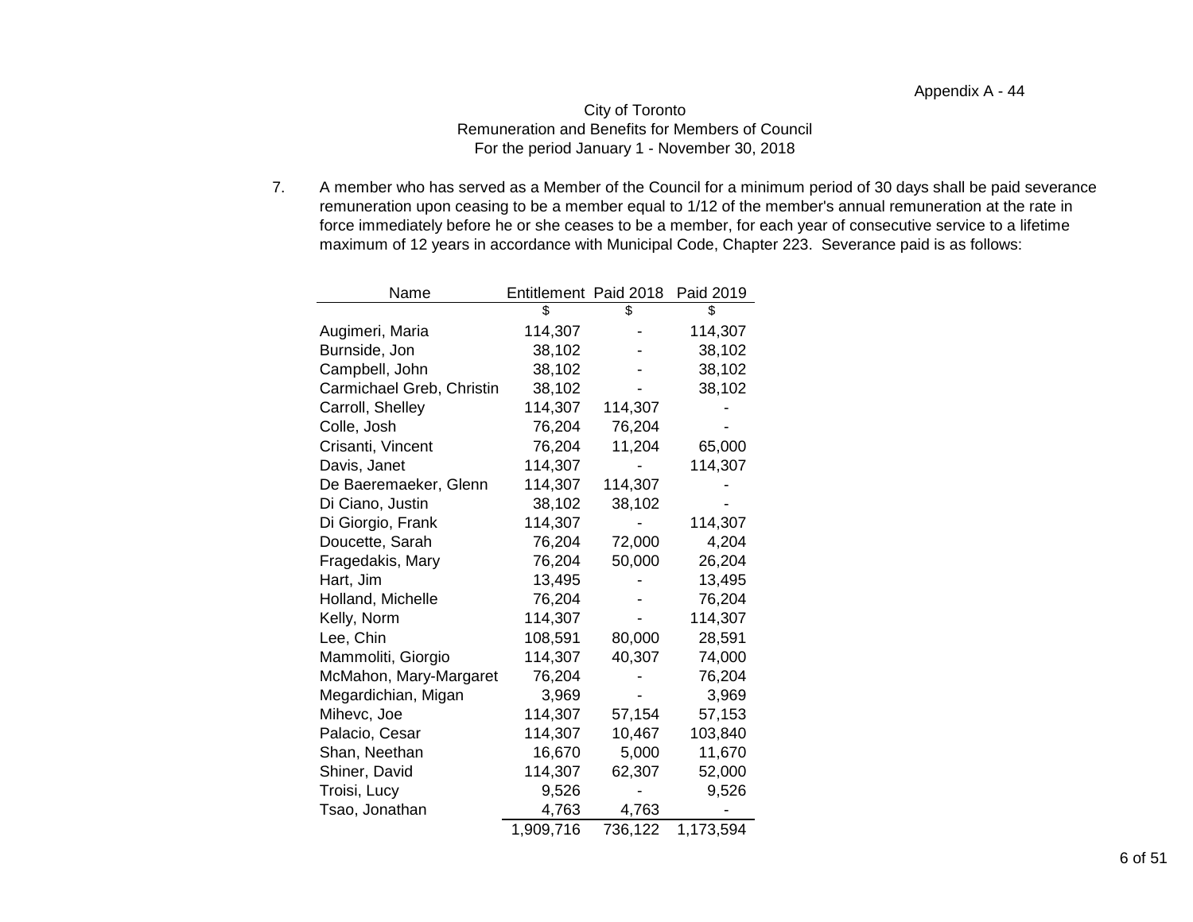Appendix A - 44

City of Toronto
Remuneration and Benefits for Members of Council
For the period January 1 - November 30, 2018

7. A member who has served as a Member of the Council for a minimum period of 30 days shall be paid severance remuneration upon ceasing to be a member equal to 1/12 of the member's annual remuneration at the rate in force immediately before he or she ceases to be a member, for each year of consecutive service to a lifetime maximum of 12 years in accordance with Municipal Code, Chapter 223. Severance paid is as follows:

| Name | Entitlement | Paid 2018 | Paid 2019 |
|---|---|---|---|
| | $ | $ | $ |
| Augimeri, Maria | 114,307 | - | 114,307 |
| Burnside, Jon | 38,102 | - | 38,102 |
| Campbell, John | 38,102 | - | 38,102 |
| Carmichael Greb, Christin | 38,102 | - | 38,102 |
| Carroll, Shelley | 114,307 | 114,307 | - |
| Colle, Josh | 76,204 | 76,204 | - |
| Crisanti, Vincent | 76,204 | 11,204 | 65,000 |
| Davis, Janet | 114,307 | - | 114,307 |
| De Baeremaeker, Glenn | 114,307 | 114,307 | - |
| Di Ciano, Justin | 38,102 | 38,102 | - |
| Di Giorgio, Frank | 114,307 | - | 114,307 |
| Doucette, Sarah | 76,204 | 72,000 | 4,204 |
| Fragedakis, Mary | 76,204 | 50,000 | 26,204 |
| Hart, Jim | 13,495 | - | 13,495 |
| Holland, Michelle | 76,204 | - | 76,204 |
| Kelly, Norm | 114,307 | - | 114,307 |
| Lee, Chin | 108,591 | 80,000 | 28,591 |
| Mammoliti, Giorgio | 114,307 | 40,307 | 74,000 |
| McMahon, Mary-Margaret | 76,204 | - | 76,204 |
| Megardichian, Migan | 3,969 | - | 3,969 |
| Mihevc, Joe | 114,307 | 57,154 | 57,153 |
| Palacio, Cesar | 114,307 | 10,467 | 103,840 |
| Shan, Neethan | 16,670 | 5,000 | 11,670 |
| Shiner, David | 114,307 | 62,307 | 52,000 |
| Troisi, Lucy | 9,526 | - | 9,526 |
| Tsao, Jonathan | 4,763 | 4,763 | - |
| | 1,909,716 | 736,122 | 1,173,594 |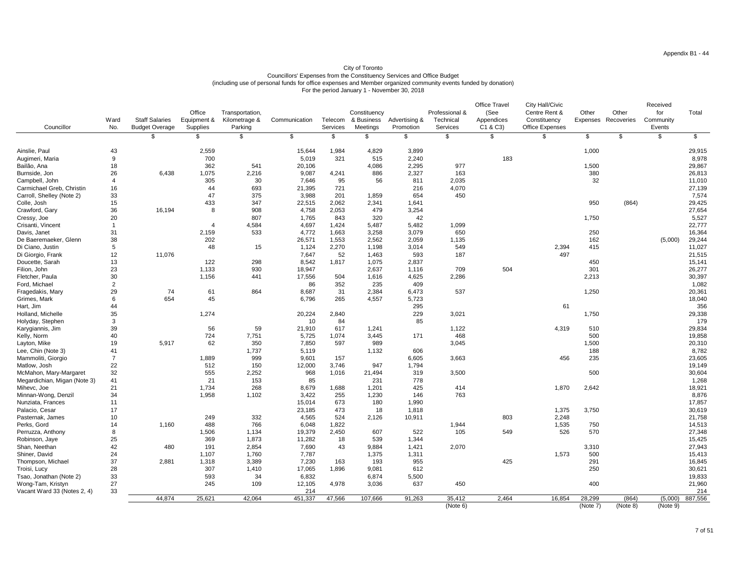City of Toronto
Councillors' Expenses from the Constituency Services and Office Budget
(including use of personal funds for office expenses and Member organized community events funded by donation)
For the period January 1 - November 30, 2018

| Councillor | Ward No. | Staff Salaries Budget Overage | Office Equipment & Supplies | Transportation, Kilometrage & Parking | Communication | Telecom Services | Constituency & Business Meetings | Advertising & Promotion | Professional & Technical Services | Office Travel (See Appendices C1 & C3) | City Hall/Civic Centre Rent & Constituency Office Expenses | Other Expenses | Other Recoveries | Received for Community Events | Total |
|---|---|---|---|---|---|---|---|---|---|---|---|---|---|---|---|
| | | $ | $ | $ | $ | $ | $ | $ | $ | $ | $ | $ | $ | $ | $ |
| Ainslie, Paul | 43 | | 2,559 | | 15,644 | 1,984 | 4,829 | 3,899 | | | | 1,000 | | | 29,915 |
| Augimeri, Maria | 9 | | 700 | | 5,019 | 321 | 515 | 2,240 | | 183 | | | | | 8,978 |
| Bailão, Ana | 18 | | 362 | 541 | 20,106 | | 4,086 | 2,295 | 977 | | | 1,500 | | | 29,867 |
| Burnside, Jon | 26 | 6,438 | 1,075 | 2,216 | 9,087 | 4,241 | 886 | 2,327 | 163 | | | 380 | | | 26,813 |
| Campbell, John | 4 | | 305 | 30 | 7,646 | 95 | 56 | 811 | 2,035 | | | 32 | | | 11,010 |
| Carmichael Greb, Christin | 16 | | 44 | 693 | 21,395 | 721 | | 216 | 4,070 | | | | | | 27,139 |
| Carroll, Shelley (Note 2) | 33 | | 47 | 375 | 3,988 | 201 | 1,859 | 654 | 450 | | | | | | 7,574 |
| Colle, Josh | 15 | | 433 | 347 | 22,515 | 2,062 | 2,341 | 1,641 | | | | 950 | (864) | | 29,425 |
| Crawford, Gary | 36 | 16,194 | 8 | 908 | 4,758 | 2,053 | 479 | 3,254 | | | | | | | 27,654 |
| Cressy, Joe | 20 | | | 807 | 1,765 | 843 | 320 | 42 | | | | 1,750 | | | 5,527 |
| Crisanti, Vincent | 1 | | 4 | 4,584 | 4,697 | 1,424 | 5,487 | 5,482 | 1,099 | | | | | | 22,777 |
| Davis, Janet | 31 | | 2,159 | 533 | 4,772 | 1,663 | 3,258 | 3,079 | 650 | | | 250 | | | 16,364 |
| De Baeremaeker, Glenn | 38 | | 202 | | 26,571 | 1,553 | 2,562 | 2,059 | 1,135 | | | 162 | | (5,000) | 29,244 |
| Di Ciano, Justin | 5 | | 48 | 15 | 1,124 | 2,270 | 1,198 | 3,014 | 549 | | 2,394 | 415 | | | 11,027 |
| Di Giorgio, Frank | 12 | 11,076 | | | 7,647 | 52 | 1,463 | 593 | 187 | | 497 | | | | 21,515 |
| Doucette, Sarah | 13 | | 122 | 298 | 8,542 | 1,817 | 1,075 | 2,837 | | | | 450 | | | 15,141 |
| Filion, John | 23 | | 1,133 | 930 | 18,947 | | 2,637 | 1,116 | 709 | 504 | | 301 | | | 26,277 |
| Fletcher, Paula | 30 | | 1,156 | 441 | 17,556 | 504 | 1,616 | 4,625 | 2,286 | | | 2,213 | | | 30,397 |
| Ford, Michael | 2 | | | | 86 | 352 | 235 | 409 | | | | | | | 1,082 |
| Fragedakis, Mary | 29 | 74 | 61 | 864 | 8,687 | 31 | 2,384 | 6,473 | 537 | | | 1,250 | | | 20,361 |
| Grimes, Mark | 6 | 654 | 45 | | 6,796 | 265 | 4,557 | 5,723 | | | | | | | 18,040 |
| Hart, Jim | 44 | | | | | | | 295 | | | 61 | | | | 356 |
| Holland, Michelle | 35 | | 1,274 | | 20,224 | 2,840 | | 229 | 3,021 | | | 1,750 | | | 29,338 |
| Holyday, Stephen | 3 | | | | 10 | 84 | | 85 | | | | | | | 179 |
| Karygiannis, Jim | 39 | | 56 | 59 | 21,910 | 617 | 1,241 | | 1,122 | | 4,319 | 510 | | | 29,834 |
| Kelly, Norm | 40 | | 724 | 7,751 | 5,725 | 1,074 | 3,445 | 171 | 468 | | | 500 | | | 19,858 |
| Layton, Mike | 19 | 5,917 | 62 | 350 | 7,850 | 597 | 989 | | 3,045 | | | 1,500 | | | 20,310 |
| Lee, Chin (Note 3) | 41 | | | 1,737 | 5,119 | | 1,132 | 606 | | | | 188 | | | 8,782 |
| Mammoliti, Giorgio | 7 | | 1,889 | 999 | 9,601 | 157 | | 6,605 | 3,663 | | 456 | 235 | | | 23,605 |
| Matlow, Josh | 22 | | 512 | 150 | 12,000 | 3,746 | 947 | 1,794 | | | | | | | 19,149 |
| McMahon, Mary-Margaret | 32 | | 555 | 2,252 | 968 | 1,016 | 21,494 | 319 | 3,500 | | | 500 | | | 30,604 |
| Megardichian, Migan (Note 3) | 41 | | 21 | 153 | 85 | | 231 | 778 | | | | | | | 1,268 |
| Mihevc, Joe | 21 | | 1,734 | 268 | 8,679 | 1,688 | 1,201 | 425 | 414 | | 1,870 | 2,642 | | | 18,921 |
| Minnan-Wong, Denzil | 34 | | 1,958 | 1,102 | 3,422 | 255 | 1,230 | 146 | 763 | | | | | | 8,876 |
| Nunziata, Frances | 11 | | | | 15,014 | 673 | 180 | 1,990 | | | | | | | 17,857 |
| Palacio, Cesar | 17 | | | | 23,185 | 473 | 18 | 1,818 | | | 1,375 | 3,750 | | | 30,619 |
| Pasternak, James | 10 | | 249 | 332 | 4,565 | 524 | 2,126 | 10,911 | | 803 | 2,248 | | | | 21,758 |
| Perks, Gord | 14 | 1,160 | 488 | 766 | 6,048 | 1,822 | | | 1,944 | | 1,535 | 750 | | | 14,513 |
| Perruzza, Anthony | 8 | | 1,506 | 1,134 | 19,379 | 2,450 | 607 | 522 | 105 | 549 | 526 | 570 | | | 27,348 |
| Robinson, Jaye | 25 | | 369 | 1,873 | 11,282 | 18 | 539 | 1,344 | | | | | | | 15,425 |
| Shan, Neethan | 42 | 480 | 191 | 2,854 | 7,690 | 43 | 9,884 | 1,421 | 2,070 | | | 3,310 | | | 27,943 |
| Shiner, David | 24 | | 1,107 | 1,760 | 7,787 | | 1,375 | 1,311 | | | 1,573 | 500 | | | 15,413 |
| Thompson, Michael | 37 | 2,881 | 1,318 | 3,389 | 7,230 | 163 | 193 | 955 | | 425 | | 291 | | | 16,845 |
| Troisi, Lucy | 28 | | 307 | 1,410 | 17,065 | 1,896 | 9,081 | 612 | | | | 250 | | | 30,621 |
| Tsao, Jonathan (Note 2) | 33 | | 593 | 34 | 6,832 | | 6,874 | 5,500 | | | | | | | 19,833 |
| Wong-Tam, Kristyn | 27 | | 245 | 109 | 12,105 | 4,978 | 3,036 | 637 | 450 | | | 400 | | | 21,960 |
| Vacant Ward 33 (Notes 2, 4) | 33 | | | | 214 | | | | | | | | | | 214 |
| | | 44,874 | 25,621 | 42,064 | 451,337 | 47,566 | 107,666 | 91,263 | 35,412 | 2,464 | 16,854 | 28,299 | (864) | (5,000) | 887,556 |
| | | | | | | | | | (Note 6) | | | (Note 7) | (Note 8) | (Note 9) | |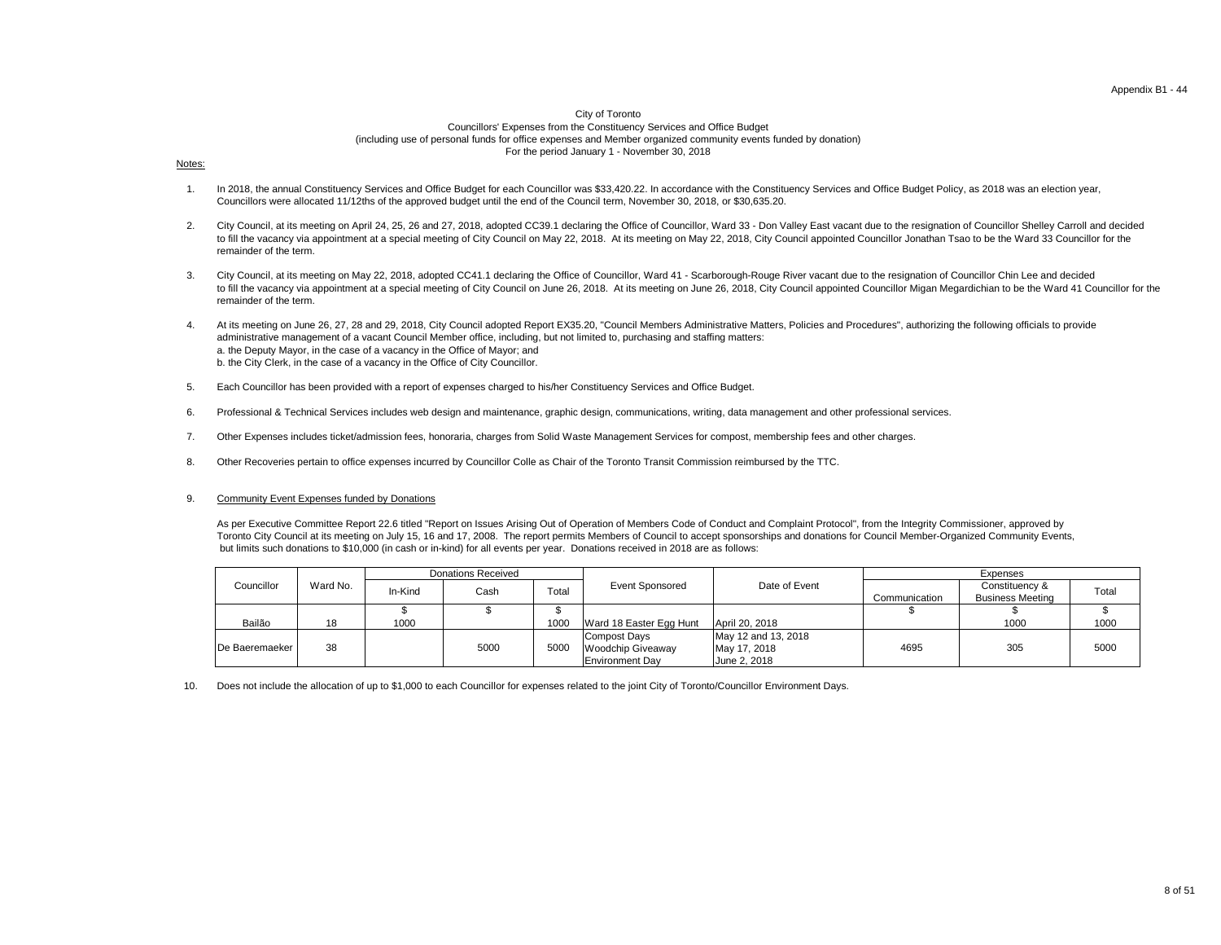City of Toronto
Councillors' Expenses from the Constituency Services and Office Budget
(including use of personal funds for office expenses and Member organized community events funded by donation)
For the period January 1 - November 30, 2018

Notes:

1. In 2018, the annual Constituency Services and Office Budget for each Councillor was $33,420.22. In accordance with the Constituency Services and Office Budget Policy, as 2018 was an election year, Councillors were allocated 11/12ths of the approved budget until the end of the Council term, November 30, 2018, or $30,635.20.

2. City Council, at its meeting on April 24, 25, 26 and 27, 2018, adopted CC39.1 declaring the Office of Councillor, Ward 33 - Don Valley East vacant due to the resignation of Councillor Shelley Carroll and decided to fill the vacancy via appointment at a special meeting of City Council on May 22, 2018. At its meeting on May 22, 2018, City Council appointed Councillor Jonathan Tsao to be the Ward 33 Councillor for the remainder of the term.

3. City Council, at its meeting on May 22, 2018, adopted CC41.1 declaring the Office of Councillor, Ward 41 - Scarborough-Rouge River vacant due to the resignation of Councillor Chin Lee and decided to fill the vacancy via appointment at a special meeting of City Council on June 26, 2018. At its meeting on June 26, 2018, City Council appointed Councillor Migan Megardichian to be the Ward 41 Councillor for the remainder of the term.

4. At its meeting on June 26, 27, 28 and 29, 2018, City Council adopted Report EX35.20, "Council Members Administrative Matters, Policies and Procedures", authorizing the following officials to provide administrative management of a vacant Council Member office, including, but not limited to, purchasing and staffing matters:
   a. the Deputy Mayor, in the case of a vacancy in the Office of Mayor; and
   b. the City Clerk, in the case of a vacancy in the Office of City Councillor.

5. Each Councillor has been provided with a report of expenses charged to his/her Constituency Services and Office Budget.

6. Professional & Technical Services includes web design and maintenance, graphic design, communications, writing, data management and other professional services.

7. Other Expenses includes ticket/admission fees, honoraria, charges from Solid Waste Management Services for compost, membership fees and other charges.

8. Other Recoveries pertain to office expenses incurred by Councillor Colle as Chair of the Toronto Transit Commission reimbursed by the TTC.

9. Community Event Expenses funded by Donations

   As per Executive Committee Report 22.6 titled "Report on Issues Arising Out of Operation of Members Code of Conduct and Complaint Protocol", from the Integrity Commissioner, approved by Toronto City Council at its meeting on July 15, 16 and 17, 2008. The report permits Members of Council to accept sponsorships and donations for Council Member-Organized Community Events, but limits such donations to $10,000 (in cash or in-kind) for all events per year. Donations received in 2018 are as follows:

| Councillor | Ward No. | Donations Received | | | Event Sponsored | Date of Event | Expenses | | |
|---|---|---|---|---|---|---|---|---|---|
| | | In-Kind | Cash | Total | | | Communication | Constituency & Business Meeting | Total |
| | | $ | $ | $ | | | $ | $ | $ |
| Bailão | 18 | 1000 | | 1000 | Ward 18 Easter Egg Hunt | April 20, 2018 | | 1000 | 1000 |
| De Baeremaeker | 38 | | 5000 | 5000 | Compost Days<br>Woodchip Giveaway<br>Environment Day | May 12 and 13, 2018<br>May 17, 2018<br>June 2, 2018 | 4695 | 305 | 5000 |

10. Does not include the allocation of up to $1,000 to each Councillor for expenses related to the joint City of Toronto/Councillor Environment Days.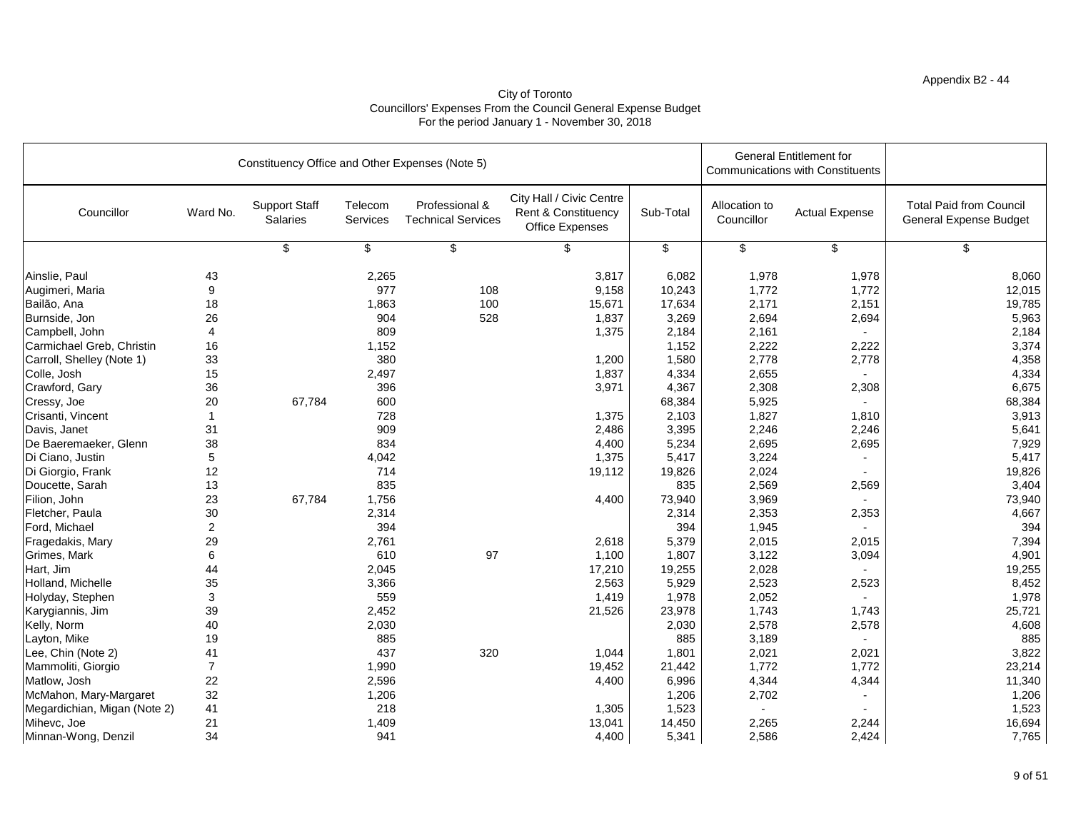Appendix B2 - 44

City of Toronto
Councillors' Expenses From the Council General Expense Budget
For the period January 1 - November 30, 2018

| Constituency Office and Other Expenses (Note 5) | | | | | | | General Entitlement for Communications with Constituents | | |
|---|---|---|---|---|---|---|---|---|---|
| Councillor | Ward No. | Support Staff Salaries | Telecom Services | Professional & Technical Services | City Hall / Civic Centre Rent & Constituency Office Expenses | Sub-Total | Allocation to Councillor | Actual Expense | Total Paid from Council General Expense Budget |
| | | $ | $ | $ | $ | $ | $ | $ | $ |
| Ainslie, Paul | 43 | | 2,265 | | 3,817 | 6,082 | 1,978 | 1,978 | 8,060 |
| Augimeri, Maria | 9 | | 977 | 108 | 9,158 | 10,243 | 1,772 | 1,772 | 12,015 |
| Bailão, Ana | 18 | | 1,863 | 100 | 15,671 | 17,634 | 2,171 | 2,151 | 19,785 |
| Burnside, Jon | 26 | | 904 | 528 | 1,837 | 3,269 | 2,694 | 2,694 | 5,963 |
| Campbell, John | 4 | | 809 | | 1,375 | 2,184 | 2,161 | - | 2,184 |
| Carmichael Greb, Christin | 16 | | 1,152 | | | 1,152 | 2,222 | 2,222 | 3,374 |
| Carroll, Shelley (Note 1) | 33 | | 380 | | 1,200 | 1,580 | 2,778 | 2,778 | 4,358 |
| Colle, Josh | 15 | | 2,497 | | 1,837 | 4,334 | 2,655 | - | 4,334 |
| Crawford, Gary | 36 | | 396 | | 3,971 | 4,367 | 2,308 | 2,308 | 6,675 |
| Cressy, Joe | 20 | 67,784 | 600 | | | 68,384 | 5,925 | - | 68,384 |
| Crisanti, Vincent | 1 | | 728 | | 1,375 | 2,103 | 1,827 | 1,810 | 3,913 |
| Davis, Janet | 31 | | 909 | | 2,486 | 3,395 | 2,246 | 2,246 | 5,641 |
| De Baeremaeker, Glenn | 38 | | 834 | | 4,400 | 5,234 | 2,695 | 2,695 | 7,929 |
| Di Ciano, Justin | 5 | | 4,042 | | 1,375 | 5,417 | 3,224 | - | 5,417 |
| Di Giorgio, Frank | 12 | | 714 | | 19,112 | 19,826 | 2,024 | - | 19,826 |
| Doucette, Sarah | 13 | | 835 | | | 835 | 2,569 | 2,569 | 3,404 |
| Filion, John | 23 | 67,784 | 1,756 | | 4,400 | 73,940 | 3,969 | - | 73,940 |
| Fletcher, Paula | 30 | | 2,314 | | | 2,314 | 2,353 | 2,353 | 4,667 |
| Ford, Michael | 2 | | 394 | | | 394 | 1,945 | - | 394 |
| Fragedakis, Mary | 29 | | 2,761 | | 2,618 | 5,379 | 2,015 | 2,015 | 7,394 |
| Grimes, Mark | 6 | | 610 | 97 | 1,100 | 1,807 | 3,122 | 3,094 | 4,901 |
| Hart, Jim | 44 | | 2,045 | | 17,210 | 19,255 | 2,028 | - | 19,255 |
| Holland, Michelle | 35 | | 3,366 | | 2,563 | 5,929 | 2,523 | 2,523 | 8,452 |
| Holyday, Stephen | 3 | | 559 | | 1,419 | 1,978 | 2,052 | - | 1,978 |
| Karygiannis, Jim | 39 | | 2,452 | | 21,526 | 23,978 | 1,743 | 1,743 | 25,721 |
| Kelly, Norm | 40 | | 2,030 | | | 2,030 | 2,578 | 2,578 | 4,608 |
| Layton, Mike | 19 | | 885 | | | 885 | 3,189 | - | 885 |
| Lee, Chin (Note 2) | 41 | | 437 | 320 | 1,044 | 1,801 | 2,021 | 2,021 | 3,822 |
| Mammoliti, Giorgio | 7 | | 1,990 | | 19,452 | 21,442 | 1,772 | 1,772 | 23,214 |
| Matlow, Josh | 22 | | 2,596 | | 4,400 | 6,996 | 4,344 | 4,344 | 11,340 |
| McMahon, Mary-Margaret | 32 | | 1,206 | | | 1,206 | 2,702 | - | 1,206 |
| Megardichian, Migan (Note 2) | 41 | | 218 | | 1,305 | 1,523 | - | - | 1,523 |
| Mihevc, Joe | 21 | | 1,409 | | 13,041 | 14,450 | 2,265 | 2,244 | 16,694 |
| Minnan-Wong, Denzil | 34 | | 941 | | 4,400 | 5,341 | 2,586 | 2,424 | 7,765 |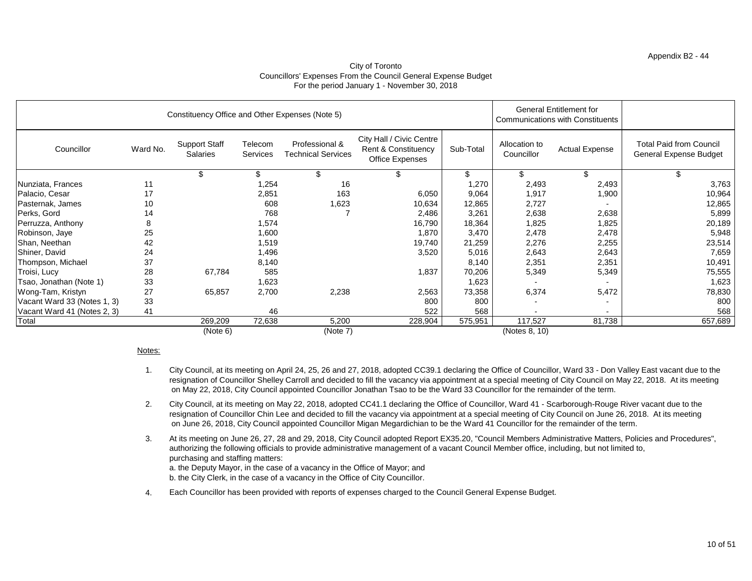Appendix B2 - 44

City of Toronto
Councillors' Expenses From the Council General Expense Budget
For the period January 1 - November 30, 2018

| Constituency Office and Other Expenses (Note 5) | | | | | | | General Entitlement for Communications with Constituents | | |
|---|---|---|---|---|---|---|---|---|---|
| Councillor | Ward No. | Support Staff Salaries | Telecom Services | Professional & Technical Services | City Hall / Civic Centre Rent & Constituency Office Expenses | Sub-Total | Allocation to Councillor | Actual Expense | Total Paid from Council General Expense Budget |
| | | $ | $ | $ | $ | $ | $ | $ | $ |
| Nunziata, Frances | 11 | | 1,254 | 16 | | 1,270 | 2,493 | 2,493 | 3,763 |
| Palacio, Cesar | 17 | | 2,851 | 163 | 6,050 | 9,064 | 1,917 | 1,900 | 10,964 |
| Pasternak, James | 10 | | 608 | 1,623 | 10,634 | 12,865 | 2,727 | - | 12,865 |
| Perks, Gord | 14 | | 768 | 7 | 2,486 | 3,261 | 2,638 | 2,638 | 5,899 |
| Perruzza, Anthony | 8 | | 1,574 | | 16,790 | 18,364 | 1,825 | 1,825 | 20,189 |
| Robinson, Jaye | 25 | | 1,600 | | 1,870 | 3,470 | 2,478 | 2,478 | 5,948 |
| Shan, Neethan | 42 | | 1,519 | | 19,740 | 21,259 | 2,276 | 2,255 | 23,514 |
| Shiner, David | 24 | | 1,496 | | 3,520 | 5,016 | 2,643 | 2,643 | 7,659 |
| Thompson, Michael | 37 | | 8,140 | | | 8,140 | 2,351 | 2,351 | 10,491 |
| Troisi, Lucy | 28 | 67,784 | 585 | | 1,837 | 70,206 | 5,349 | 5,349 | 75,555 |
| Tsao, Jonathan (Note 1) | 33 | | 1,623 | | | 1,623 | - | - | 1,623 |
| Wong-Tam, Kristyn | 27 | 65,857 | 2,700 | 2,238 | 2,563 | 73,358 | 6,374 | 5,472 | 78,830 |
| Vacant Ward 33 (Notes 1, 3) | 33 | | | | 800 | 800 | - | - | 800 |
| Vacant Ward 41 (Notes 2, 3) | 41 | | 46 | | 522 | 568 | - | - | 568 |
| Total | | 269,209 | 72,638 | 5,200 | 228,904 | 575,951 | 117,527 | 81,738 | 657,689 |
| | | (Note 6) | | (Note 7) | | | (Notes 8, 10) | | |

Notes:

1. City Council, at its meeting on April 24, 25, 26 and 27, 2018, adopted CC39.1 declaring the Office of Councillor, Ward 33 - Don Valley East vacant due to the resignation of Councillor Shelley Carroll and decided to fill the vacancy via appointment at a special meeting of City Council on May 22, 2018. At its meeting on May 22, 2018, City Council appointed Councillor Jonathan Tsao to be the Ward 33 Councillor for the remainder of the term.

2. City Council, at its meeting on May 22, 2018, adopted CC41.1 declaring the Office of Councillor, Ward 41 - Scarborough-Rouge River vacant due to the resignation of Councillor Chin Lee and decided to fill the vacancy via appointment at a special meeting of City Council on June 26, 2018. At its meeting on June 26, 2018, City Council appointed Councillor Migan Megardichian to be the Ward 41 Councillor for the remainder of the term.

3. At its meeting on June 26, 27, 28 and 29, 2018, City Council adopted Report EX35.20, "Council Members Administrative Matters, Policies and Procedures", authorizing the following officials to provide administrative management of a vacant Council Member office, including, but not limited to, purchasing and staffing matters:
   a. the Deputy Mayor, in the case of a vacancy in the Office of Mayor; and
   b. the City Clerk, in the case of a vacancy in the Office of City Councillor.

4. Each Councillor has been provided with reports of expenses charged to the Council General Expense Budget.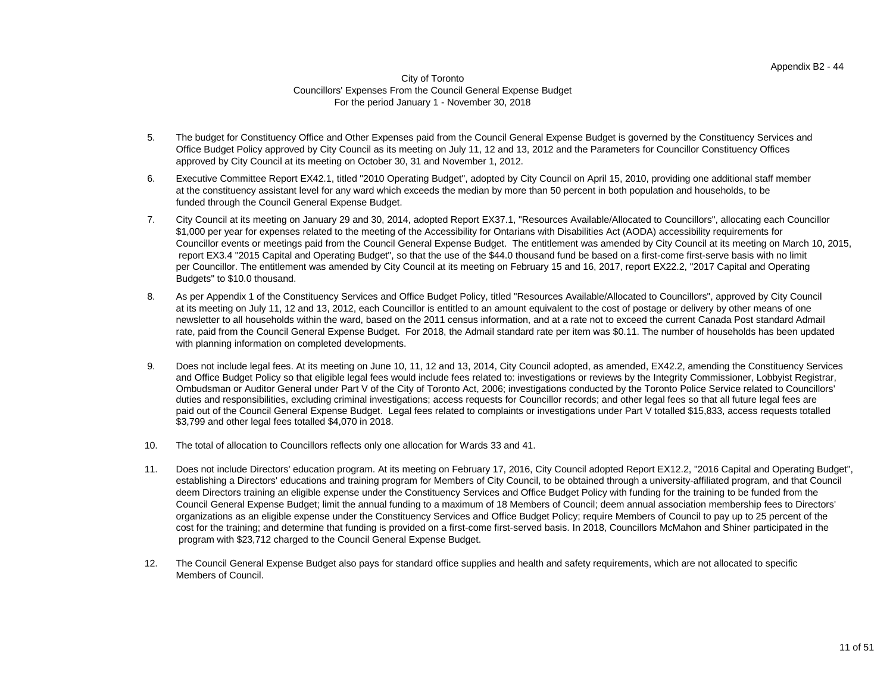City of Toronto
Councillors' Expenses From the Council General Expense Budget
For the period January 1 - November 30, 2018

5. The budget for Constituency Office and Other Expenses paid from the Council General Expense Budget is governed by the Constituency Services and Office Budget Policy approved by City Council as its meeting on July 11, 12 and 13, 2012 and the Parameters for Councillor Constituency Offices approved by City Council at its meeting on October 30, 31 and November 1, 2012.

6. Executive Committee Report EX42.1, titled "2010 Operating Budget", adopted by City Council on April 15, 2010, providing one additional staff member at the constituency assistant level for any ward which exceeds the median by more than 50 percent in both population and households, to be funded through the Council General Expense Budget.

7. City Council at its meeting on January 29 and 30, 2014, adopted Report EX37.1, "Resources Available/Allocated to Councillors", allocating each Councillor $1,000 per year for expenses related to the meeting of the Accessibility for Ontarians with Disabilities Act (AODA) accessibility requirements for Councillor events or meetings paid from the Council General Expense Budget. The entitlement was amended by City Council at its meeting on March 10, 2015, report EX3.4 "2015 Capital and Operating Budget", so that the use of the $44.0 thousand fund be based on a first-come first-serve basis with no limit per Councillor. The entitlement was amended by City Council at its meeting on February 15 and 16, 2017, report EX22.2, "2017 Capital and Operating Budgets" to $10.0 thousand.

8. As per Appendix 1 of the Constituency Services and Office Budget Policy, titled "Resources Available/Allocated to Councillors", approved by City Council at its meeting on July 11, 12 and 13, 2012, each Councillor is entitled to an amount equivalent to the cost of postage or delivery by other means of one newsletter to all households within the ward, based on the 2011 census information, and at a rate not to exceed the current Canada Post standard Admail rate, paid from the Council General Expense Budget. For 2018, the Admail standard rate per item was $0.11. The number of households has been updated with planning information on completed developments.

9. Does not include legal fees. At its meeting on June 10, 11, 12 and 13, 2014, City Council adopted, as amended, EX42.2, amending the Constituency Services and Office Budget Policy so that eligible legal fees would include fees related to: investigations or reviews by the Integrity Commissioner, Lobbyist Registrar, Ombudsman or Auditor General under Part V of the City of Toronto Act, 2006; investigations conducted by the Toronto Police Service related to Councillors' duties and responsibilities, excluding criminal investigations; access requests for Councillor records; and other legal fees so that all future legal fees are paid out of the Council General Expense Budget. Legal fees related to complaints or investigations under Part V totalled $15,833, access requests totalled $3,799 and other legal fees totalled $4,070 in 2018.

10. The total of allocation to Councillors reflects only one allocation for Wards 33 and 41.

11. Does not include Directors' education program. At its meeting on February 17, 2016, City Council adopted Report EX12.2, "2016 Capital and Operating Budget", establishing a Directors' educations and training program for Members of City Council, to be obtained through a university-affiliated program, and that Council deem Directors training an eligible expense under the Constituency Services and Office Budget Policy with funding for the training to be funded from the Council General Expense Budget; limit the annual funding to a maximum of 18 Members of Council; deem annual association membership fees to Directors' organizations as an eligible expense under the Constituency Services and Office Budget Policy; require Members of Council to pay up to 25 percent of the cost for the training; and determine that funding is provided on a first-come first-served basis. In 2018, Councillors McMahon and Shiner participated in the program with $23,712 charged to the Council General Expense Budget.

12. The Council General Expense Budget also pays for standard office supplies and health and safety requirements, which are not allocated to specific Members of Council.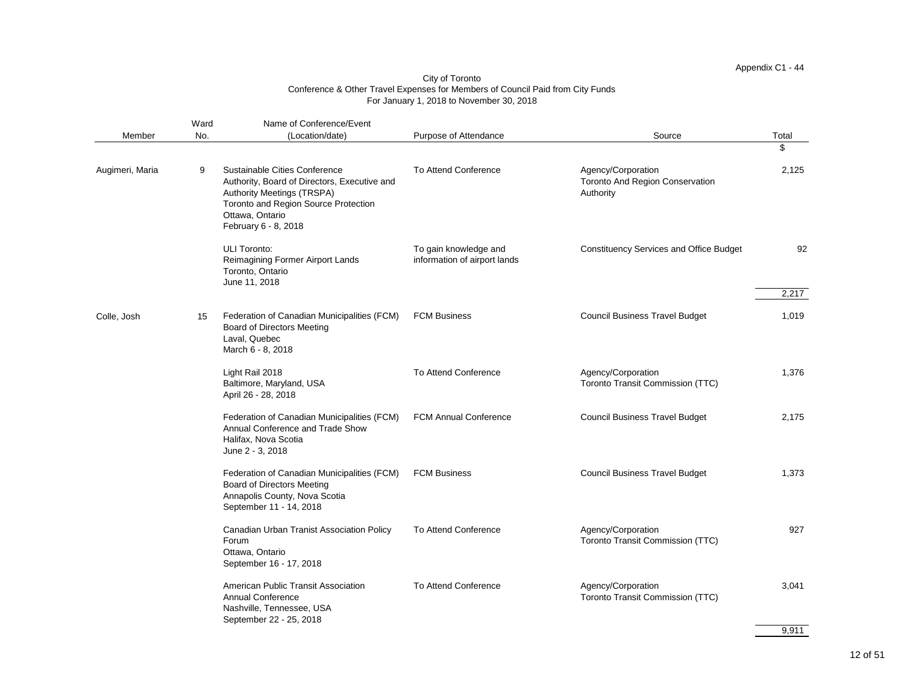Appendix C1 - 44

City of Toronto
Conference & Other Travel Expenses for Members of Council Paid from City Funds
For January 1, 2018 to November 30, 2018

| Member | Ward No. | Name of Conference/Event (Location/date) | Purpose of Attendance | Source | Total $ |
|---|---|---|---|---|---|
| Augimeri, Maria | 9 | Sustainable Cities Conference Authority, Board of Directors, Executive and Authority Meetings (TRSPA) Toronto and Region Source Protection Ottawa, Ontario February 6 - 8, 2018 | To Attend Conference | Agency/Corporation Toronto And Region Conservation Authority | 2,125 |
| | | ULI Toronto: Reimagining Former Airport Lands Toronto, Ontario June 11, 2018 | To gain knowledge and information of airport lands | Constituency Services and Office Budget | 92 |
| | | | | | 2,217 |
| Colle, Josh | 15 | Federation of Canadian Municipalities (FCM) Board of Directors Meeting Laval, Quebec March 6 - 8, 2018 | FCM Business | Council Business Travel Budget | 1,019 |
| | | Light Rail 2018 Baltimore, Maryland, USA April 26 - 28, 2018 | To Attend Conference | Agency/Corporation Toronto Transit Commission (TTC) | 1,376 |
| | | Federation of Canadian Municipalities (FCM) Annual Conference and Trade Show Halifax, Nova Scotia June 2 - 3, 2018 | FCM Annual Conference | Council Business Travel Budget | 2,175 |
| | | Federation of Canadian Municipalities (FCM) Board of Directors Meeting Annapolis County, Nova Scotia September 11 - 14, 2018 | FCM Business | Council Business Travel Budget | 1,373 |
| | | Canadian Urban Tranist Association Policy Forum Ottawa, Ontario September 16 - 17, 2018 | To Attend Conference | Agency/Corporation Toronto Transit Commission (TTC) | 927 |
| | | American Public Transit Association Annual Conference Nashville, Tennessee, USA September 22 - 25, 2018 | To Attend Conference | Agency/Corporation Toronto Transit Commission (TTC) | 3,041 |
| | | | | | 9,911 |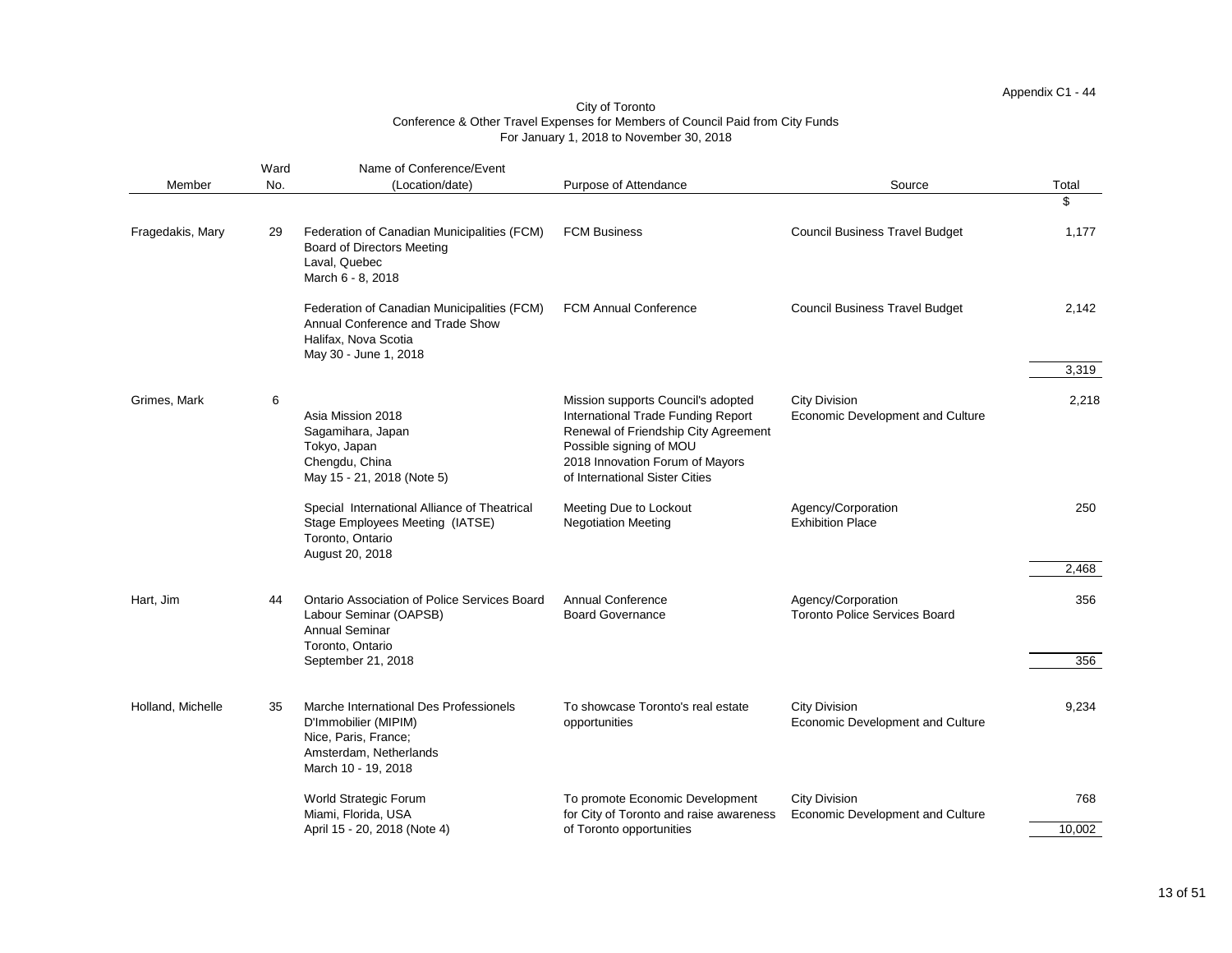Appendix C1 - 44

City of Toronto
Conference & Other Travel Expenses for Members of Council Paid from City Funds
For January 1, 2018 to November 30, 2018

| Member | Ward No. | Name of Conference/Event (Location/date) | Purpose of Attendance | Source | Total |
|---|---|---|---|---|---|
| | | | | | $ |
| Fragedakis, Mary | 29 | Federation of Canadian Municipalities (FCM) Board of Directors Meeting Laval, Quebec March 6 - 8, 2018 | FCM Business | Council Business Travel Budget | 1,177 |
| | | Federation of Canadian Municipalities (FCM) Annual Conference and Trade Show Halifax, Nova Scotia May 30 - June 1, 2018 | FCM Annual Conference | Council Business Travel Budget | 2,142 |
| | | | | | 3,319 |
| Grimes, Mark | 6 | Asia Mission 2018 Sagamihara, Japan Tokyo, Japan Chengdu, China May 15 - 21, 2018 (Note 5) | Mission supports Council's adopted International Trade Funding Report Renewal of Friendship City Agreement Possible signing of MOU 2018 Innovation Forum of Mayors of International Sister Cities | City Division Economic Development and Culture | 2,218 |
| | | Special International Alliance of Theatrical Stage Employees Meeting (IATSE) Toronto, Ontario August 20, 2018 | Meeting Due to Lockout Negotiation Meeting | Agency/Corporation Exhibition Place | 250 |
| | | | | | 2,468 |
| Hart, Jim | 44 | Ontario Association of Police Services Board Labour Seminar (OAPSB) Annual Seminar Toronto, Ontario September 21, 2018 | Annual Conference Board Governance | Agency/Corporation Toronto Police Services Board | 356 |
| | | | | | 356 |
| Holland, Michelle | 35 | Marche International Des Professionels D'Immobilier (MIPIM) Nice, Paris, France; Amsterdam, Netherlands March 10 - 19, 2018 | To showcase Toronto's real estate opportunities | City Division Economic Development and Culture | 9,234 |
| | | World Strategic Forum Miami, Florida, USA April 15 - 20, 2018 (Note 4) | To promote Economic Development for City of Toronto and raise awareness of Toronto opportunities | City Division Economic Development and Culture | 768 |
| | | | | | 10,002 |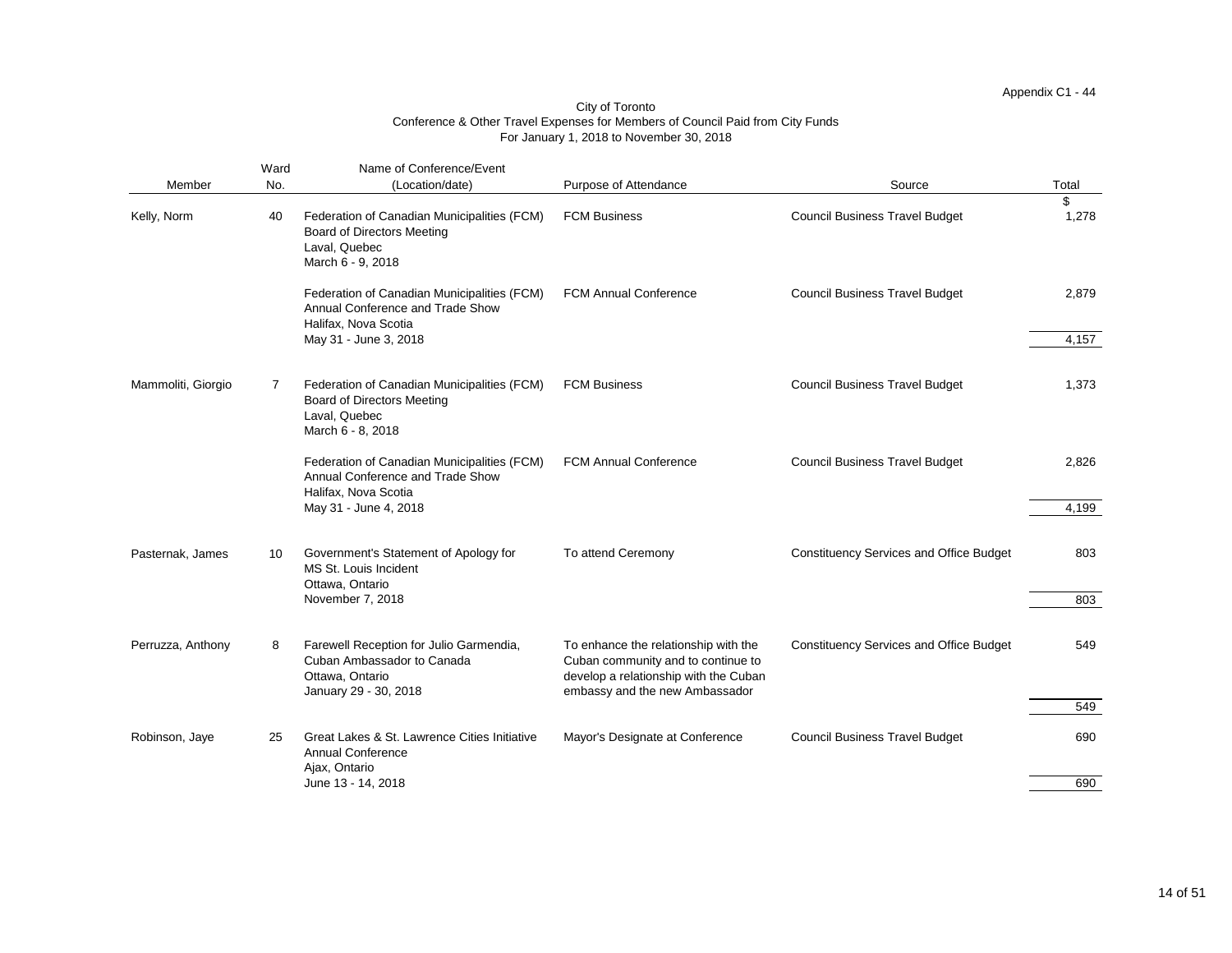Appendix C1 - 44

City of Toronto
Conference & Other Travel Expenses for Members of Council Paid from City Funds
For January 1, 2018 to November 30, 2018

| Member | Ward No. | Name of Conference/Event (Location/date) | Purpose of Attendance | Source | Total |
|---|---|---|---|---|---|
| | | | | | $ |
| Kelly, Norm | 40 | Federation of Canadian Municipalities (FCM) Board of Directors Meeting Laval, Quebec March 6 - 9, 2018 | FCM Business | Council Business Travel Budget | 1,278 |
| | | Federation of Canadian Municipalities (FCM) Annual Conference and Trade Show Halifax, Nova Scotia May 31 - June 3, 2018 | FCM Annual Conference | Council Business Travel Budget | 2,879 |
| | | | | | 4,157 |
| Mammoliti, Giorgio | 7 | Federation of Canadian Municipalities (FCM) Board of Directors Meeting Laval, Quebec March 6 - 8, 2018 | FCM Business | Council Business Travel Budget | 1,373 |
| | | Federation of Canadian Municipalities (FCM) Annual Conference and Trade Show Halifax, Nova Scotia May 31 - June 4, 2018 | FCM Annual Conference | Council Business Travel Budget | 2,826 |
| | | | | | 4,199 |
| Pasternak, James | 10 | Government's Statement of Apology for MS St. Louis Incident Ottawa, Ontario November 7, 2018 | To attend Ceremony | Constituency Services and Office Budget | 803 |
| | | | | | 803 |
| Perruzza, Anthony | 8 | Farewell Reception for Julio Garmendia, Cuban Ambassador to Canada Ottawa, Ontario January 29 - 30, 2018 | To enhance the relationship with the Cuban community and to continue to develop a relationship with the Cuban embassy and the new Ambassador | Constituency Services and Office Budget | 549 |
| | | | | | 549 |
| Robinson, Jaye | 25 | Great Lakes & St. Lawrence Cities Initiative Annual Conference Ajax, Ontario June 13 - 14, 2018 | Mayor's Designate at Conference | Council Business Travel Budget | 690 |
| | | | | | 690 |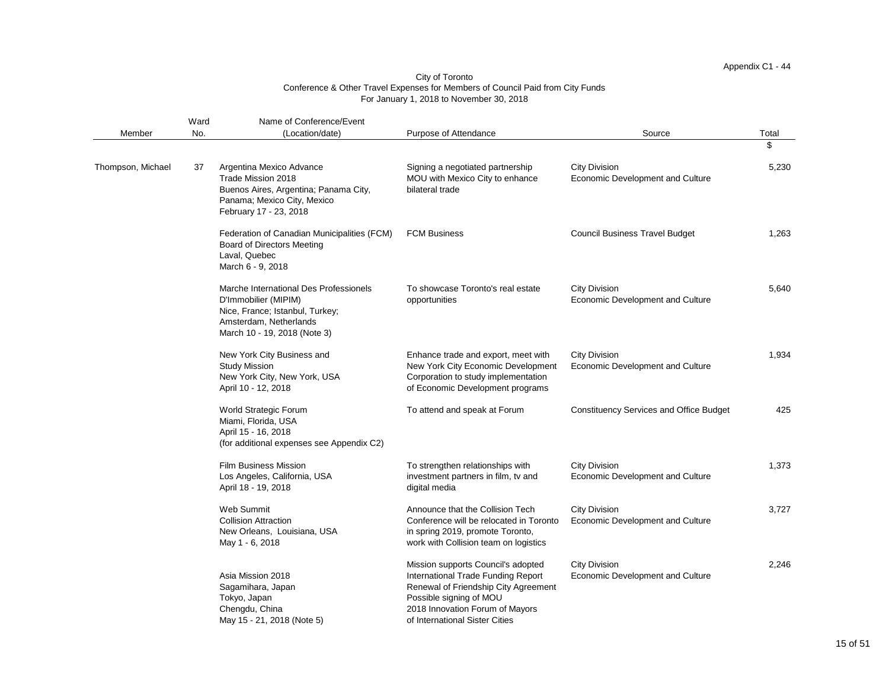Appendix C1 - 44

City of Toronto
Conference & Other Travel Expenses for Members of Council Paid from City Funds
For January 1, 2018 to November 30, 2018

| Member | Ward No. | Name of Conference/Event (Location/date) | Purpose of Attendance | Source | Total $ |
|---|---|---|---|---|---|
| Thompson, Michael | 37 | Argentina Mexico Advance Trade Mission 2018<br>Buenos Aires, Argentina; Panama City, Panama; Mexico City, Mexico<br>February 17 - 23, 2018 | Signing a negotiated partnership MOU with Mexico City to enhance bilateral trade | City Division<br>Economic Development and Culture | 5,230 |
| | | Federation of Canadian Municipalities (FCM) Board of Directors Meeting<br>Laval, Quebec<br>March 6 - 9, 2018 | FCM Business | Council Business Travel Budget | 1,263 |
| | | Marche International Des Professionels D'Immobilier (MIPIM)<br>Nice, France; Istanbul, Turkey; Amsterdam, Netherlands<br>March 10 - 19, 2018 (Note 3) | To showcase Toronto's real estate opportunities | City Division<br>Economic Development and Culture | 5,640 |
| | | New York City Business and Study Mission<br>New York City, New York, USA<br>April 10 - 12, 2018 | Enhance trade and export, meet with New York City Economic Development Corporation to study implementation of Economic Development programs | City Division<br>Economic Development and Culture | 1,934 |
| | | World Strategic Forum<br>Miami, Florida, USA<br>April 15 - 16, 2018<br>(for additional expenses see Appendix C2) | To attend and speak at Forum | Constituency Services and Office Budget | 425 |
| | | Film Business Mission<br>Los Angeles, California, USA<br>April 18 - 19, 2018 | To strengthen relationships with investment partners in film, tv and digital media | City Division<br>Economic Development and Culture | 1,373 |
| | | Web Summit<br>Collision Attraction<br>New Orleans, Louisiana, USA<br>May 1 - 6, 2018 | Announce that the Collision Tech Conference will be relocated in Toronto in spring 2019, promote Toronto, work with Collision team on logistics | City Division<br>Economic Development and Culture | 3,727 |
| | | Asia Mission 2018<br>Sagamihara, Japan<br>Tokyo, Japan<br>Chengdu, China<br>May 15 - 21, 2018 (Note 5) | Mission supports Council's adopted International Trade Funding Report<br>Renewal of Friendship City Agreement<br>Possible signing of MOU<br>2018 Innovation Forum of Mayors of International Sister Cities | City Division<br>Economic Development and Culture | 2,246 |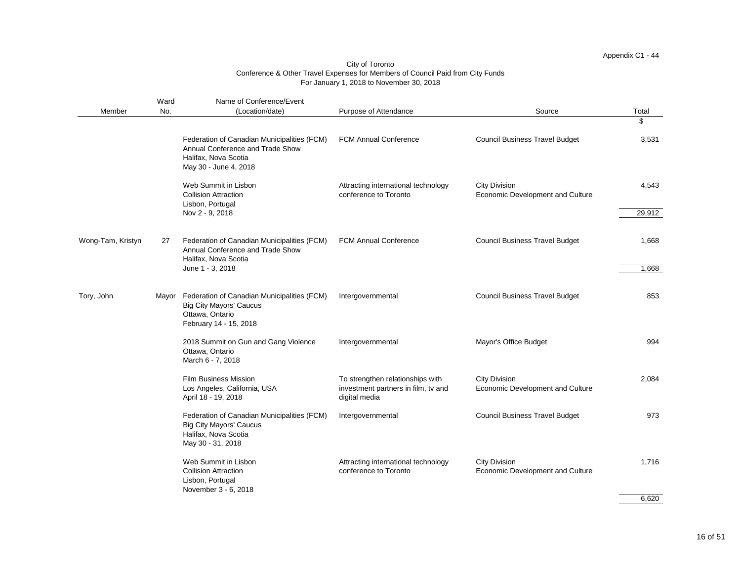Appendix C1 - 44

City of Toronto
Conference & Other Travel Expenses for Members of Council Paid from City Funds
For January 1, 2018 to November 30, 2018

| Member | Ward No. | Name of Conference/Event (Location/date) | Purpose of Attendance | Source | Total $ |
|---|---|---|---|---|---|
| | | Federation of Canadian Municipalities (FCM) Annual Conference and Trade Show<br>Halifax, Nova Scotia<br>May 30 - June 4, 2018 | FCM Annual Conference | Council Business Travel Budget | 3,531 |
| | | Web Summit in Lisbon<br>Collision Attraction<br>Lisbon, Portugal<br>Nov 2 - 9, 2018 | Attracting international technology conference to Toronto | City Division<br>Economic Development and Culture | 4,543 |
| | | | | | 29,912 |
| Wong-Tam, Kristyn | 27 | Federation of Canadian Municipalities (FCM) Annual Conference and Trade Show<br>Halifax, Nova Scotia<br>June 1 - 3, 2018 | FCM Annual Conference | Council Business Travel Budget | 1,668 |
| | | | | | 1,668 |
| Tory, John | Mayor | Federation of Canadian Municipalities (FCM)<br>Big City Mayors' Caucus<br>Ottawa, Ontario<br>February 14 - 15, 2018 | Intergovernmental | Council Business Travel Budget | 853 |
| | | 2018 Summit on Gun and Gang Violence<br>Ottawa, Ontario<br>March 6 - 7, 2018 | Intergovernmental | Mayor's Office Budget | 994 |
| | | Film Business Mission<br>Los Angeles, California, USA<br>April 18 - 19, 2018 | To strengthen relationships with investment partners in film, tv and digital media | City Division<br>Economic Development and Culture | 2,084 |
| | | Federation of Canadian Municipalities (FCM)<br>Big City Mayors' Caucus<br>Halifax, Nova Scotia<br>May 30 - 31, 2018 | Intergovernmental | Council Business Travel Budget | 973 |
| | | Web Summit in Lisbon<br>Collision Attraction<br>Lisbon, Portugal<br>November 3 - 6, 2018 | Attracting international technology conference to Toronto | City Division<br>Economic Development and Culture | 1,716 |
| | | | | | 6,620 |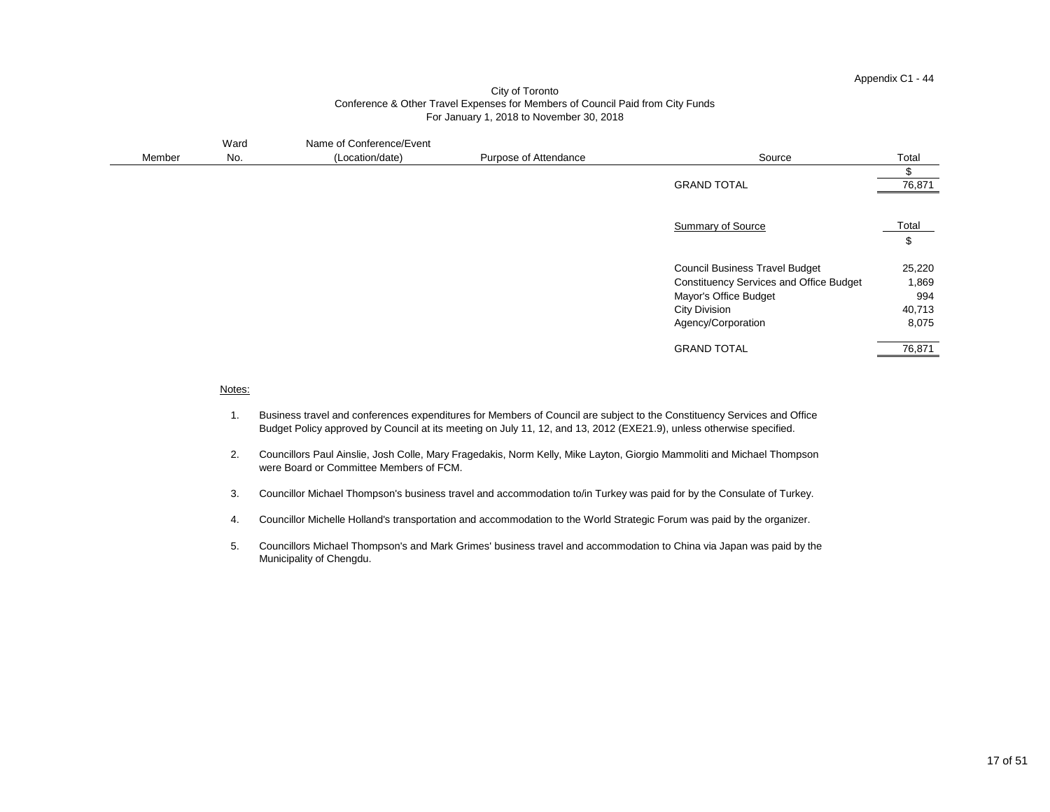Appendix C1 - 44

City of Toronto
Conference & Other Travel Expenses for Members of Council Paid from City Funds
For January 1, 2018 to November 30, 2018

| Member | Ward No. | Name of Conference/Event (Location/date) | Purpose of Attendance | Source | Total |
|---|---|---|---|---|---|
| | | | | | $ |
| | | | | GRAND TOTAL | 76,871 |

| Summary of Source | Total |
|---|---|
| | $ |
| Council Business Travel Budget | 25,220 |
| Constituency Services and Office Budget | 1,869 |
| Mayor's Office Budget | 994 |
| City Division | 40,713 |
| Agency/Corporation | 8,075 |
| GRAND TOTAL | 76,871 |

Notes:

1. Business travel and conferences expenditures for Members of Council are subject to the Constituency Services and Office Budget Policy approved by Council at its meeting on July 11, 12, and 13, 2012 (EXE21.9), unless otherwise specified.

2. Councillors Paul Ainslie, Josh Colle, Mary Fragedakis, Norm Kelly, Mike Layton, Giorgio Mammoliti and Michael Thompson were Board or Committee Members of FCM.

3. Councillor Michael Thompson's business travel and accommodation to/in Turkey was paid for by the Consulate of Turkey.

4. Councillor Michelle Holland's transportation and accommodation to the World Strategic Forum was paid by the organizer.

5. Councillors Michael Thompson's and Mark Grimes' business travel and accommodation to China via Japan was paid by the Municipality of Chengdu.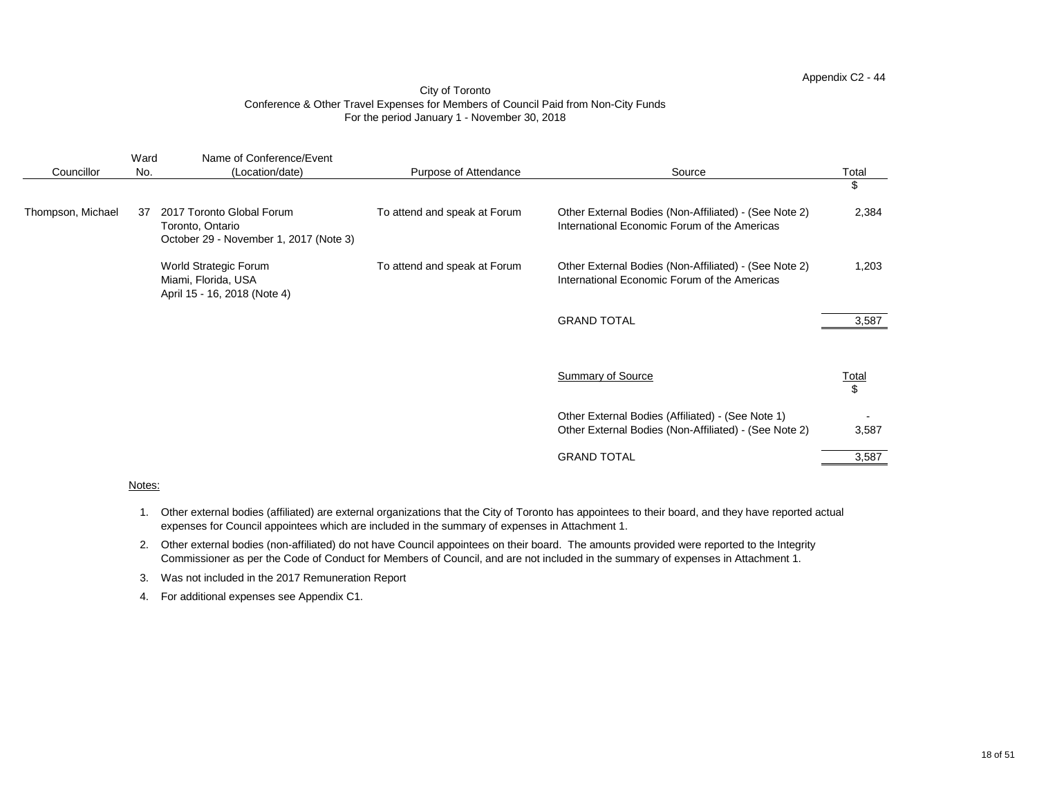Appendix C2 - 44

City of Toronto
Conference & Other Travel Expenses for Members of Council Paid from Non-City Funds
For the period January 1 - November 30, 2018

| Councillor | Ward No. | Name of Conference/Event (Location/date) | Purpose of Attendance | Source | Total $ |
|---|---|---|---|---|---|
| Thompson, Michael | 37 | 2017 Toronto Global Forum<br>Toronto, Ontario<br>October 29 - November 1, 2017 (Note 3) | To attend and speak at Forum | Other External Bodies (Non-Affiliated) - (See Note 2)<br>International Economic Forum of the Americas | 2,384 |
| | | World Strategic Forum<br>Miami, Florida, USA<br>April 15 - 16, 2018 (Note 4) | To attend and speak at Forum | Other External Bodies (Non-Affiliated) - (See Note 2)<br>International Economic Forum of the Americas | 1,203 |
| | | | | GRAND TOTAL | 3,587 |

| Summary of Source | Total $ |
|---|---|
| Other External Bodies (Affiliated) - (See Note 1) | - |
| Other External Bodies (Non-Affiliated) - (See Note 2) | 3,587 |
| GRAND TOTAL | 3,587 |

Notes:

1. Other external bodies (affiliated) are external organizations that the City of Toronto has appointees to their board, and they have reported actual expenses for Council appointees which are included in the summary of expenses in Attachment 1.
2. Other external bodies (non-affiliated) do not have Council appointees on their board. The amounts provided were reported to the Integrity Commissioner as per the Code of Conduct for Members of Council, and are not included in the summary of expenses in Attachment 1.
3. Was not included in the 2017 Remuneration Report
4. For additional expenses see Appendix C1.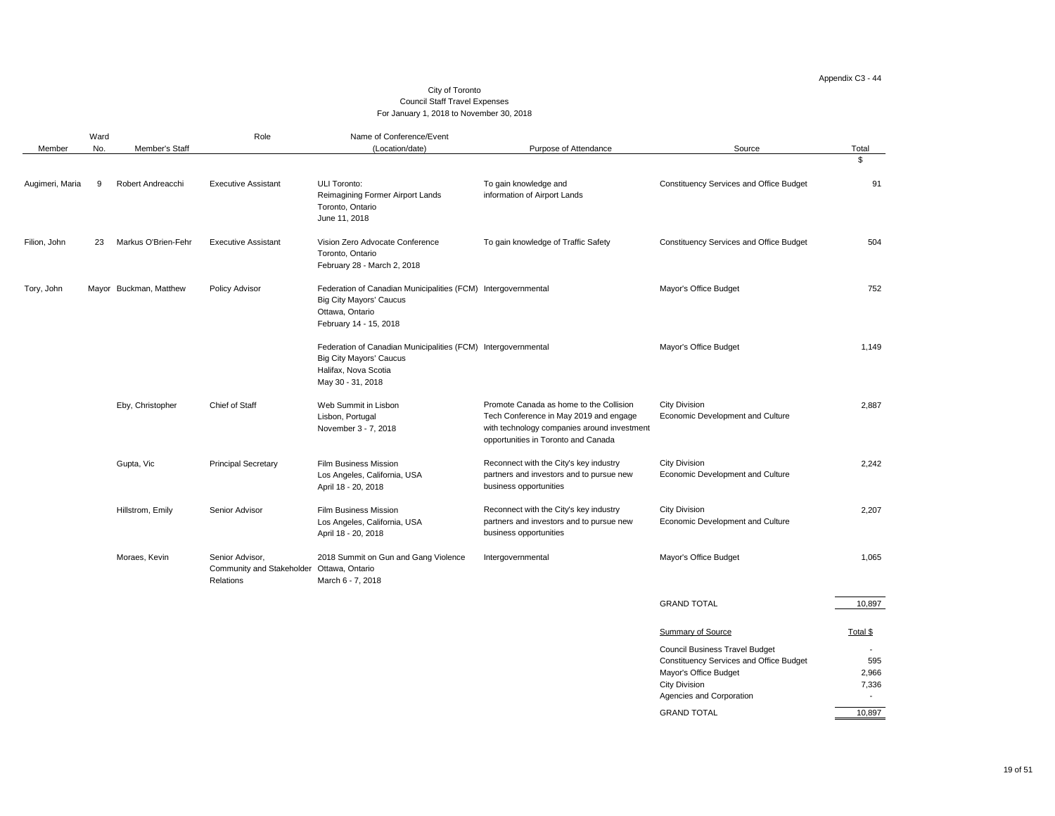Appendix C3 - 44

City of Toronto
Council Staff Travel Expenses
For January 1, 2018 to November 30, 2018

| Member | Ward No. | Member's Staff | Role | Name of Conference/Event (Location/date) | Purpose of Attendance | Source | Total $ |
|---|---|---|---|---|---|---|---|
| Augimeri, Maria | 9 | Robert Andreacchi | Executive Assistant | ULI Toronto: Reimagining Former Airport Lands Toronto, Ontario June 11, 2018 | To gain knowledge and information of Airport Lands | Constituency Services and Office Budget | 91 |
| Filion, John | 23 | Markus O'Brien-Fehr | Executive Assistant | Vision Zero Advocate Conference Toronto, Ontario February 28 - March 2, 2018 | To gain knowledge of Traffic Safety | Constituency Services and Office Budget | 504 |
| Tory, John | Mayor | Buckman, Matthew | Policy Advisor | Federation of Canadian Municipalities (FCM) Big City Mayors' Caucus Ottawa, Ontario February 14 - 15, 2018 | Intergovernmental | Mayor's Office Budget | 752 |
| | | | | Federation of Canadian Municipalities (FCM) Big City Mayors' Caucus Halifax, Nova Scotia May 30 - 31, 2018 | Intergovernmental | Mayor's Office Budget | 1,149 |
| | | Eby, Christopher | Chief of Staff | Web Summit in Lisbon Lisbon, Portugal November 3 - 7, 2018 | Promote Canada as home to the Collision Tech Conference in May 2019 and engage with technology companies around investment opportunities in Toronto and Canada | City Division Economic Development and Culture | 2,887 |
| | | Gupta, Vic | Principal Secretary | Film Business Mission Los Angeles, California, USA April 18 - 20, 2018 | Reconnect with the City's key industry partners and investors and to pursue new business opportunities | City Division Economic Development and Culture | 2,242 |
| | | Hillstrom, Emily | Senior Advisor | Film Business Mission Los Angeles, California, USA April 18 - 20, 2018 | Reconnect with the City's key industry partners and investors and to pursue new business opportunities | City Division Economic Development and Culture | 2,207 |
| | | Moraes, Kevin | Senior Advisor, Community and Stakeholder Relations | 2018 Summit on Gun and Gang Violence Ottawa, Ontario March 6 - 7, 2018 | Intergovernmental | Mayor's Office Budget | 1,065 |
| | | | | | | GRAND TOTAL | 10,897 |

| Summary of Source | Total $ |
|---|---|
| Council Business Travel Budget | - |
| Constituency Services and Office Budget | 595 |
| Mayor's Office Budget | 2,966 |
| City Division | 7,336 |
| Agencies and Corporation | - |
| GRAND TOTAL | 10,897 |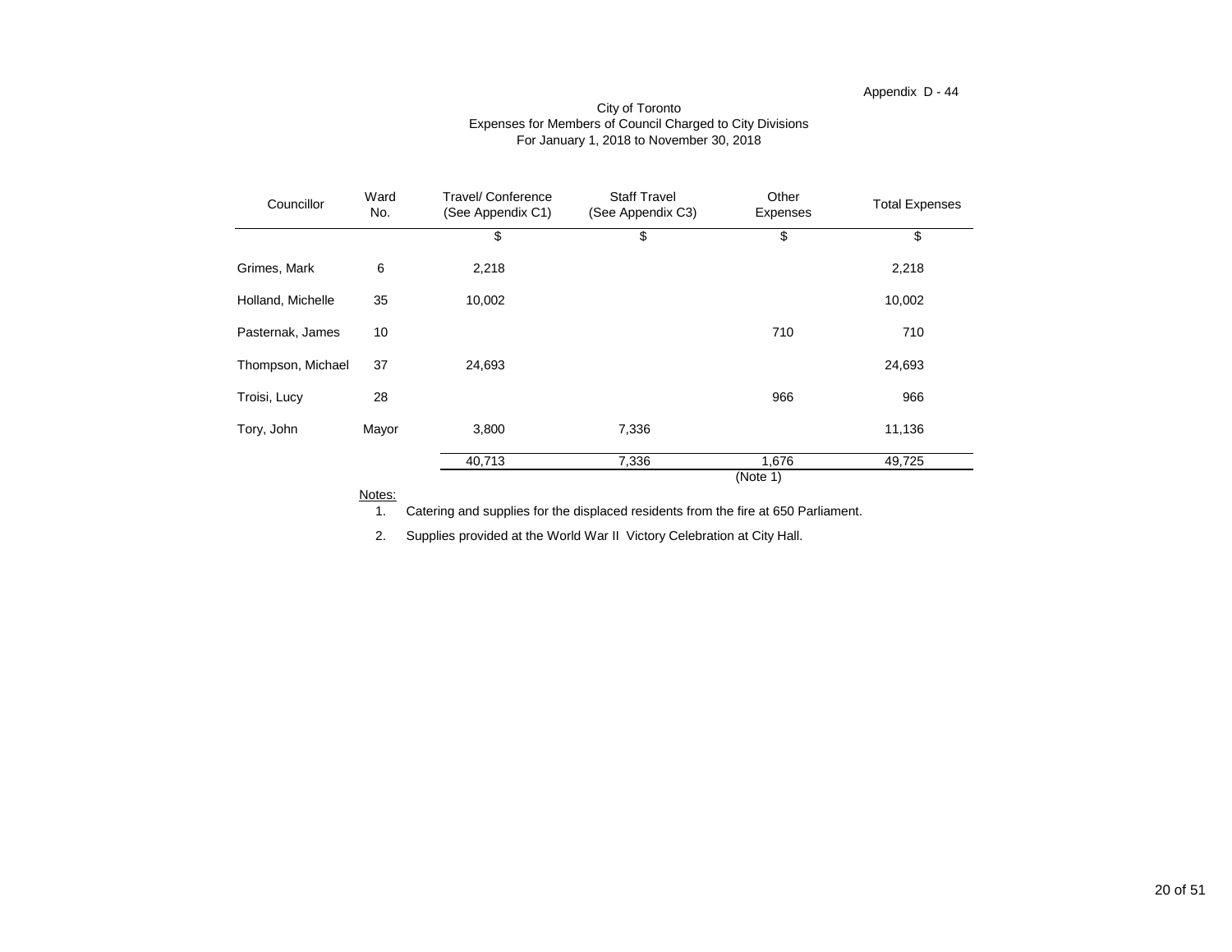Appendix D - 44

City of Toronto
Expenses for Members of Council Charged to City Divisions
For January 1, 2018 to November 30, 2018

| Councillor | Ward No. | Travel/ Conference (See Appendix C1) | Staff Travel (See Appendix C3) | Other Expenses | Total Expenses |
|---|---|---|---|---|---|
| | | $ | $ | $ | $ |
| Grimes, Mark | 6 | 2,218 | | | 2,218 |
| Holland, Michelle | 35 | 10,002 | | | 10,002 |
| Pasternak, James | 10 | | | 710 | 710 |
| Thompson, Michael | 37 | 24,693 | | | 24,693 |
| Troisi, Lucy | 28 | | | 966 | 966 |
| Tory, John | Mayor | 3,800 | 7,336 | | 11,136 |
| | | 40,713 | 7,336 | 1,676 | 49,725 |
| | | | | (Note 1) | |

Notes:

1. Catering and supplies for the displaced residents from the fire at 650 Parliament.
2. Supplies provided at the World War II Victory Celebration at City Hall.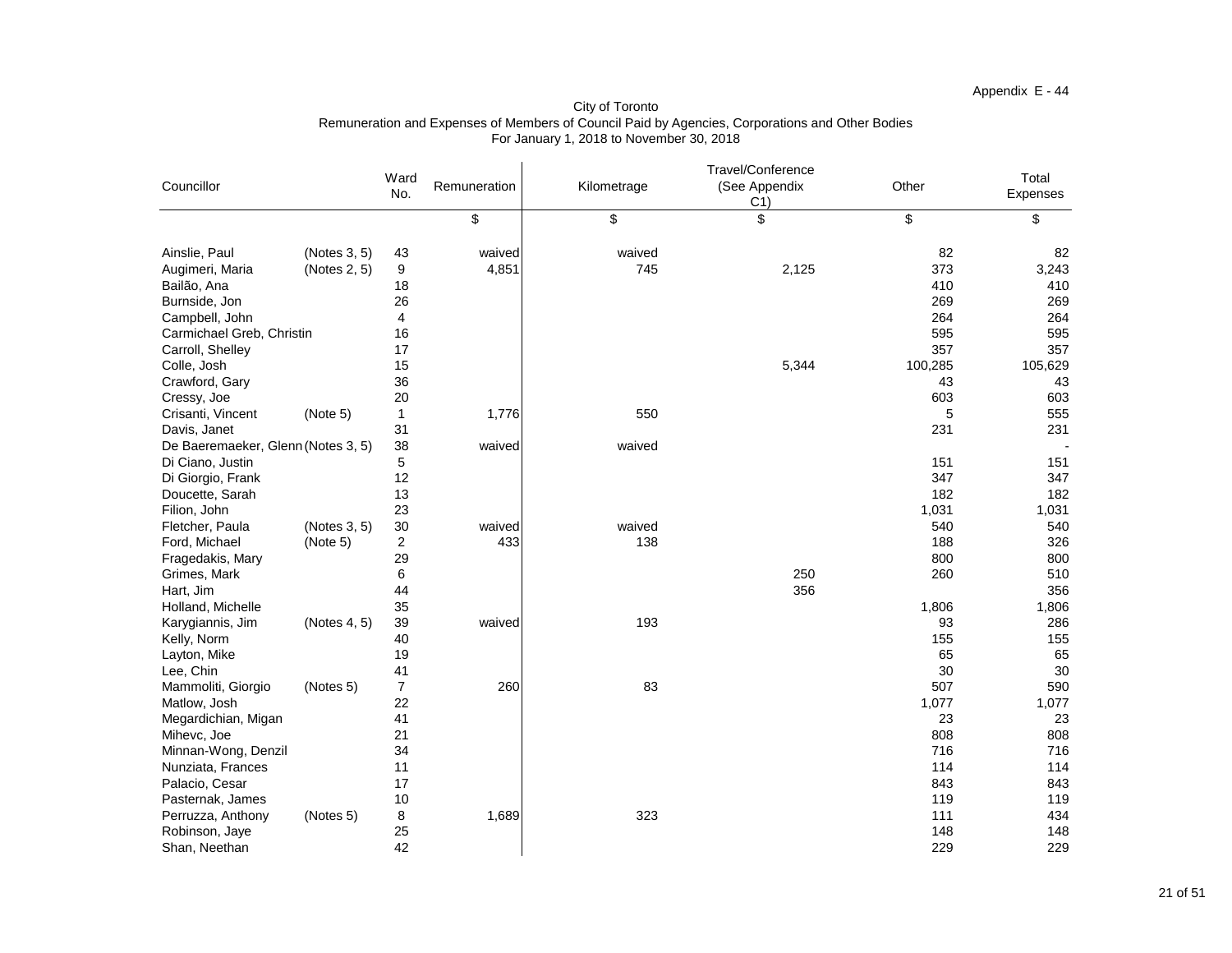Appendix E - 44

City of Toronto
Remuneration and Expenses of Members of Council Paid by Agencies, Corporations and Other Bodies
For January 1, 2018 to November 30, 2018

| Councillor | | Ward No. | Remuneration | Kilometrage | Travel/Conference (See Appendix C1) | Other | Total Expenses |
|---|---|---|---|---|---|---|---|
| | | | $ | $ | $ | $ | $ |
| Ainslie, Paul | (Notes 3, 5) | 43 | waived | waived | | 82 | 82 |
| Augimeri, Maria | (Notes 2, 5) | 9 | 4,851 | 745 | 2,125 | 373 | 3,243 |
| Bailão, Ana | | 18 | | | | 410 | 410 |
| Burnside, Jon | | 26 | | | | 269 | 269 |
| Campbell, John | | 4 | | | | 264 | 264 |
| Carmichael Greb, Christin | | 16 | | | | 595 | 595 |
| Carroll, Shelley | | 17 | | | | 357 | 357 |
| Colle, Josh | | 15 | | | 5,344 | 100,285 | 105,629 |
| Crawford, Gary | | 36 | | | | 43 | 43 |
| Cressy, Joe | | 20 | | | | 603 | 603 |
| Crisanti, Vincent | (Note 5) | 1 | 1,776 | 550 | | 5 | 555 |
| Davis, Janet | | 31 | | | | 231 | 231 |
| De Baeremaeker, Glenn | (Notes 3, 5) | 38 | waived | waived | | | - |
| Di Ciano, Justin | | 5 | | | | 151 | 151 |
| Di Giorgio, Frank | | 12 | | | | 347 | 347 |
| Doucette, Sarah | | 13 | | | | 182 | 182 |
| Filion, John | | 23 | | | | 1,031 | 1,031 |
| Fletcher, Paula | (Notes 3, 5) | 30 | waived | waived | | 540 | 540 |
| Ford, Michael | (Note 5) | 2 | 433 | 138 | | 188 | 326 |
| Fragedakis, Mary | | 29 | | | | 800 | 800 |
| Grimes, Mark | | 6 | | | 250 | 260 | 510 |
| Hart, Jim | | 44 | | | 356 | | 356 |
| Holland, Michelle | | 35 | | | | 1,806 | 1,806 |
| Karygiannis, Jim | (Notes 4, 5) | 39 | waived | 193 | | 93 | 286 |
| Kelly, Norm | | 40 | | | | 155 | 155 |
| Layton, Mike | | 19 | | | | 65 | 65 |
| Lee, Chin | | 41 | | | | 30 | 30 |
| Mammoliti, Giorgio | (Notes 5) | 7 | 260 | 83 | | 507 | 590 |
| Matlow, Josh | | 22 | | | | 1,077 | 1,077 |
| Megardichian, Migan | | 41 | | | | 23 | 23 |
| Mihevc, Joe | | 21 | | | | 808 | 808 |
| Minnan-Wong, Denzil | | 34 | | | | 716 | 716 |
| Nunziata, Frances | | 11 | | | | 114 | 114 |
| Palacio, Cesar | | 17 | | | | 843 | 843 |
| Pasternak, James | | 10 | | | | 119 | 119 |
| Perruzza, Anthony | (Notes 5) | 8 | 1,689 | 323 | | 111 | 434 |
| Robinson, Jaye | | 25 | | | | 148 | 148 |
| Shan, Neethan | | 42 | | | | 229 | 229 |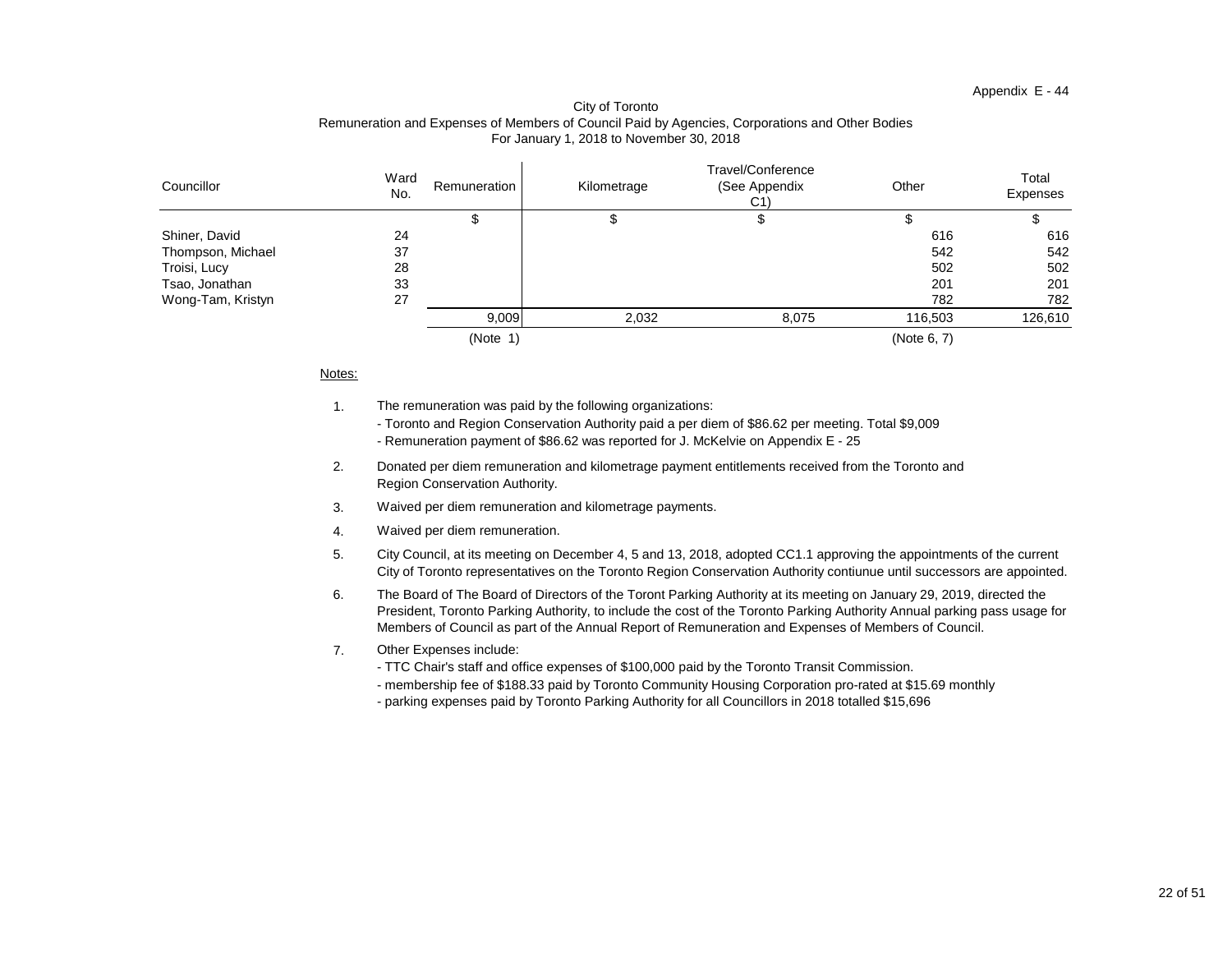Appendix E - 44

City of Toronto
Remuneration and Expenses of Members of Council Paid by Agencies, Corporations and Other Bodies
For January 1, 2018 to November 30, 2018

| Councillor | Ward No. | Remuneration | Kilometrage | Travel/Conference (See Appendix C1) | Other | Total Expenses |
|---|---|---|---|---|---|---|
| | | $ | $ | $ | $ | $ |
| Shiner, David | 24 | | | | 616 | 616 |
| Thompson, Michael | 37 | | | | 542 | 542 |
| Troisi, Lucy | 28 | | | | 502 | 502 |
| Tsao, Jonathan | 33 | | | | 201 | 201 |
| Wong-Tam, Kristyn | 27 | | | | 782 | 782 |
| | | 9,009 | 2,032 | 8,075 | 116,503 | 126,610 |
| | | (Note 1) | | | (Note 6, 7) | |

Notes:

1. The remuneration was paid by the following organizations:
   - Toronto and Region Conservation Authority paid a per diem of $86.62 per meeting. Total $9,009
   - Remuneration payment of $86.62 was reported for J. McKelvie on Appendix E - 25
2. Donated per diem remuneration and kilometrage payment entitlements received from the Toronto and Region Conservation Authority.
3. Waived per diem remuneration and kilometrage payments.
4. Waived per diem remuneration.
5. City Council, at its meeting on December 4, 5 and 13, 2018, adopted CC1.1 approving the appointments of the current City of Toronto representatives on the Toronto Region Conservation Authority contiunue until successors are appointed.
6. The Board of The Board of Directors of the Toront Parking Authority at its meeting on January 29, 2019, directed the President, Toronto Parking Authority, to include the cost of the Toronto Parking Authority Annual parking pass usage for Members of Council as part of the Annual Report of Remuneration and Expenses of Members of Council.
7. Other Expenses include:
   - TTC Chair's staff and office expenses of $100,000 paid by the Toronto Transit Commission.
   - membership fee of $188.33 paid by Toronto Community Housing Corporation pro-rated at $15.69 monthly
   - parking expenses paid by Toronto Parking Authority for all Councillors in 2018 totalled $15,696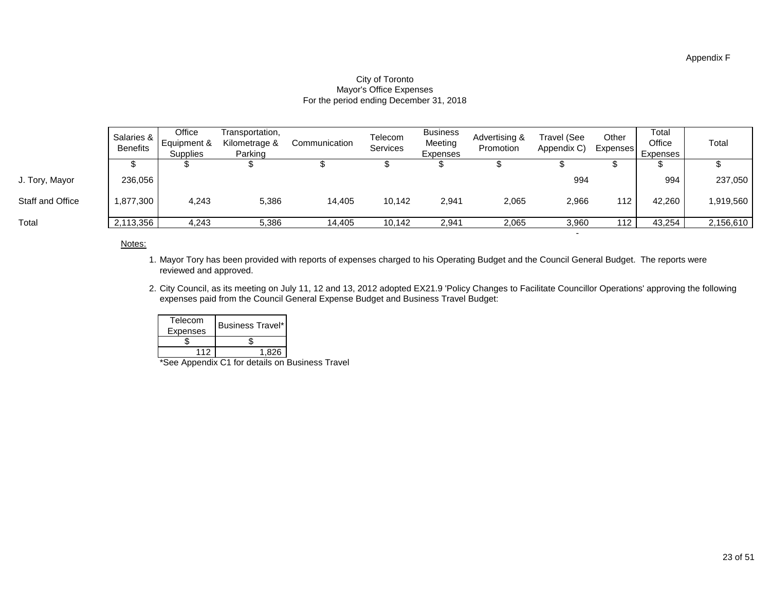Appendix F

City of Toronto
Mayor's Office Expenses
For the period ending December 31, 2018

| | Salaries & Benefits | Office Equipment & Supplies | Transportation, Kilometrage & Parking | Communication | Telecom Services | Business Meeting Expenses | Advertising & Promotion | Travel (See Appendix C) | Other Expenses | Total Office Expenses | Total |
|---|---|---|---|---|---|---|---|---|---|---|---|
| | $ | $ | $ | $ | $ | $ | $ | $ | $ | $ | $ |
| J. Tory, Mayor | 236,056 | | | | | | | 994 | | 994 | 237,050 |
| Staff and Office | 1,877,300 | 4,243 | 5,386 | 14,405 | 10,142 | 2,941 | 2,065 | 2,966 | 112 | 42,260 | 1,919,560 |
| Total | 2,113,356 | 4,243 | 5,386 | 14,405 | 10,142 | 2,941 | 2,065 | 3,960 | 112 | 43,254 | 2,156,610 |
| | | | | | | | | - | | | |

Notes:

1. Mayor Tory has been provided with reports of expenses charged to his Operating Budget and the Council General Budget. The reports were reviewed and approved.
2. City Council, as its meeting on July 11, 12 and 13, 2012 adopted EX21.9 'Policy Changes to Facilitate Councillor Operations' approving the following expenses paid from the Council General Expense Budget and Business Travel Budget:

| Telecom Expenses | Business Travel* |
|---|---|
| $ | $ |
| 112 | 1,826 |

*See Appendix C1 for details on Business Travel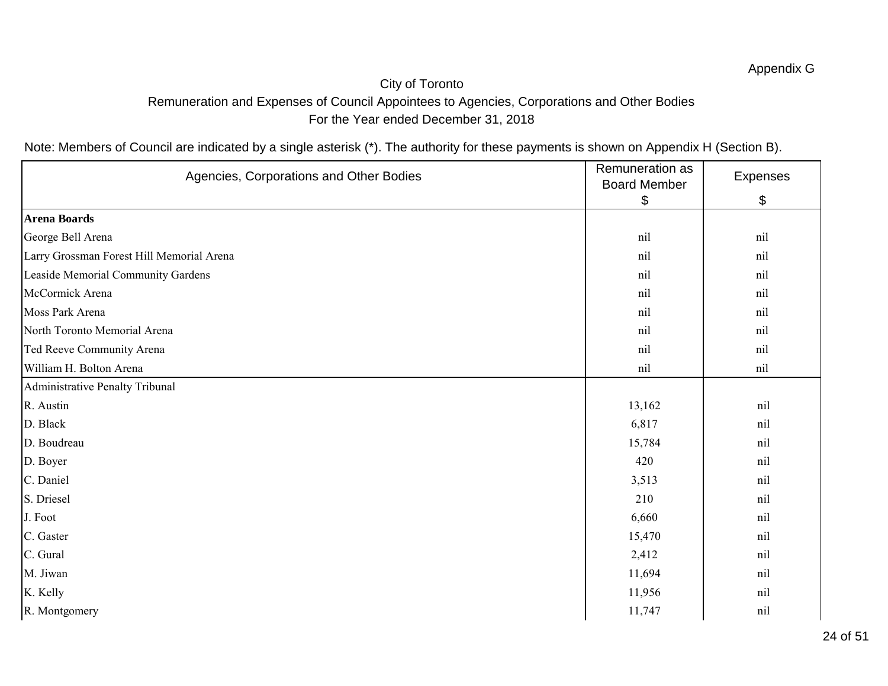Appendix G

City of Toronto

Remuneration and Expenses of Council Appointees to Agencies, Corporations and Other Bodies

For the Year ended December 31, 2018

Note: Members of Council are indicated by a single asterisk (*). The authority for these payments is shown on Appendix H (Section B).

| Agencies, Corporations and Other Bodies | Remuneration as Board Member $ | Expenses $ |
|---|---|---|
| **Arena Boards** | | |
| George Bell Arena | nil | nil |
| Larry Grossman Forest Hill Memorial Arena | nil | nil |
| Leaside Memorial Community Gardens | nil | nil |
| McCormick Arena | nil | nil |
| Moss Park Arena | nil | nil |
| North Toronto Memorial Arena | nil | nil |
| Ted Reeve Community Arena | nil | nil |
| William H. Bolton Arena | nil | nil |
| Administrative Penalty Tribunal | | |
| R. Austin | 13,162 | nil |
| D. Black | 6,817 | nil |
| D. Boudreau | 15,784 | nil |
| D. Boyer | 420 | nil |
| C. Daniel | 3,513 | nil |
| S. Driesel | 210 | nil |
| J. Foot | 6,660 | nil |
| C. Gaster | 15,470 | nil |
| C. Gural | 2,412 | nil |
| M. Jiwan | 11,694 | nil |
| K. Kelly | 11,956 | nil |
| R. Montgomery | 11,747 | nil |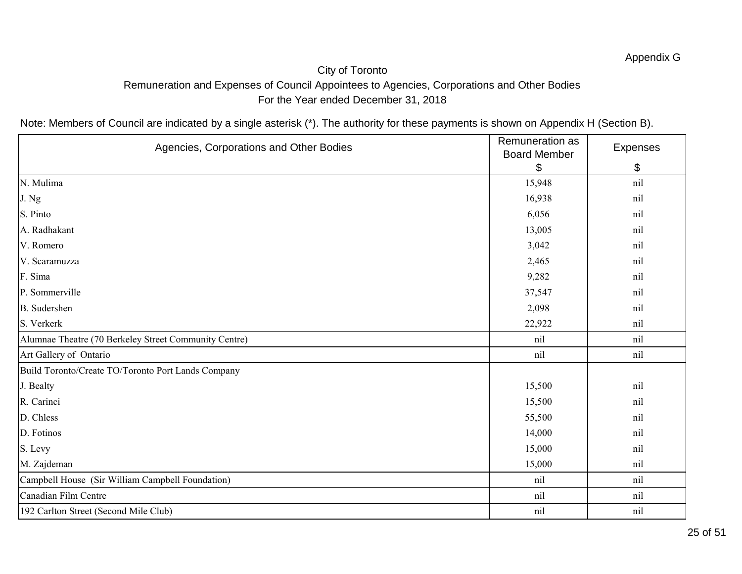Appendix G

City of Toronto

Remuneration and Expenses of Council Appointees to Agencies, Corporations and Other Bodies

For the Year ended December 31, 2018

Note: Members of Council are indicated by a single asterisk (*). The authority for these payments is shown on Appendix H (Section B).

| Agencies, Corporations and Other Bodies | Remuneration as Board Member $ | Expenses $ |
|---|---|---|
| N. Mulima | 15,948 | nil |
| J. Ng | 16,938 | nil |
| S. Pinto | 6,056 | nil |
| A. Radhakant | 13,005 | nil |
| V. Romero | 3,042 | nil |
| V. Scaramuzza | 2,465 | nil |
| F. Sima | 9,282 | nil |
| P. Sommerville | 37,547 | nil |
| B. Sudershen | 2,098 | nil |
| S. Verkerk | 22,922 | nil |
| Alumnae Theatre (70 Berkeley Street Community Centre) | nil | nil |
| Art Gallery of Ontario | nil | nil |
| Build Toronto/Create TO/Toronto Port Lands Company | | |
| J. Bealty | 15,500 | nil |
| R. Carinci | 15,500 | nil |
| D. Chless | 55,500 | nil |
| D. Fotinos | 14,000 | nil |
| S. Levy | 15,000 | nil |
| M. Zajdeman | 15,000 | nil |
| Campbell House (Sir William Campbell Foundation) | nil | nil |
| Canadian Film Centre | nil | nil |
| 192 Carlton Street (Second Mile Club) | nil | nil |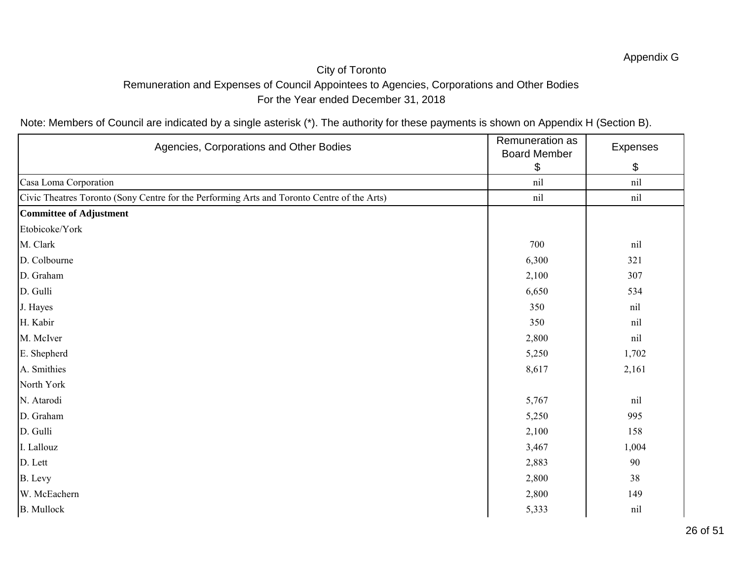Appendix G

City of Toronto

Remuneration and Expenses of Council Appointees to Agencies, Corporations and Other Bodies

For the Year ended December 31, 2018

Note: Members of Council are indicated by a single asterisk (*). The authority for these payments is shown on Appendix H (Section B).

| Agencies, Corporations and Other Bodies | Remuneration as Board Member $ | Expenses $ |
|---|---|---|
| Casa Loma Corporation | nil | nil |
| Civic Theatres Toronto (Sony Centre for the Performing Arts and Toronto Centre of the Arts) | nil | nil |
| **Committee of Adjustment** | | |
| Etobicoke/York | | |
| M. Clark | 700 | nil |
| D. Colbourne | 6,300 | 321 |
| D. Graham | 2,100 | 307 |
| D. Gulli | 6,650 | 534 |
| J. Hayes | 350 | nil |
| H. Kabir | 350 | nil |
| M. McIver | 2,800 | nil |
| E. Shepherd | 5,250 | 1,702 |
| A. Smithies | 8,617 | 2,161 |
| North York | | |
| N. Atarodi | 5,767 | nil |
| D. Graham | 5,250 | 995 |
| D. Gulli | 2,100 | 158 |
| I. Lallouz | 3,467 | 1,004 |
| D. Lett | 2,883 | 90 |
| B. Levy | 2,800 | 38 |
| W. McEachern | 2,800 | 149 |
| B. Mullock | 5,333 | nil |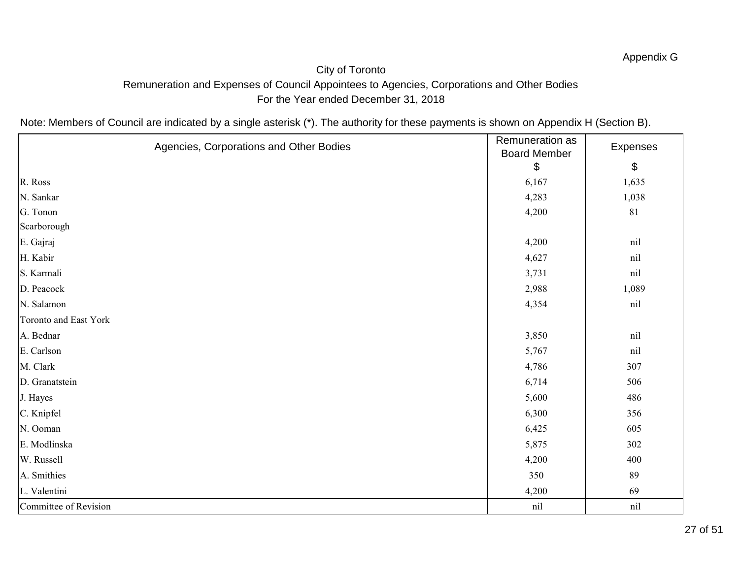Appendix G

City of Toronto

Remuneration and Expenses of Council Appointees to Agencies, Corporations and Other Bodies

For the Year ended December 31, 2018

Note: Members of Council are indicated by a single asterisk (*). The authority for these payments is shown on Appendix H (Section B).

| Agencies, Corporations and Other Bodies | Remuneration as Board Member $ | Expenses $ |
|---|---|---|
| R. Ross | 6,167 | 1,635 |
| N. Sankar | 4,283 | 1,038 |
| G. Tonon | 4,200 | 81 |
| Scarborough | | |
| E. Gajraj | 4,200 | nil |
| H. Kabir | 4,627 | nil |
| S. Karmali | 3,731 | nil |
| D. Peacock | 2,988 | 1,089 |
| N. Salamon | 4,354 | nil |
| Toronto and East York | | |
| A. Bednar | 3,850 | nil |
| E. Carlson | 5,767 | nil |
| M. Clark | 4,786 | 307 |
| D. Granatstein | 6,714 | 506 |
| J. Hayes | 5,600 | 486 |
| C. Knipfel | 6,300 | 356 |
| N. Ooman | 6,425 | 605 |
| E. Modlinska | 5,875 | 302 |
| W. Russell | 4,200 | 400 |
| A. Smithies | 350 | 89 |
| L. Valentini | 4,200 | 69 |
| Committee of Revision | nil | nil |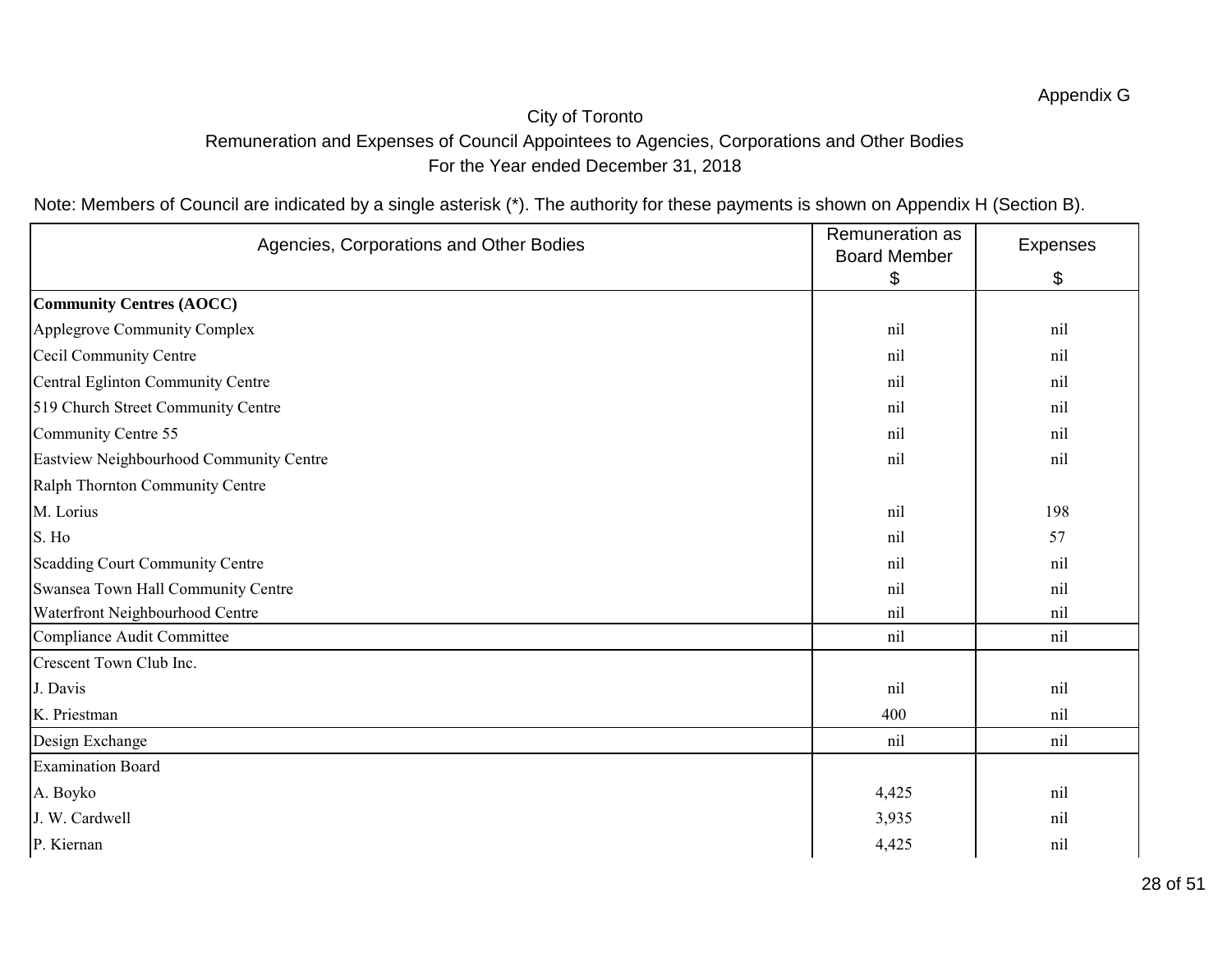Appendix G

City of Toronto

Remuneration and Expenses of Council Appointees to Agencies, Corporations and Other Bodies

For the Year ended December 31, 2018

Note: Members of Council are indicated by a single asterisk (*). The authority for these payments is shown on Appendix H (Section B).

| Agencies, Corporations and Other Bodies | Remuneration as Board Member $ | Expenses $ |
|---|---|---|
| **Community Centres (AOCC)** | | |
| Applegrove Community Complex | nil | nil |
| Cecil Community Centre | nil | nil |
| Central Eglinton Community Centre | nil | nil |
| 519 Church Street Community Centre | nil | nil |
| Community Centre 55 | nil | nil |
| Eastview Neighbourhood Community Centre | nil | nil |
| Ralph Thornton Community Centre | | |
| M. Lorius | nil | 198 |
| S. Ho | nil | 57 |
| Scadding Court Community Centre | nil | nil |
| Swansea Town Hall Community Centre | nil | nil |
| Waterfront Neighbourhood Centre | nil | nil |
| Compliance Audit Committee | nil | nil |
| Crescent Town Club Inc. | | |
| J. Davis | nil | nil |
| K. Priestman | 400 | nil |
| Design Exchange | nil | nil |
| Examination Board | | |
| A. Boyko | 4,425 | nil |
| J. W. Cardwell | 3,935 | nil |
| P. Kiernan | 4,425 | nil |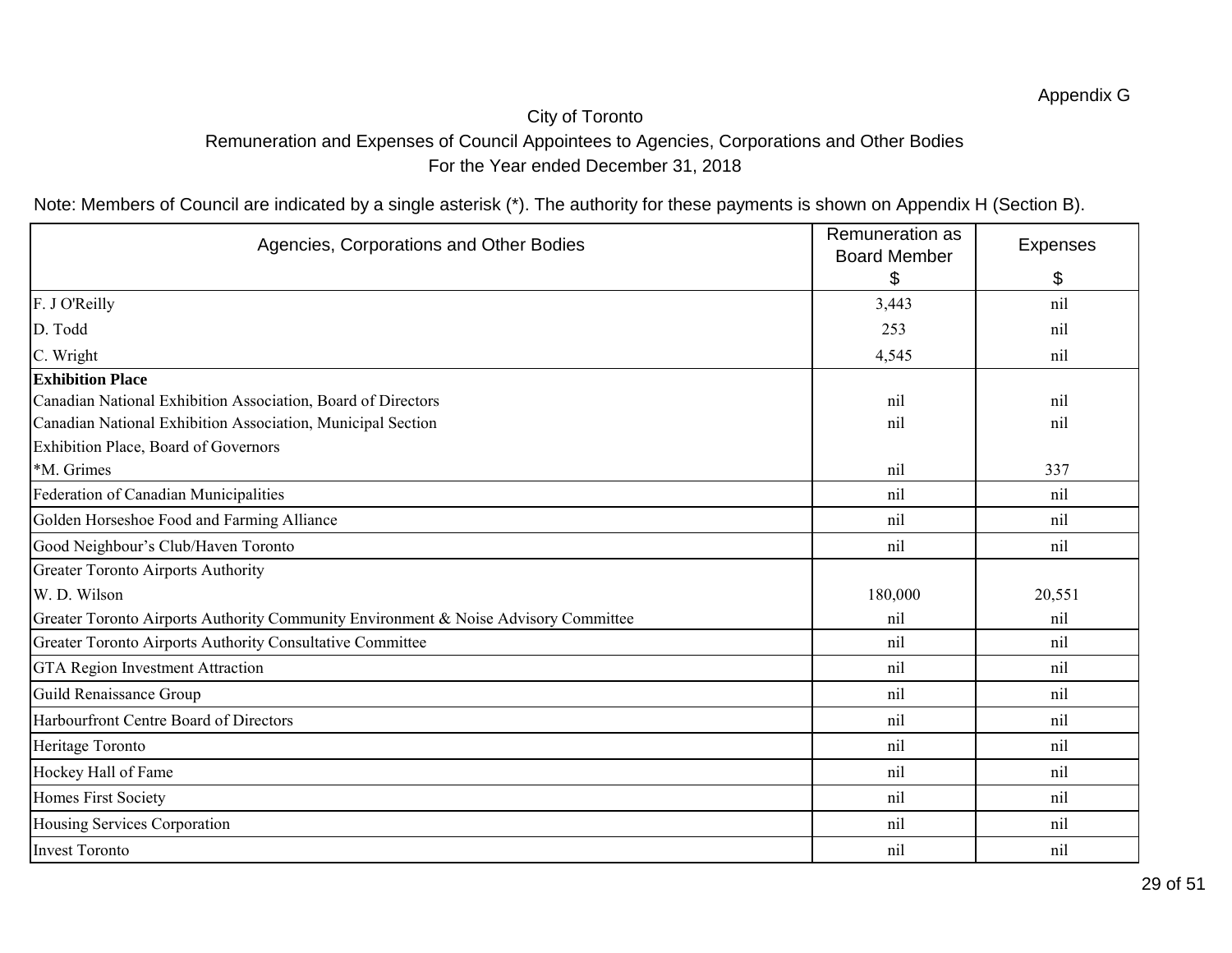Appendix G

City of Toronto

Remuneration and Expenses of Council Appointees to Agencies, Corporations and Other Bodies

For the Year ended December 31, 2018

Note: Members of Council are indicated by a single asterisk (*). The authority for these payments is shown on Appendix H (Section B).

| Agencies, Corporations and Other Bodies | Remuneration as Board Member $ | Expenses $ |
|---|---|---|
| F. J O'Reilly | 3,443 | nil |
| D. Todd | 253 | nil |
| C. Wright | 4,545 | nil |
| **Exhibition Place** | | |
| Canadian National Exhibition Association, Board of Directors | nil | nil |
| Canadian National Exhibition Association, Municipal Section | nil | nil |
| Exhibition Place, Board of Governors | | |
| *M. Grimes | nil | 337 |
| Federation of Canadian Municipalities | nil | nil |
| Golden Horseshoe Food and Farming Alliance | nil | nil |
| Good Neighbour's Club/Haven Toronto | nil | nil |
| Greater Toronto Airports Authority | | |
| W. D. Wilson | 180,000 | 20,551 |
| Greater Toronto Airports Authority Community Environment & Noise Advisory Committee | nil | nil |
| Greater Toronto Airports Authority Consultative Committee | nil | nil |
| GTA Region Investment Attraction | nil | nil |
| Guild Renaissance Group | nil | nil |
| Harbourfront Centre Board of Directors | nil | nil |
| Heritage Toronto | nil | nil |
| Hockey Hall of Fame | nil | nil |
| Homes First Society | nil | nil |
| Housing Services Corporation | nil | nil |
| Invest Toronto | nil | nil |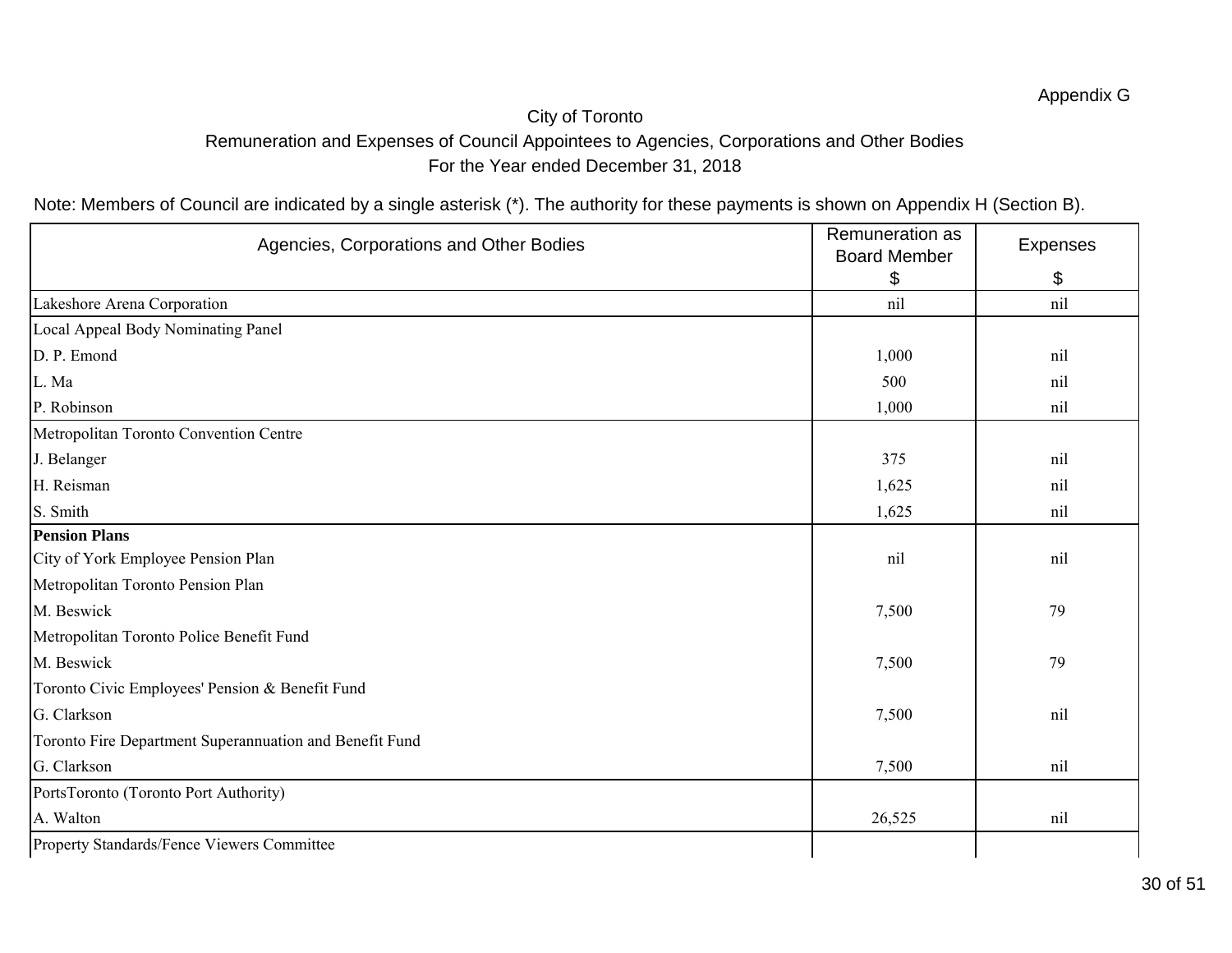Appendix G

City of Toronto

Remuneration and Expenses of Council Appointees to Agencies, Corporations and Other Bodies

For the Year ended December 31, 2018

Note: Members of Council are indicated by a single asterisk (*). The authority for these payments is shown on Appendix H (Section B).

| Agencies, Corporations and Other Bodies | Remuneration as Board Member $ | Expenses $ |
|---|---|---|
| Lakeshore Arena Corporation | nil | nil |
| Local Appeal Body Nominating Panel | | |
| D. P. Emond | 1,000 | nil |
| L. Ma | 500 | nil |
| P. Robinson | 1,000 | nil |
| Metropolitan Toronto Convention Centre | | |
| J. Belanger | 375 | nil |
| H. Reisman | 1,625 | nil |
| S. Smith | 1,625 | nil |
| **Pension Plans** | | |
| City of York Employee Pension Plan | nil | nil |
| Metropolitan Toronto Pension Plan | | |
| M. Beswick | 7,500 | 79 |
| Metropolitan Toronto Police Benefit Fund | | |
| M. Beswick | 7,500 | 79 |
| Toronto Civic Employees' Pension & Benefit Fund | | |
| G. Clarkson | 7,500 | nil |
| Toronto Fire Department Superannuation and Benefit Fund | | |
| G. Clarkson | 7,500 | nil |
| PortsToronto (Toronto Port Authority) | | |
| A. Walton | 26,525 | nil |
| Property Standards/Fence Viewers Committee | | |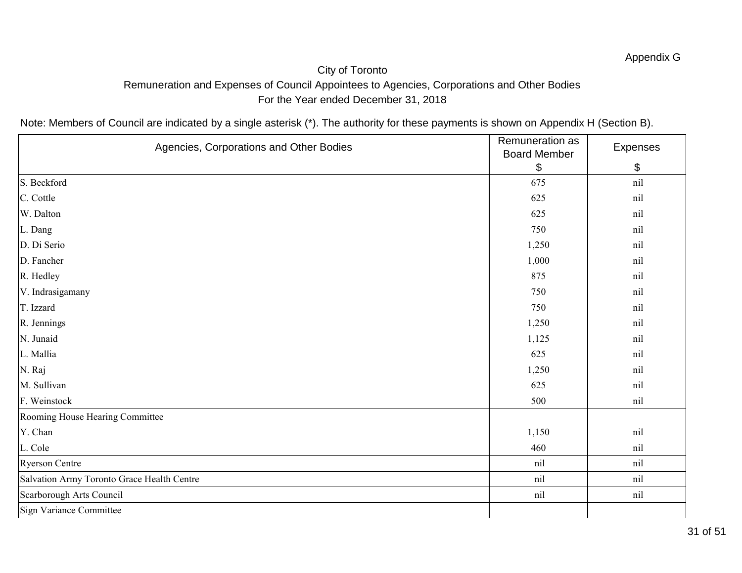Appendix G

City of Toronto

Remuneration and Expenses of Council Appointees to Agencies, Corporations and Other Bodies

For the Year ended December 31, 2018

Note: Members of Council are indicated by a single asterisk (*). The authority for these payments is shown on Appendix H (Section B).

| Agencies, Corporations and Other Bodies | Remuneration as Board Member $ | Expenses $ |
|---|---|---|
| S. Beckford | 675 | nil |
| C. Cottle | 625 | nil |
| W. Dalton | 625 | nil |
| L. Dang | 750 | nil |
| D. Di Serio | 1,250 | nil |
| D. Fancher | 1,000 | nil |
| R. Hedley | 875 | nil |
| V. Indrasigamany | 750 | nil |
| T. Izzard | 750 | nil |
| R. Jennings | 1,250 | nil |
| N. Junaid | 1,125 | nil |
| L. Mallia | 625 | nil |
| N. Raj | 1,250 | nil |
| M. Sullivan | 625 | nil |
| F. Weinstock | 500 | nil |
| Rooming House Hearing Committee | | |
| Y. Chan | 1,150 | nil |
| L. Cole | 460 | nil |
| Ryerson Centre | nil | nil |
| Salvation Army Toronto Grace Health Centre | nil | nil |
| Scarborough Arts Council | nil | nil |
| Sign Variance Committee | | |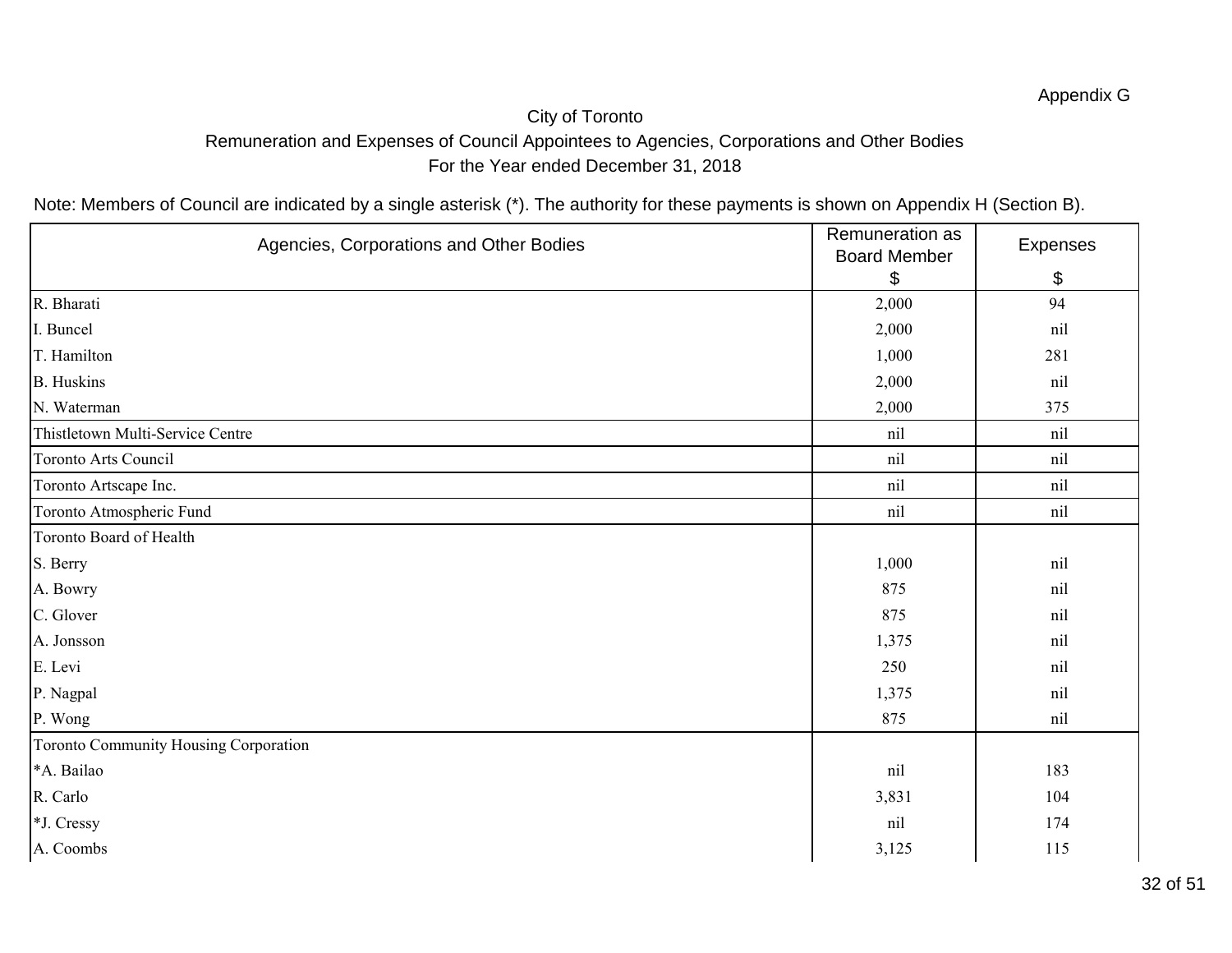Appendix G

City of Toronto

Remuneration and Expenses of Council Appointees to Agencies, Corporations and Other Bodies

For the Year ended December 31, 2018

Note: Members of Council are indicated by a single asterisk (*). The authority for these payments is shown on Appendix H (Section B).

| Agencies, Corporations and Other Bodies | Remuneration as Board Member $ | Expenses $ |
|---|---|---|
| R. Bharati | 2,000 | 94 |
| I. Buncel | 2,000 | nil |
| T. Hamilton | 1,000 | 281 |
| B. Huskins | 2,000 | nil |
| N. Waterman | 2,000 | 375 |
| Thistletown Multi-Service Centre | nil | nil |
| Toronto Arts Council | nil | nil |
| Toronto Artscape Inc. | nil | nil |
| Toronto Atmospheric Fund | nil | nil |
| Toronto Board of Health | | |
| S. Berry | 1,000 | nil |
| A. Bowry | 875 | nil |
| C. Glover | 875 | nil |
| A. Jonsson | 1,375 | nil |
| E. Levi | 250 | nil |
| P. Nagpal | 1,375 | nil |
| P. Wong | 875 | nil |
| Toronto Community Housing Corporation | | |
| *A. Bailao | nil | 183 |
| R. Carlo | 3,831 | 104 |
| *J. Cressy | nil | 174 |
| A. Coombs | 3,125 | 115 |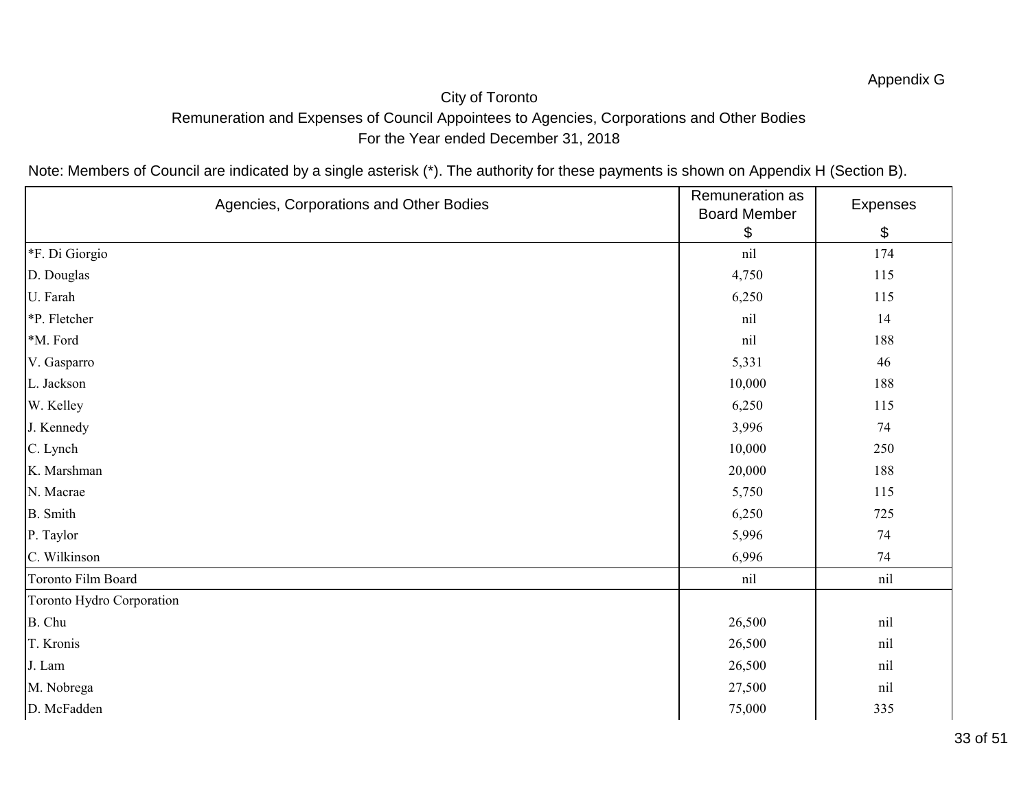Appendix G

City of Toronto

Remuneration and Expenses of Council Appointees to Agencies, Corporations and Other Bodies

For the Year ended December 31, 2018

Note: Members of Council are indicated by a single asterisk (*). The authority for these payments is shown on Appendix H (Section B).

| Agencies, Corporations and Other Bodies | Remuneration as Board Member $ | Expenses $ |
|---|---|---|
| *F. Di Giorgio | nil | 174 |
| D. Douglas | 4,750 | 115 |
| U. Farah | 6,250 | 115 |
| *P. Fletcher | nil | 14 |
| *M. Ford | nil | 188 |
| V. Gasparro | 5,331 | 46 |
| L. Jackson | 10,000 | 188 |
| W. Kelley | 6,250 | 115 |
| J. Kennedy | 3,996 | 74 |
| C. Lynch | 10,000 | 250 |
| K. Marshman | 20,000 | 188 |
| N. Macrae | 5,750 | 115 |
| B. Smith | 6,250 | 725 |
| P. Taylor | 5,996 | 74 |
| C. Wilkinson | 6,996 | 74 |
| Toronto Film Board | nil | nil |
| Toronto Hydro Corporation | | |
| B. Chu | 26,500 | nil |
| T. Kronis | 26,500 | nil |
| J. Lam | 26,500 | nil |
| M. Nobrega | 27,500 | nil |
| D. McFadden | 75,000 | 335 |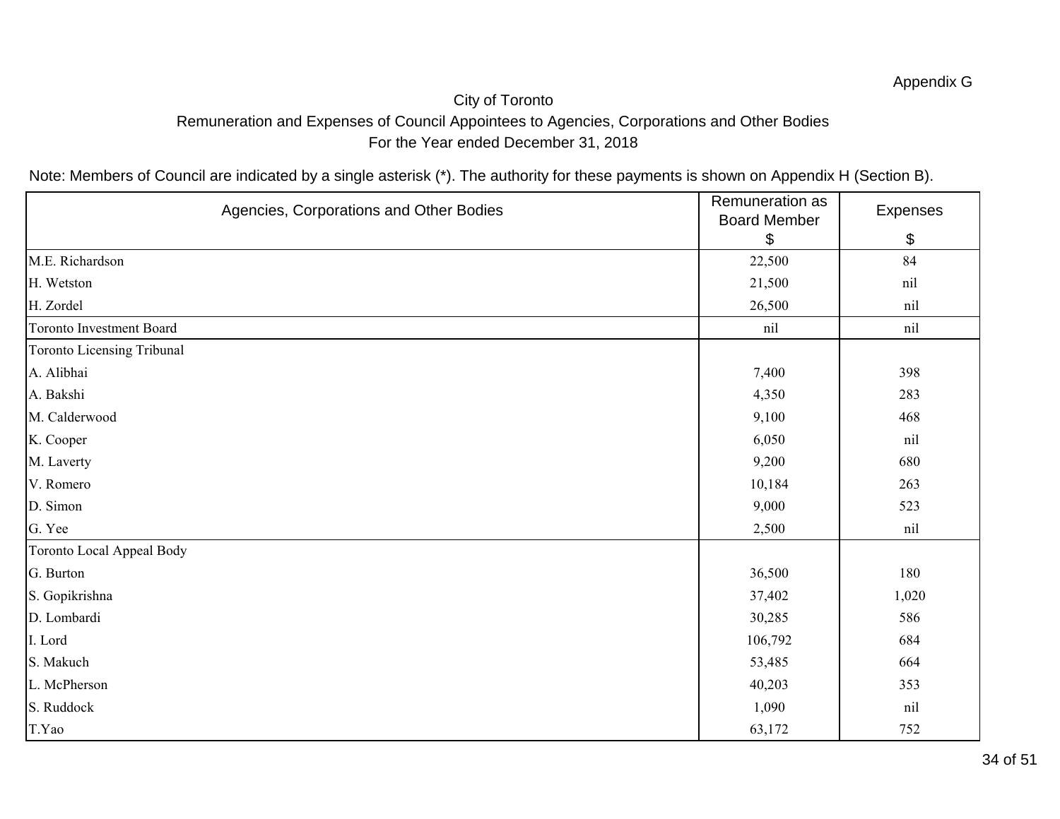Appendix G

City of Toronto

Remuneration and Expenses of Council Appointees to Agencies, Corporations and Other Bodies

For the Year ended December 31, 2018

Note: Members of Council are indicated by a single asterisk (*). The authority for these payments is shown on Appendix H (Section B).

| Agencies, Corporations and Other Bodies | Remuneration as Board Member $ | Expenses $ |
|---|---|---|
| M.E. Richardson | 22,500 | 84 |
| H. Wetston | 21,500 | nil |
| H. Zordel | 26,500 | nil |
| Toronto Investment Board | nil | nil |
| Toronto Licensing Tribunal | | |
| A. Alibhai | 7,400 | 398 |
| A. Bakshi | 4,350 | 283 |
| M. Calderwood | 9,100 | 468 |
| K. Cooper | 6,050 | nil |
| M. Laverty | 9,200 | 680 |
| V. Romero | 10,184 | 263 |
| D. Simon | 9,000 | 523 |
| G. Yee | 2,500 | nil |
| Toronto Local Appeal Body | | |
| G. Burton | 36,500 | 180 |
| S. Gopikrishna | 37,402 | 1,020 |
| D. Lombardi | 30,285 | 586 |
| I. Lord | 106,792 | 684 |
| S. Makuch | 53,485 | 664 |
| L. McPherson | 40,203 | 353 |
| S. Ruddock | 1,090 | nil |
| T.Yao | 63,172 | 752 |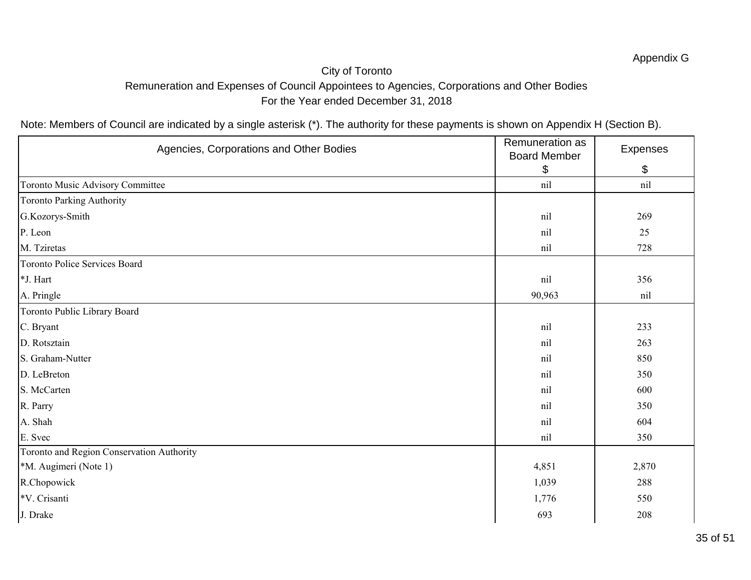Appendix G

City of Toronto

Remuneration and Expenses of Council Appointees to Agencies, Corporations and Other Bodies

For the Year ended December 31, 2018

Note: Members of Council are indicated by a single asterisk (*). The authority for these payments is shown on Appendix H (Section B).

| Agencies, Corporations and Other Bodies | Remuneration as Board Member $ | Expenses $ |
|---|---|---|
| Toronto Music Advisory Committee | nil | nil |
| Toronto Parking Authority | | |
| G.Kozorys-Smith | nil | 269 |
| P. Leon | nil | 25 |
| M. Tziretas | nil | 728 |
| Toronto Police Services Board | | |
| *J. Hart | nil | 356 |
| A. Pringle | 90,963 | nil |
| Toronto Public Library Board | | |
| C. Bryant | nil | 233 |
| D. Rotsztain | nil | 263 |
| S. Graham-Nutter | nil | 850 |
| D. LeBreton | nil | 350 |
| S. McCarten | nil | 600 |
| R. Parry | nil | 350 |
| A. Shah | nil | 604 |
| E. Svec | nil | 350 |
| Toronto and Region Conservation Authority | | |
| *M. Augimeri (Note 1) | 4,851 | 2,870 |
| R.Chopowick | 1,039 | 288 |
| *V. Crisanti | 1,776 | 550 |
| J. Drake | 693 | 208 |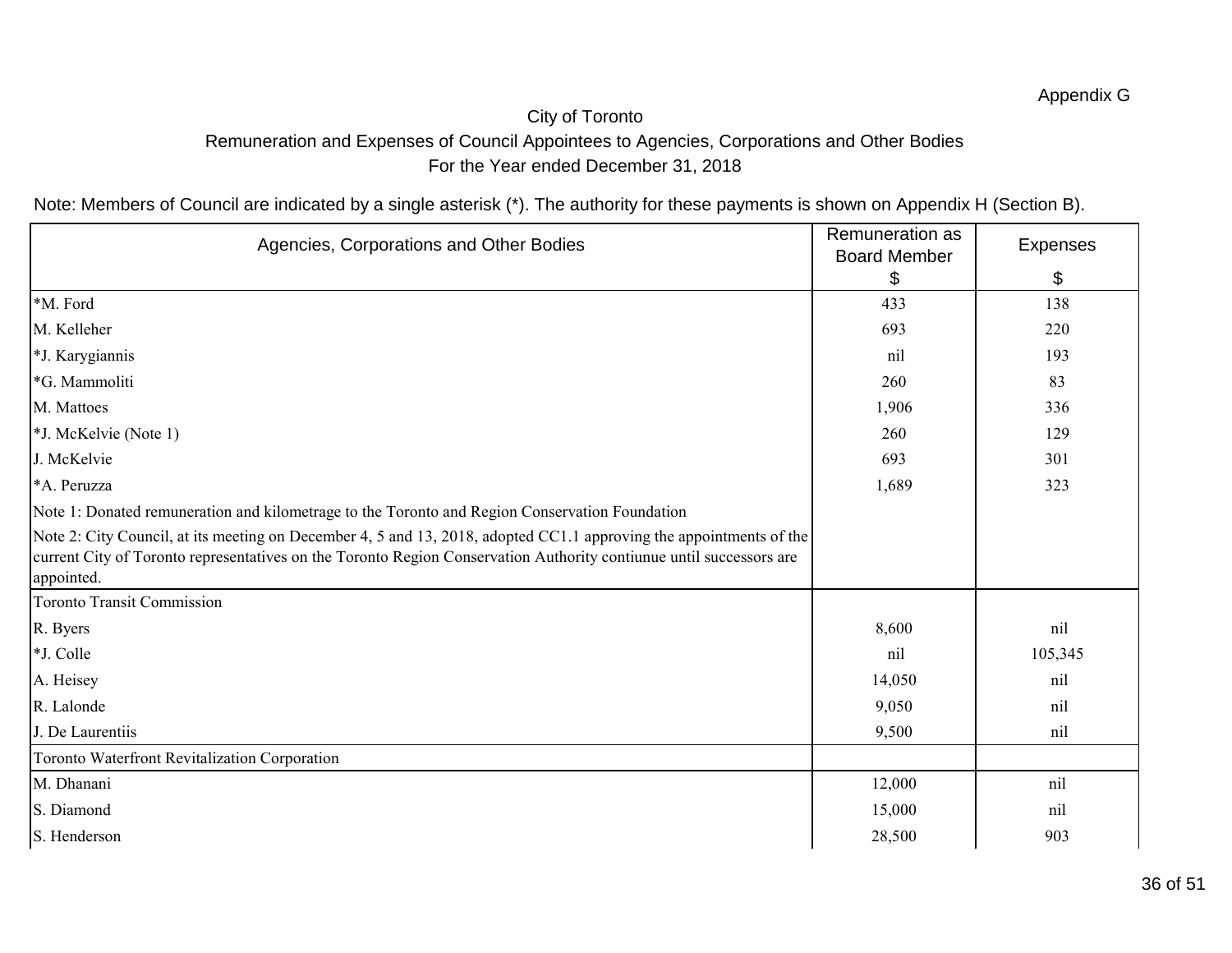Appendix G

City of Toronto
Remuneration and Expenses of Council Appointees to Agencies, Corporations and Other Bodies
For the Year ended December 31, 2018

Note: Members of Council are indicated by a single asterisk (*). The authority for these payments is shown on Appendix H (Section B).

| Agencies, Corporations and Other Bodies | Remuneration as Board Member $ | Expenses $ |
|---|---|---|
| *M. Ford | 433 | 138 |
| M. Kelleher | 693 | 220 |
| *J. Karygiannis | nil | 193 |
| *G. Mammoliti | 260 | 83 |
| M. Mattoes | 1,906 | 336 |
| *J. McKelvie (Note 1) | 260 | 129 |
| J. McKelvie | 693 | 301 |
| *A. Peruzza | 1,689 | 323 |
| Note 1: Donated remuneration and kilometrage to the Toronto and Region Conservation Foundation | | |
| Note 2: City Council, at its meeting on December 4, 5 and 13, 2018, adopted CC1.1 approving the appointments of the current City of Toronto representatives on the Toronto Region Conservation Authority contiunue until successors are appointed. | | |
| Toronto Transit Commission | | |
| R. Byers | 8,600 | nil |
| *J. Colle | nil | 105,345 |
| A. Heisey | 14,050 | nil |
| R. Lalonde | 9,050 | nil |
| J. De Laurentiis | 9,500 | nil |
| Toronto Waterfront Revitalization Corporation | | |
| M. Dhanani | 12,000 | nil |
| S. Diamond | 15,000 | nil |
| S. Henderson | 28,500 | 903 |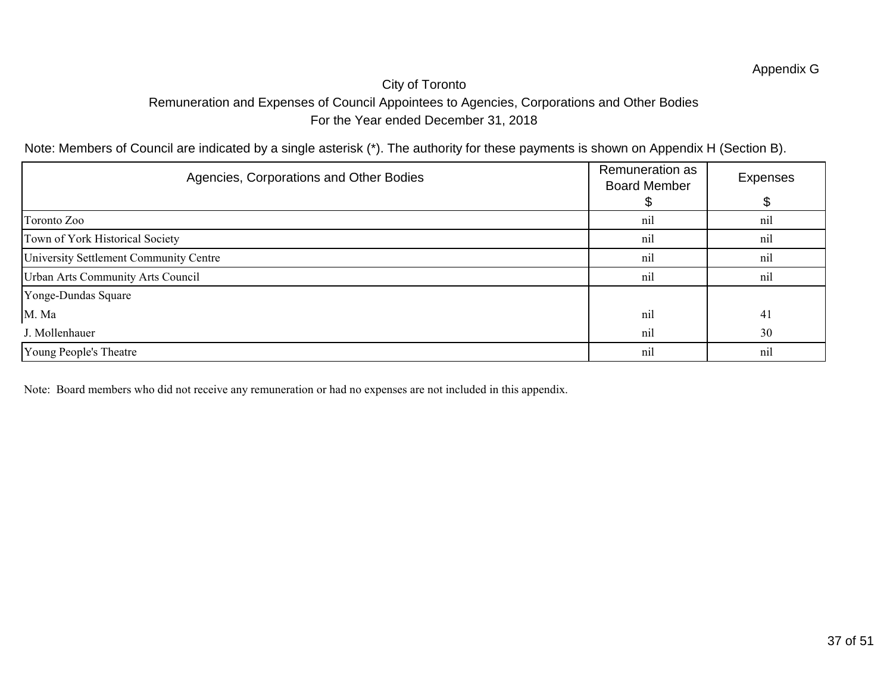Appendix G

# City of Toronto

## Remuneration and Expenses of Council Appointees to Agencies, Corporations and Other Bodies

## For the Year ended December 31, 2018

Note: Members of Council are indicated by a single asterisk (*). The authority for these payments is shown on Appendix H (Section B).

| Agencies, Corporations and Other Bodies | Remuneration as Board Member $ | Expenses $ |
|---|---|---|
| Toronto Zoo | nil | nil |
| Town of York Historical Society | nil | nil |
| University Settlement Community Centre | nil | nil |
| Urban Arts Community Arts Council | nil | nil |
| Yonge-Dundas Square | | |
| M. Ma | nil | 41 |
| J. Mollenhauer | nil | 30 |
| Young People's Theatre | nil | nil |

Note: Board members who did not receive any remuneration or had no expenses are not included in this appendix.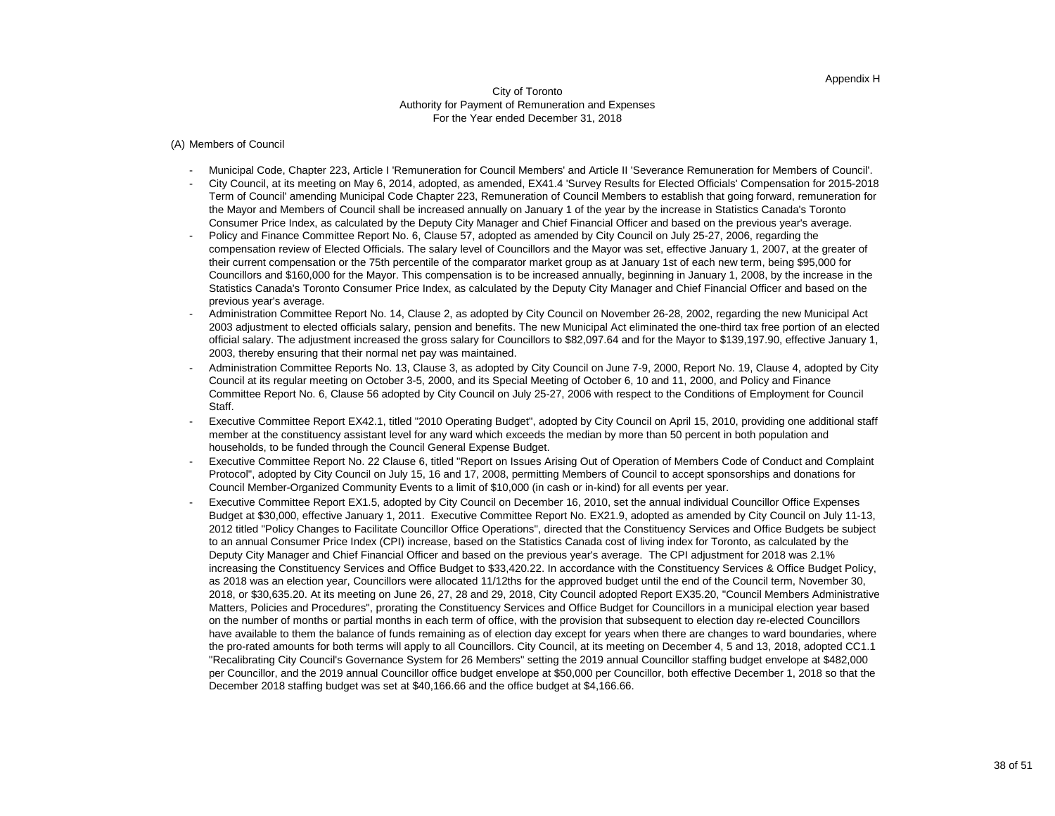Appendix H

City of Toronto
Authority for Payment of Remuneration and Expenses
For the Year ended December 31, 2018

(A) Members of Council

- Municipal Code, Chapter 223, Article I 'Remuneration for Council Members' and Article II 'Severance Remuneration for Members of Council'.
- City Council, at its meeting on May 6, 2014, adopted, as amended, EX41.4 'Survey Results for Elected Officials' Compensation for 2015-2018 Term of Council' amending Municipal Code Chapter 223, Remuneration of Council Members to establish that going forward, remuneration for the Mayor and Members of Council shall be increased annually on January 1 of the year by the increase in Statistics Canada's Toronto Consumer Price Index, as calculated by the Deputy City Manager and Chief Financial Officer and based on the previous year's average.
- Policy and Finance Committee Report No. 6, Clause 57, adopted as amended by City Council on July 25-27, 2006, regarding the compensation review of Elected Officials. The salary level of Councillors and the Mayor was set, effective January 1, 2007, at the greater of their current compensation or the 75th percentile of the comparator market group as at January 1st of each new term, being $95,000 for Councillors and $160,000 for the Mayor. This compensation is to be increased annually, beginning in January 1, 2008, by the increase in the Statistics Canada's Toronto Consumer Price Index, as calculated by the Deputy City Manager and Chief Financial Officer and based on the previous year's average.
- Administration Committee Report No. 14, Clause 2, as adopted by City Council on November 26-28, 2002, regarding the new Municipal Act 2003 adjustment to elected officials salary, pension and benefits. The new Municipal Act eliminated the one-third tax free portion of an elected official salary. The adjustment increased the gross salary for Councillors to $82,097.64 and for the Mayor to $139,197.90, effective January 1, 2003, thereby ensuring that their normal net pay was maintained.
- Administration Committee Reports No. 13, Clause 3, as adopted by City Council on June 7-9, 2000, Report No. 19, Clause 4, adopted by City Council at its regular meeting on October 3-5, 2000, and its Special Meeting of October 6, 10 and 11, 2000, and Policy and Finance Committee Report No. 6, Clause 56 adopted by City Council on July 25-27, 2006 with respect to the Conditions of Employment for Council Staff.
- Executive Committee Report EX42.1, titled "2010 Operating Budget", adopted by City Council on April 15, 2010, providing one additional staff member at the constituency assistant level for any ward which exceeds the median by more than 50 percent in both population and households, to be funded through the Council General Expense Budget.
- Executive Committee Report No. 22 Clause 6, titled "Report on Issues Arising Out of Operation of Members Code of Conduct and Complaint Protocol", adopted by City Council on July 15, 16 and 17, 2008, permitting Members of Council to accept sponsorships and donations for Council Member-Organized Community Events to a limit of $10,000 (in cash or in-kind) for all events per year.
- Executive Committee Report EX1.5, adopted by City Council on December 16, 2010, set the annual individual Councillor Office Expenses Budget at $30,000, effective January 1, 2011. Executive Committee Report No. EX21.9, adopted as amended by City Council on July 11-13, 2012 titled "Policy Changes to Facilitate Councillor Office Operations", directed that the Constituency Services and Office Budgets be subject to an annual Consumer Price Index (CPI) increase, based on the Statistics Canada cost of living index for Toronto, as calculated by the Deputy City Manager and Chief Financial Officer and based on the previous year's average. The CPI adjustment for 2018 was 2.1% increasing the Constituency Services and Office Budget to $33,420.22. In accordance with the Constituency Services & Office Budget Policy, as 2018 was an election year, Councillors were allocated 11/12ths for the approved budget until the end of the Council term, November 30, 2018, or $30,635.20. At its meeting on June 26, 27, 28 and 29, 2018, City Council adopted Report EX35.20, "Council Members Administrative Matters, Policies and Procedures", prorating the Constituency Services and Office Budget for Councillors in a municipal election year based on the number of months or partial months in each term of office, with the provision that subsequent to election day re-elected Councillors have available to them the balance of funds remaining as of election day except for years when there are changes to ward boundaries, where the pro-rated amounts for both terms will apply to all Councillors. City Council, at its meeting on December 4, 5 and 13, 2018, adopted CC1.1 "Recalibrating City Council's Governance System for 26 Members" setting the 2019 annual Councillor staffing budget envelope at $482,000 per Councillor, and the 2019 annual Councillor office budget envelope at $50,000 per Councillor, both effective December 1, 2018 so that the December 2018 staffing budget was set at $40,166.66 and the office budget at $4,166.66.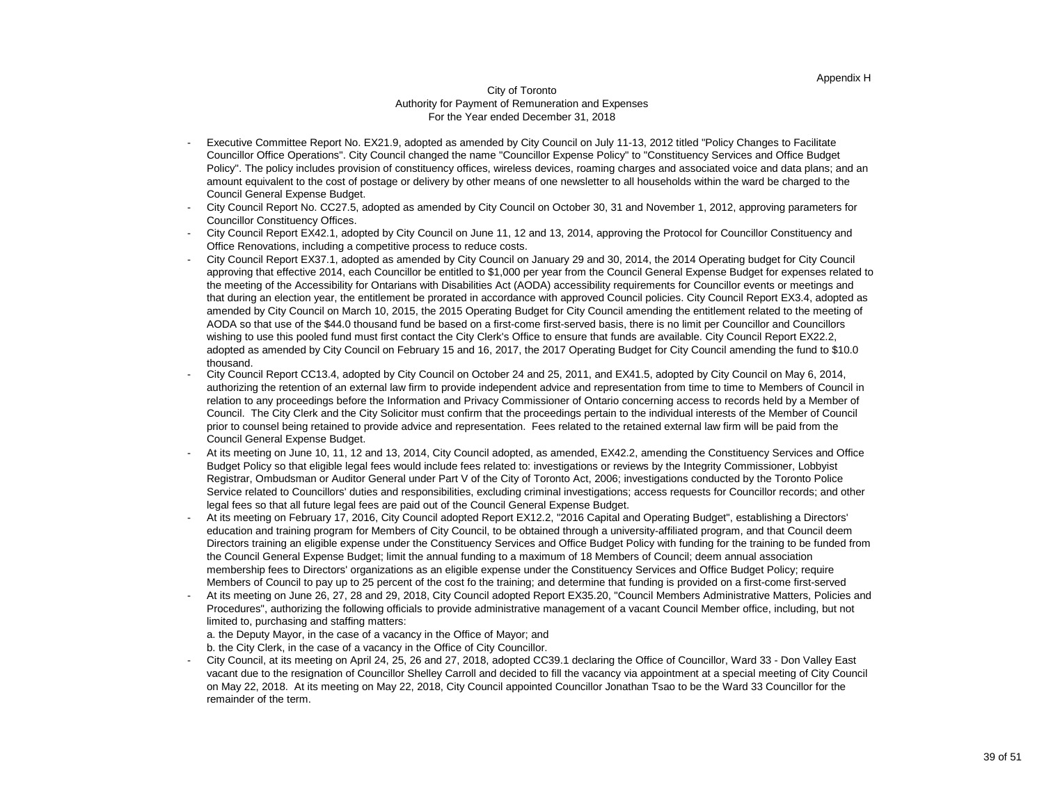Appendix H

City of Toronto
Authority for Payment of Remuneration and Expenses
For the Year ended December 31, 2018

- Executive Committee Report No. EX21.9, adopted as amended by City Council on July 11-13, 2012 titled "Policy Changes to Facilitate Councillor Office Operations". City Council changed the name "Councillor Expense Policy" to "Constituency Services and Office Budget Policy". The policy includes provision of constituency offices, wireless devices, roaming charges and associated voice and data plans; and an amount equivalent to the cost of postage or delivery by other means of one newsletter to all households within the ward be charged to the Council General Expense Budget.
- City Council Report No. CC27.5, adopted as amended by City Council on October 30, 31 and November 1, 2012, approving parameters for Councillor Constituency Offices.
- City Council Report EX42.1, adopted by City Council on June 11, 12 and 13, 2014, approving the Protocol for Councillor Constituency and Office Renovations, including a competitive process to reduce costs.
- City Council Report EX37.1, adopted as amended by City Council on January 29 and 30, 2014, the 2014 Operating budget for City Council approving that effective 2014, each Councillor be entitled to $1,000 per year from the Council General Expense Budget for expenses related to the meeting of the Accessibility for Ontarians with Disabilities Act (AODA) accessibility requirements for Councillor events or meetings and that during an election year, the entitlement be prorated in accordance with approved Council policies. City Council Report EX3.4, adopted as amended by City Council on March 10, 2015, the 2015 Operating Budget for City Council amending the entitlement related to the meeting of AODA so that use of the $44.0 thousand fund be based on a first-come first-served basis, there is no limit per Councillor and Councillors wishing to use this pooled fund must first contact the City Clerk's Office to ensure that funds are available. City Council Report EX22.2, adopted as amended by City Council on February 15 and 16, 2017, the 2017 Operating Budget for City Council amending the fund to $10.0 thousand.
- City Council Report CC13.4, adopted by City Council on October 24 and 25, 2011, and EX41.5, adopted by City Council on May 6, 2014, authorizing the retention of an external law firm to provide independent advice and representation from time to time to Members of Council in relation to any proceedings before the Information and Privacy Commissioner of Ontario concerning access to records held by a Member of Council. The City Clerk and the City Solicitor must confirm that the proceedings pertain to the individual interests of the Member of Council prior to counsel being retained to provide advice and representation. Fees related to the retained external law firm will be paid from the Council General Expense Budget.
- At its meeting on June 10, 11, 12 and 13, 2014, City Council adopted, as amended, EX42.2, amending the Constituency Services and Office Budget Policy so that eligible legal fees would include fees related to: investigations or reviews by the Integrity Commissioner, Lobbyist Registrar, Ombudsman or Auditor General under Part V of the City of Toronto Act, 2006; investigations conducted by the Toronto Police Service related to Councillors' duties and responsibilities, excluding criminal investigations; access requests for Councillor records; and other legal fees so that all future legal fees are paid out of the Council General Expense Budget.
- At its meeting on February 17, 2016, City Council adopted Report EX12.2, "2016 Capital and Operating Budget", establishing a Directors' education and training program for Members of City Council, to be obtained through a university-affiliated program, and that Council deem Directors training an eligible expense under the Constituency Services and Office Budget Policy with funding for the training to be funded from the Council General Expense Budget; limit the annual funding to a maximum of 18 Members of Council; deem annual association membership fees to Directors' organizations as an eligible expense under the Constituency Services and Office Budget Policy; require Members of Council to pay up to 25 percent of the cost fo the training; and determine that funding is provided on a first-come first-served
- At its meeting on June 26, 27, 28 and 29, 2018, City Council adopted Report EX35.20, "Council Members Administrative Matters, Policies and Procedures", authorizing the following officials to provide administrative management of a vacant Council Member office, including, but not limited to, purchasing and staffing matters:
  a. the Deputy Mayor, in the case of a vacancy in the Office of Mayor; and
  b. the City Clerk, in the case of a vacancy in the Office of City Councillor.
- City Council, at its meeting on April 24, 25, 26 and 27, 2018, adopted CC39.1 declaring the Office of Councillor, Ward 33 - Don Valley East vacant due to the resignation of Councillor Shelley Carroll and decided to fill the vacancy via appointment at a special meeting of City Council on May 22, 2018. At its meeting on May 22, 2018, City Council appointed Councillor Jonathan Tsao to be the Ward 33 Councillor for the remainder of the term.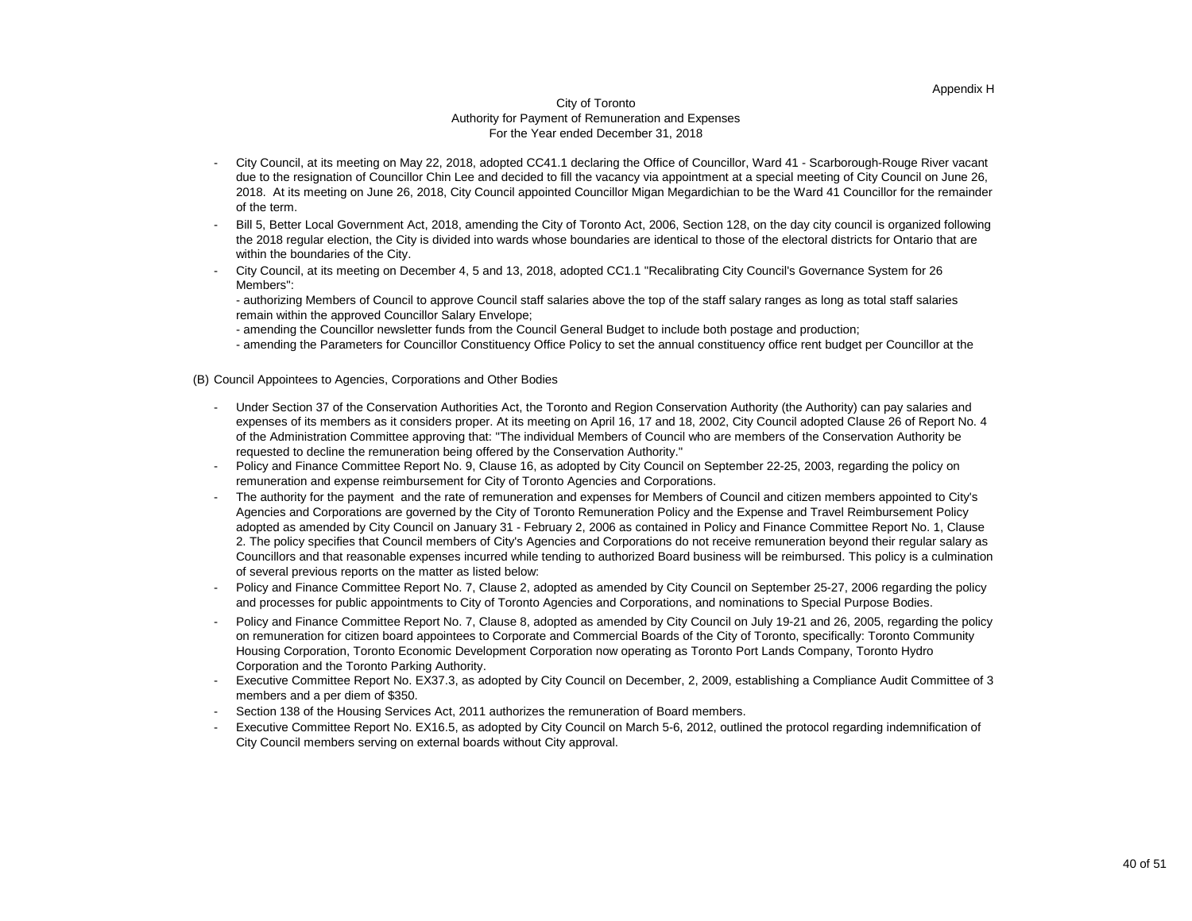Appendix H

City of Toronto
Authority for Payment of Remuneration and Expenses
For the Year ended December 31, 2018

- City Council, at its meeting on May 22, 2018, adopted CC41.1 declaring the Office of Councillor, Ward 41 - Scarborough-Rouge River vacant due to the resignation of Councillor Chin Lee and decided to fill the vacancy via appointment at a special meeting of City Council on June 26, 2018. At its meeting on June 26, 2018, City Council appointed Councillor Migan Megardichian to be the Ward 41 Councillor for the remainder of the term.
- Bill 5, Better Local Government Act, 2018, amending the City of Toronto Act, 2006, Section 128, on the day city council is organized following the 2018 regular election, the City is divided into wards whose boundaries are identical to those of the electoral districts for Ontario that are within the boundaries of the City.
- City Council, at its meeting on December 4, 5 and 13, 2018, adopted CC1.1 "Recalibrating City Council's Governance System for 26 Members":
  - authorizing Members of Council to approve Council staff salaries above the top of the staff salary ranges as long as total staff salaries remain within the approved Councillor Salary Envelope;
  - amending the Councillor newsletter funds from the Council General Budget to include both postage and production;
  - amending the Parameters for Councillor Constituency Office Policy to set the annual constituency office rent budget per Councillor at the

(B) Council Appointees to Agencies, Corporations and Other Bodies

- Under Section 37 of the Conservation Authorities Act, the Toronto and Region Conservation Authority (the Authority) can pay salaries and expenses of its members as it considers proper. At its meeting on April 16, 17 and 18, 2002, City Council adopted Clause 26 of Report No. 4 of the Administration Committee approving that: "The individual Members of Council who are members of the Conservation Authority be requested to decline the remuneration being offered by the Conservation Authority."
- Policy and Finance Committee Report No. 9, Clause 16, as adopted by City Council on September 22-25, 2003, regarding the policy on remuneration and expense reimbursement for City of Toronto Agencies and Corporations.
- The authority for the payment and the rate of remuneration and expenses for Members of Council and citizen members appointed to City's Agencies and Corporations are governed by the City of Toronto Remuneration Policy and the Expense and Travel Reimbursement Policy adopted as amended by City Council on January 31 - February 2, 2006 as contained in Policy and Finance Committee Report No. 1, Clause 2. The policy specifies that Council members of City's Agencies and Corporations do not receive remuneration beyond their regular salary as Councillors and that reasonable expenses incurred while tending to authorized Board business will be reimbursed. This policy is a culmination of several previous reports on the matter as listed below:
- Policy and Finance Committee Report No. 7, Clause 2, adopted as amended by City Council on September 25-27, 2006 regarding the policy and processes for public appointments to City of Toronto Agencies and Corporations, and nominations to Special Purpose Bodies.
- Policy and Finance Committee Report No. 7, Clause 8, adopted as amended by City Council on July 19-21 and 26, 2005, regarding the policy on remuneration for citizen board appointees to Corporate and Commercial Boards of the City of Toronto, specifically: Toronto Community Housing Corporation, Toronto Economic Development Corporation now operating as Toronto Port Lands Company, Toronto Hydro Corporation and the Toronto Parking Authority.
- Executive Committee Report No. EX37.3, as adopted by City Council on December, 2, 2009, establishing a Compliance Audit Committee of 3 members and a per diem of $350.
- Section 138 of the Housing Services Act, 2011 authorizes the remuneration of Board members.
- Executive Committee Report No. EX16.5, as adopted by City Council on March 5-6, 2012, outlined the protocol regarding indemnification of City Council members serving on external boards without City approval.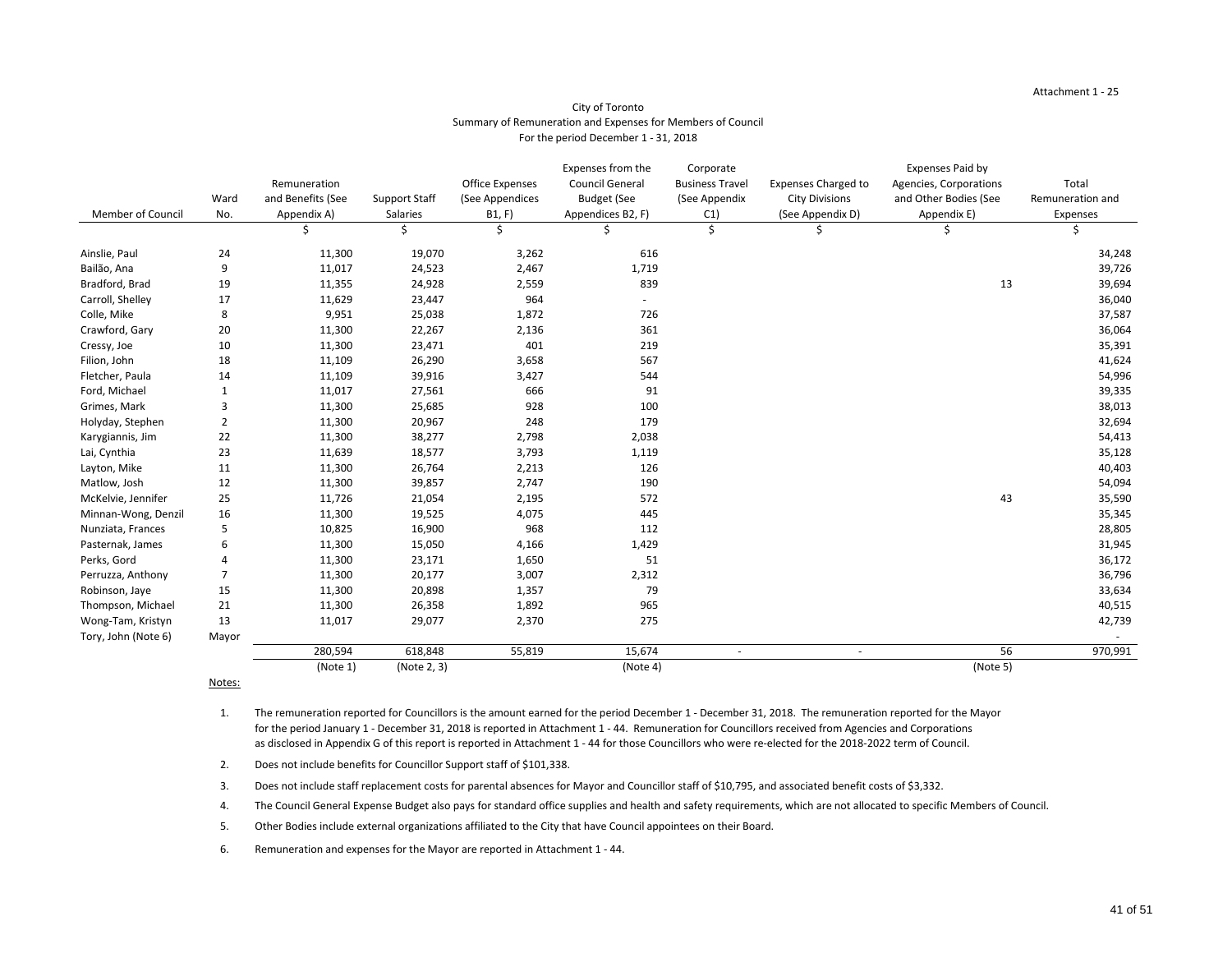Attachment 1 - 25

City of Toronto
Summary of Remuneration and Expenses for Members of Council
For the period December 1 - 31, 2018

| Member of Council | Ward No. | Remuneration and Benefits (See Appendix A) | Support Staff Salaries | Office Expenses (See Appendices B1, F) | Expenses from the Council General Budget (See Appendices B2, F) | Corporate Business Travel (See Appendix C1) | Expenses Charged to City Divisions (See Appendix D) | Expenses Paid by Agencies, Corporations and Other Bodies (See Appendix E) | Total Remuneration and Expenses |
|---|---|---|---|---|---|---|---|---|---|
| | | $ | $ | $ | $ | $ | $ | $ | $ |
| Ainslie, Paul | 24 | 11,300 | 19,070 | 3,262 | 616 | | | | 34,248 |
| Bailão, Ana | 9 | 11,017 | 24,523 | 2,467 | 1,719 | | | | 39,726 |
| Bradford, Brad | 19 | 11,355 | 24,928 | 2,559 | 839 | | | 13 | 39,694 |
| Carroll, Shelley | 17 | 11,629 | 23,447 | 964 | - | | | | 36,040 |
| Colle, Mike | 8 | 9,951 | 25,038 | 1,872 | 726 | | | | 37,587 |
| Crawford, Gary | 20 | 11,300 | 22,267 | 2,136 | 361 | | | | 36,064 |
| Cressy, Joe | 10 | 11,300 | 23,471 | 401 | 219 | | | | 35,391 |
| Filion, John | 18 | 11,109 | 26,290 | 3,658 | 567 | | | | 41,624 |
| Fletcher, Paula | 14 | 11,109 | 39,916 | 3,427 | 544 | | | | 54,996 |
| Ford, Michael | 1 | 11,017 | 27,561 | 666 | 91 | | | | 39,335 |
| Grimes, Mark | 3 | 11,300 | 25,685 | 928 | 100 | | | | 38,013 |
| Holyday, Stephen | 2 | 11,300 | 20,967 | 248 | 179 | | | | 32,694 |
| Karygiannis, Jim | 22 | 11,300 | 38,277 | 2,798 | 2,038 | | | | 54,413 |
| Lai, Cynthia | 23 | 11,639 | 18,577 | 3,793 | 1,119 | | | | 35,128 |
| Layton, Mike | 11 | 11,300 | 26,764 | 2,213 | 126 | | | | 40,403 |
| Matlow, Josh | 12 | 11,300 | 39,857 | 2,747 | 190 | | | | 54,094 |
| McKelvie, Jennifer | 25 | 11,726 | 21,054 | 2,195 | 572 | | | 43 | 35,590 |
| Minnan-Wong, Denzil | 16 | 11,300 | 19,525 | 4,075 | 445 | | | | 35,345 |
| Nunziata, Frances | 5 | 10,825 | 16,900 | 968 | 112 | | | | 28,805 |
| Pasternak, James | 6 | 11,300 | 15,050 | 4,166 | 1,429 | | | | 31,945 |
| Perks, Gord | 4 | 11,300 | 23,171 | 1,650 | 51 | | | | 36,172 |
| Perruzza, Anthony | 7 | 11,300 | 20,177 | 3,007 | 2,312 | | | | 36,796 |
| Robinson, Jaye | 15 | 11,300 | 20,898 | 1,357 | 79 | | | | 33,634 |
| Thompson, Michael | 21 | 11,300 | 26,358 | 1,892 | 965 | | | | 40,515 |
| Wong-Tam, Kristyn | 13 | 11,017 | 29,077 | 2,370 | 275 | | | | 42,739 |
| Tory, John (Note 6) | Mayor | | | | | | | | - |
| | | 280,594 | 618,848 | 55,819 | 15,674 | - | - | 56 | 970,991 |
| | | (Note 1) | (Note 2, 3) | | (Note 4) | | | (Note 5) | |

Notes:

1. The remuneration reported for Councillors is the amount earned for the period December 1 - December 31, 2018. The remuneration reported for the Mayor for the period January 1 - December 31, 2018 is reported in Attachment 1 - 44. Remuneration for Councillors received from Agencies and Corporations as disclosed in Appendix G of this report is reported in Attachment 1 - 44 for those Councillors who were re-elected for the 2018-2022 term of Council.
2. Does not include benefits for Councillor Support staff of $101,338.
3. Does not include staff replacement costs for parental absences for Mayor and Councillor staff of $10,795, and associated benefit costs of $3,332.
4. The Council General Expense Budget also pays for standard office supplies and health and safety requirements, which are not allocated to specific Members of Council.
5. Other Bodies include external organizations affiliated to the City that have Council appointees on their Board.
6. Remuneration and expenses for the Mayor are reported in Attachment 1 - 44.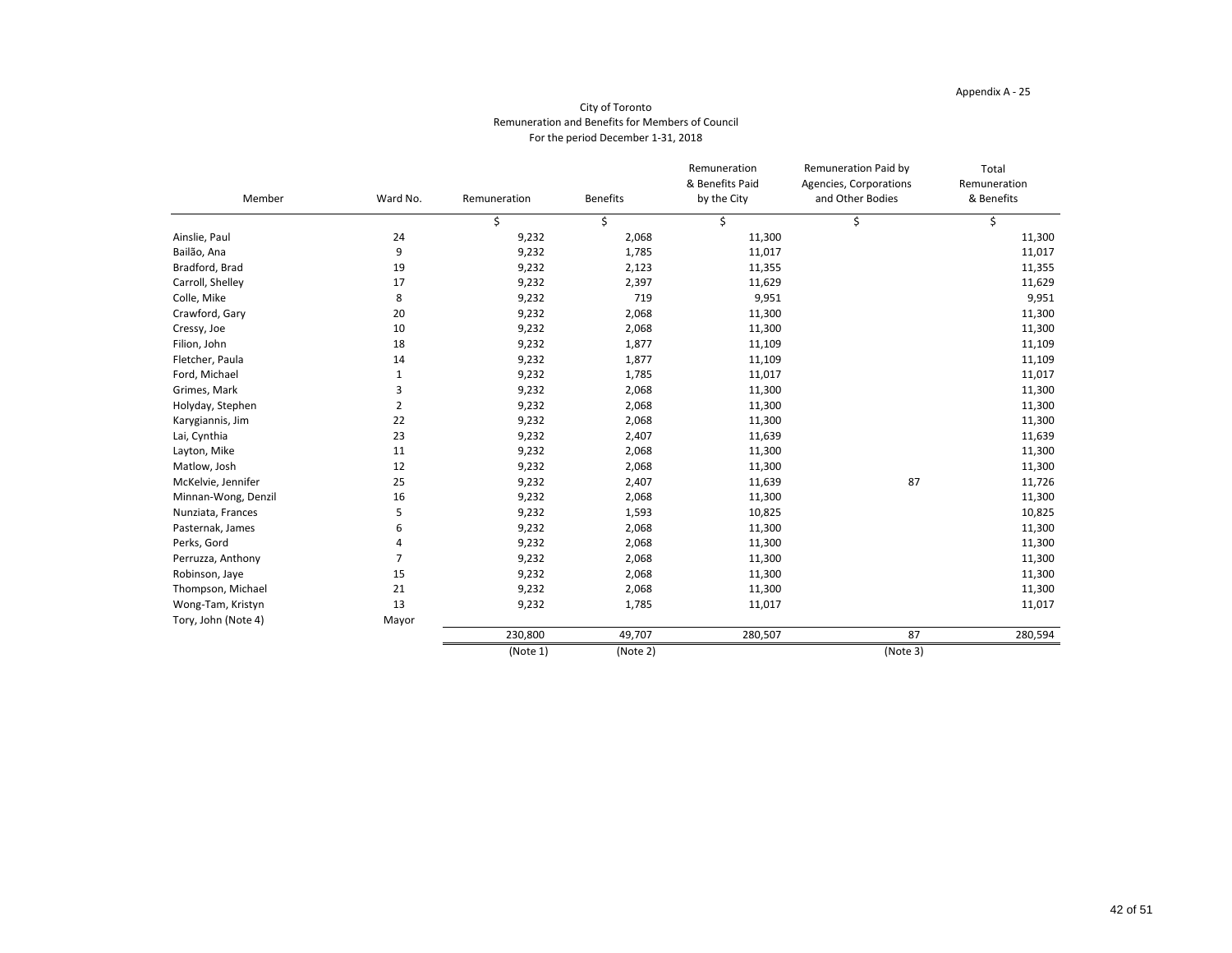Appendix A - 25

City of Toronto
Remuneration and Benefits for Members of Council
For the period December 1-31, 2018

| Member | Ward No. | Remuneration | Benefits | Remuneration & Benefits Paid by the City | Remuneration Paid by Agencies, Corporations and Other Bodies | Total Remuneration & Benefits |
|---|---|---|---|---|---|---|
| | | $ | $ | $ | $ | $ |
| Ainslie, Paul | 24 | 9,232 | 2,068 | 11,300 | | 11,300 |
| Bailão, Ana | 9 | 9,232 | 1,785 | 11,017 | | 11,017 |
| Bradford, Brad | 19 | 9,232 | 2,123 | 11,355 | | 11,355 |
| Carroll, Shelley | 17 | 9,232 | 2,397 | 11,629 | | 11,629 |
| Colle, Mike | 8 | 9,232 | 719 | 9,951 | | 9,951 |
| Crawford, Gary | 20 | 9,232 | 2,068 | 11,300 | | 11,300 |
| Cressy, Joe | 10 | 9,232 | 2,068 | 11,300 | | 11,300 |
| Filion, John | 18 | 9,232 | 1,877 | 11,109 | | 11,109 |
| Fletcher, Paula | 14 | 9,232 | 1,877 | 11,109 | | 11,109 |
| Ford, Michael | 1 | 9,232 | 1,785 | 11,017 | | 11,017 |
| Grimes, Mark | 3 | 9,232 | 2,068 | 11,300 | | 11,300 |
| Holyday, Stephen | 2 | 9,232 | 2,068 | 11,300 | | 11,300 |
| Karygiannis, Jim | 22 | 9,232 | 2,068 | 11,300 | | 11,300 |
| Lai, Cynthia | 23 | 9,232 | 2,407 | 11,639 | | 11,639 |
| Layton, Mike | 11 | 9,232 | 2,068 | 11,300 | | 11,300 |
| Matlow, Josh | 12 | 9,232 | 2,068 | 11,300 | | 11,300 |
| McKelvie, Jennifer | 25 | 9,232 | 2,407 | 11,639 | 87 | 11,726 |
| Minnan-Wong, Denzil | 16 | 9,232 | 2,068 | 11,300 | | 11,300 |
| Nunziata, Frances | 5 | 9,232 | 1,593 | 10,825 | | 10,825 |
| Pasternak, James | 6 | 9,232 | 2,068 | 11,300 | | 11,300 |
| Perks, Gord | 4 | 9,232 | 2,068 | 11,300 | | 11,300 |
| Perruzza, Anthony | 7 | 9,232 | 2,068 | 11,300 | | 11,300 |
| Robinson, Jaye | 15 | 9,232 | 2,068 | 11,300 | | 11,300 |
| Thompson, Michael | 21 | 9,232 | 2,068 | 11,300 | | 11,300 |
| Wong-Tam, Kristyn | 13 | 9,232 | 1,785 | 11,017 | | 11,017 |
| Tory, John (Note 4) | Mayor | | | | | |
| | | 230,800 | 49,707 | 280,507 | 87 | 280,594 |
| | | (Note 1) | (Note 2) | | (Note 3) | |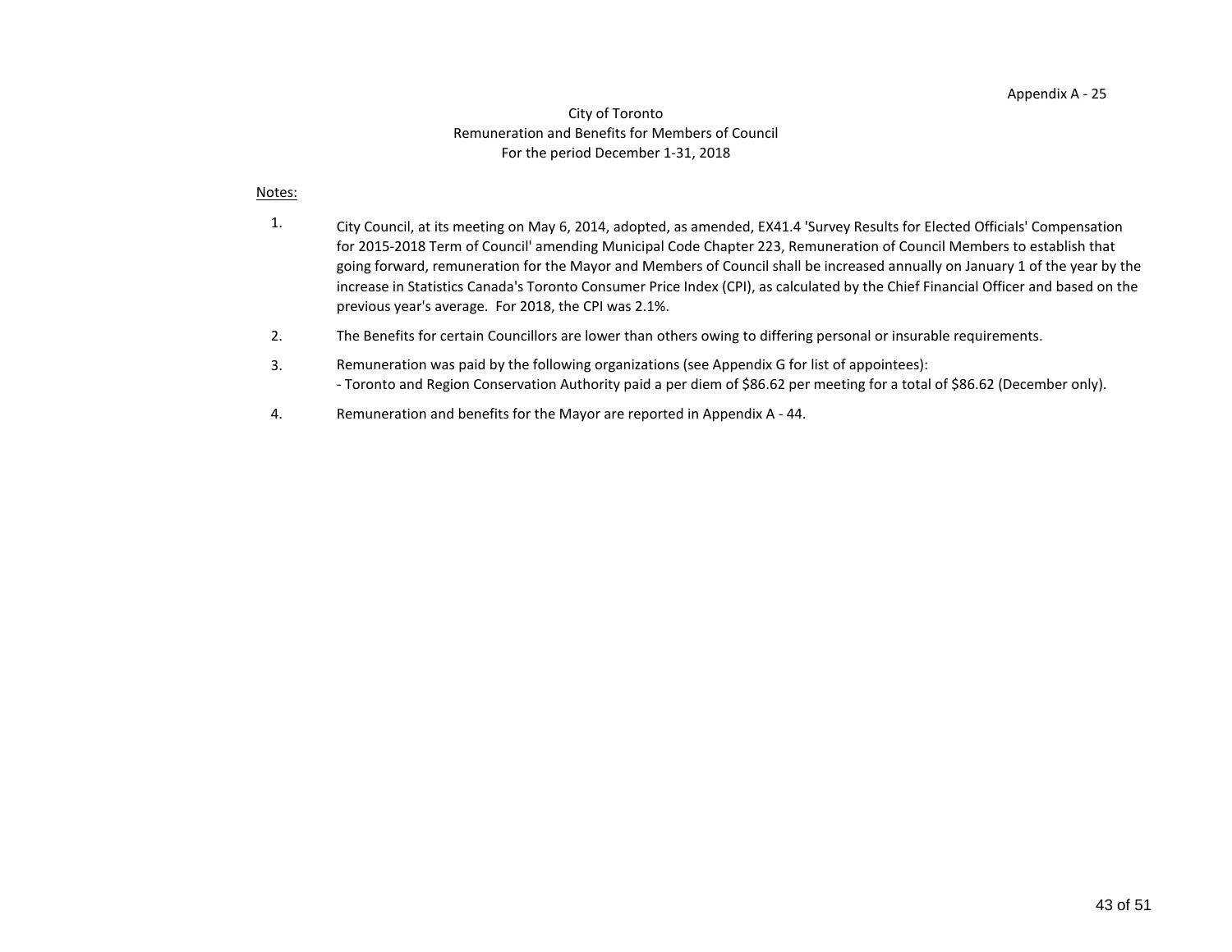Appendix A - 25

City of Toronto
Remuneration and Benefits for Members of Council
For the period December 1-31, 2018

Notes:

1. City Council, at its meeting on May 6, 2014, adopted, as amended, EX41.4 'Survey Results for Elected Officials' Compensation for 2015-2018 Term of Council' amending Municipal Code Chapter 223, Remuneration of Council Members to establish that going forward, remuneration for the Mayor and Members of Council shall be increased annually on January 1 of the year by the increase in Statistics Canada's Toronto Consumer Price Index (CPI), as calculated by the Chief Financial Officer and based on the previous year's average. For 2018, the CPI was 2.1%.

2. The Benefits for certain Councillors are lower than others owing to differing personal or insurable requirements.

3. Remuneration was paid by the following organizations (see Appendix G for list of appointees):
   - Toronto and Region Conservation Authority paid a per diem of $86.62 per meeting for a total of $86.62 (December only).

4. Remuneration and benefits for the Mayor are reported in Appendix A - 44.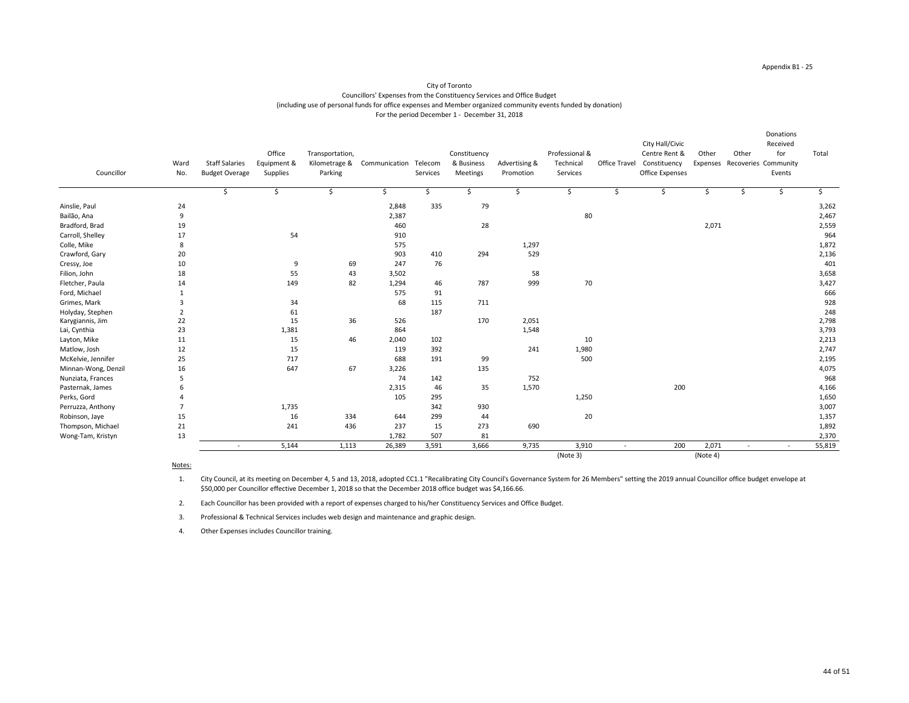Appendix B1 - 25

City of Toronto
Councillors' Expenses from the Constituency Services and Office Budget
(including use of personal funds for office expenses and Member organized community events funded by donation)
For the period December 1 - December 31, 2018

| Councillor | Ward No. | Staff Salaries Budget Overage | Office Equipment & Supplies | Transportation, Kilometrage & Parking | Communication | Telecom Services | Constituency & Business Meetings | Advertising & Promotion | Professional & Technical Services | Office Travel | City Hall/Civic Centre Rent & Constituency Office Expenses | Other Expenses | Other Recoveries | Donations Received for Community Events | Total |
|---|---|---|---|---|---|---|---|---|---|---|---|---|---|---|---|
| | | $ | $ | $ | $ | $ | $ | $ | $ | $ | $ | $ | $ | $ | $ |
| Ainslie, Paul | 24 | | | | 2,848 | 335 | 79 | | | | | | | | 3,262 |
| Bailão, Ana | 9 | | | | 2,387 | | | | 80 | | | | | | 2,467 |
| Bradford, Brad | 19 | | | | 460 | | 28 | | | | | 2,071 | | | 2,559 |
| Carroll, Shelley | 17 | | 54 | | 910 | | | | | | | | | | 964 |
| Colle, Mike | 8 | | | | 575 | | | 1,297 | | | | | | | 1,872 |
| Crawford, Gary | 20 | | | | 903 | 410 | 294 | 529 | | | | | | | 2,136 |
| Cressy, Joe | 10 | | 9 | 69 | 247 | 76 | | | | | | | | | 401 |
| Filion, John | 18 | | 55 | 43 | 3,502 | | | 58 | | | | | | | 3,658 |
| Fletcher, Paula | 14 | | 149 | 82 | 1,294 | 46 | 787 | 999 | 70 | | | | | | 3,427 |
| Ford, Michael | 1 | | | | 575 | 91 | | | | | | | | | 666 |
| Grimes, Mark | 3 | | 34 | | 68 | 115 | 711 | | | | | | | | 928 |
| Holyday, Stephen | 2 | | 61 | | | 187 | | | | | | | | | 248 |
| Karygiannis, Jim | 22 | | 15 | 36 | 526 | | 170 | 2,051 | | | | | | | 2,798 |
| Lai, Cynthia | 23 | | 1,381 | | 864 | | | 1,548 | | | | | | | 3,793 |
| Layton, Mike | 11 | | 15 | 46 | 2,040 | 102 | | | 10 | | | | | | 2,213 |
| Matlow, Josh | 12 | | 15 | | 119 | 392 | | 241 | 1,980 | | | | | | 2,747 |
| McKelvie, Jennifer | 25 | | 717 | | 688 | 191 | 99 | | 500 | | | | | | 2,195 |
| Minnan-Wong, Denzil | 16 | | 647 | 67 | 3,226 | | 135 | | | | | | | | 4,075 |
| Nunziata, Frances | 5 | | | | 74 | 142 | | 752 | | | | | | | 968 |
| Pasternak, James | 6 | | | | 2,315 | 46 | 35 | 1,570 | | | 200 | | | | 4,166 |
| Perks, Gord | 4 | | | | 105 | 295 | | | 1,250 | | | | | | 1,650 |
| Perruzza, Anthony | 7 | | 1,735 | | | 342 | 930 | | | | | | | | 3,007 |
| Robinson, Jaye | 15 | | 16 | 334 | 644 | 299 | 44 | | 20 | | | | | | 1,357 |
| Thompson, Michael | 21 | | 241 | 436 | 237 | 15 | 273 | 690 | | | | | | | 1,892 |
| Wong-Tam, Kristyn | 13 | | | | 1,782 | 507 | 81 | | | | | | | | 2,370 |
| | | - | 5,144 | 1,113 | 26,389 | 3,591 | 3,666 | 9,735 | 3,910 | - | 200 | 2,071 | - | - | 55,819 |
| | | | | | | | | | (Note 3) | | | (Note 4) | | | |

Notes:

1. City Council, at its meeting on December 4, 5 and 13, 2018, adopted CC1.1 "Recalibrating City Council's Governance System for 26 Members" setting the 2019 annual Councillor office budget envelope at $50,000 per Councillor effective December 1, 2018 so that the December 2018 office budget was $4,166.66.

2. Each Councillor has been provided with a report of expenses charged to his/her Constituency Services and Office Budget.

3. Professional & Technical Services includes web design and maintenance and graphic design.

4. Other Expenses includes Councillor training.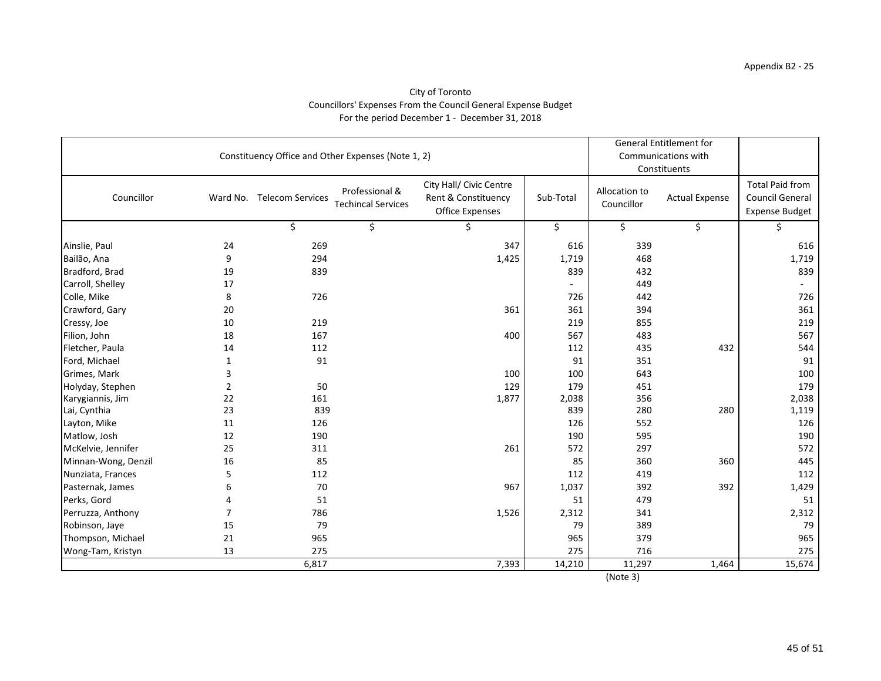Appendix B2 - 25

City of Toronto
Councillors' Expenses From the Council General Expense Budget
For the period December 1 - December 31, 2018

| Constituency Office and Other Expenses (Note 1, 2) | | | | | | General Entitlement for Communications with Constituents | | |
|---|---|---|---|---|---|---|---|---|
| Councillor | Ward No. | Telecom Services | Professional & Techincal Services | City Hall/ Civic Centre Rent & Constituency Office Expenses | Sub-Total | Allocation to Councillor | Actual Expense | Total Paid from Council General Expense Budget |
| | | $ | $ | $ | $ | $ | $ | $ |
| Ainslie, Paul | 24 | 269 | | 347 | 616 | 339 | | 616 |
| Bailão, Ana | 9 | 294 | | 1,425 | 1,719 | 468 | | 1,719 |
| Bradford, Brad | 19 | 839 | | | 839 | 432 | | 839 |
| Carroll, Shelley | 17 | | | | - | 449 | | - |
| Colle, Mike | 8 | 726 | | | 726 | 442 | | 726 |
| Crawford, Gary | 20 | | | 361 | 361 | 394 | | 361 |
| Cressy, Joe | 10 | 219 | | | 219 | 855 | | 219 |
| Filion, John | 18 | 167 | | 400 | 567 | 483 | | 567 |
| Fletcher, Paula | 14 | 112 | | | 112 | 435 | 432 | 544 |
| Ford, Michael | 1 | 91 | | | 91 | 351 | | 91 |
| Grimes, Mark | 3 | | | 100 | 100 | 643 | | 100 |
| Holyday, Stephen | 2 | 50 | | 129 | 179 | 451 | | 179 |
| Karygiannis, Jim | 22 | 161 | | 1,877 | 2,038 | 356 | | 2,038 |
| Lai, Cynthia | 23 | 839 | | | 839 | 280 | 280 | 1,119 |
| Layton, Mike | 11 | 126 | | | 126 | 552 | | 126 |
| Matlow, Josh | 12 | 190 | | | 190 | 595 | | 190 |
| McKelvie, Jennifer | 25 | 311 | | 261 | 572 | 297 | | 572 |
| Minnan-Wong, Denzil | 16 | 85 | | | 85 | 360 | 360 | 445 |
| Nunziata, Frances | 5 | 112 | | | 112 | 419 | | 112 |
| Pasternak, James | 6 | 70 | | 967 | 1,037 | 392 | 392 | 1,429 |
| Perks, Gord | 4 | 51 | | | 51 | 479 | | 51 |
| Perruzza, Anthony | 7 | 786 | | 1,526 | 2,312 | 341 | | 2,312 |
| Robinson, Jaye | 15 | 79 | | | 79 | 389 | | 79 |
| Thompson, Michael | 21 | 965 | | | 965 | 379 | | 965 |
| Wong-Tam, Kristyn | 13 | 275 | | | 275 | 716 | | 275 |
| | | 6,817 | | 7,393 | 14,210 | 11,297 | 1,464 | 15,674 |
| | | | | | | (Note 3) | | |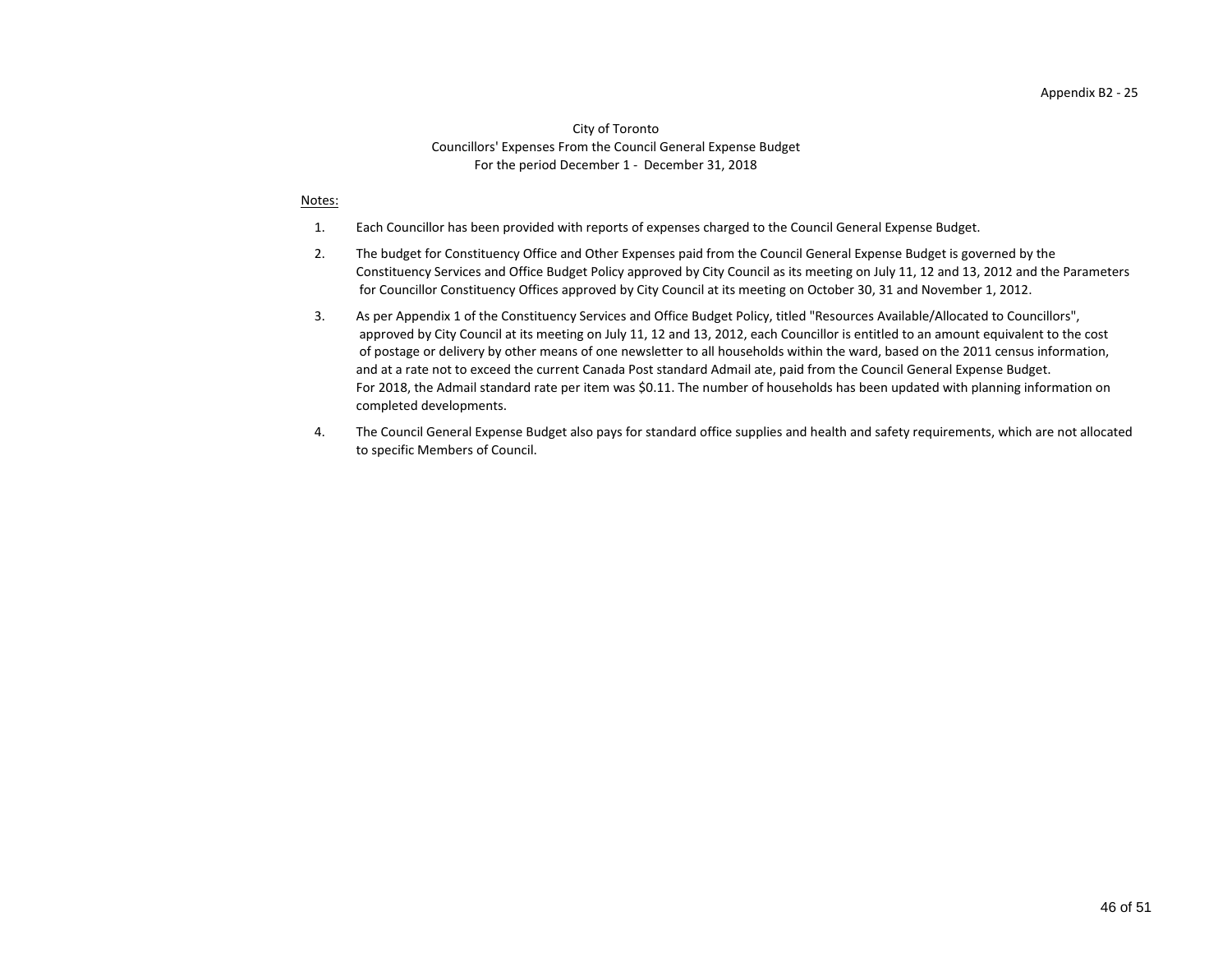Appendix B2 - 25

City of Toronto
Councillors' Expenses From the Council General Expense Budget
For the period December 1 - December 31, 2018

Notes:

1. Each Councillor has been provided with reports of expenses charged to the Council General Expense Budget.
2. The budget for Constituency Office and Other Expenses paid from the Council General Expense Budget is governed by the Constituency Services and Office Budget Policy approved by City Council as its meeting on July 11, 12 and 13, 2012 and the Parameters for Councillor Constituency Offices approved by City Council at its meeting on October 30, 31 and November 1, 2012.
3. As per Appendix 1 of the Constituency Services and Office Budget Policy, titled "Resources Available/Allocated to Councillors", approved by City Council at its meeting on July 11, 12 and 13, 2012, each Councillor is entitled to an amount equivalent to the cost of postage or delivery by other means of one newsletter to all households within the ward, based on the 2011 census information, and at a rate not to exceed the current Canada Post standard Admail ate, paid from the Council General Expense Budget. For 2018, the Admail standard rate per item was $0.11. The number of households has been updated with planning information on completed developments.
4. The Council General Expense Budget also pays for standard office supplies and health and safety requirements, which are not allocated to specific Members of Council.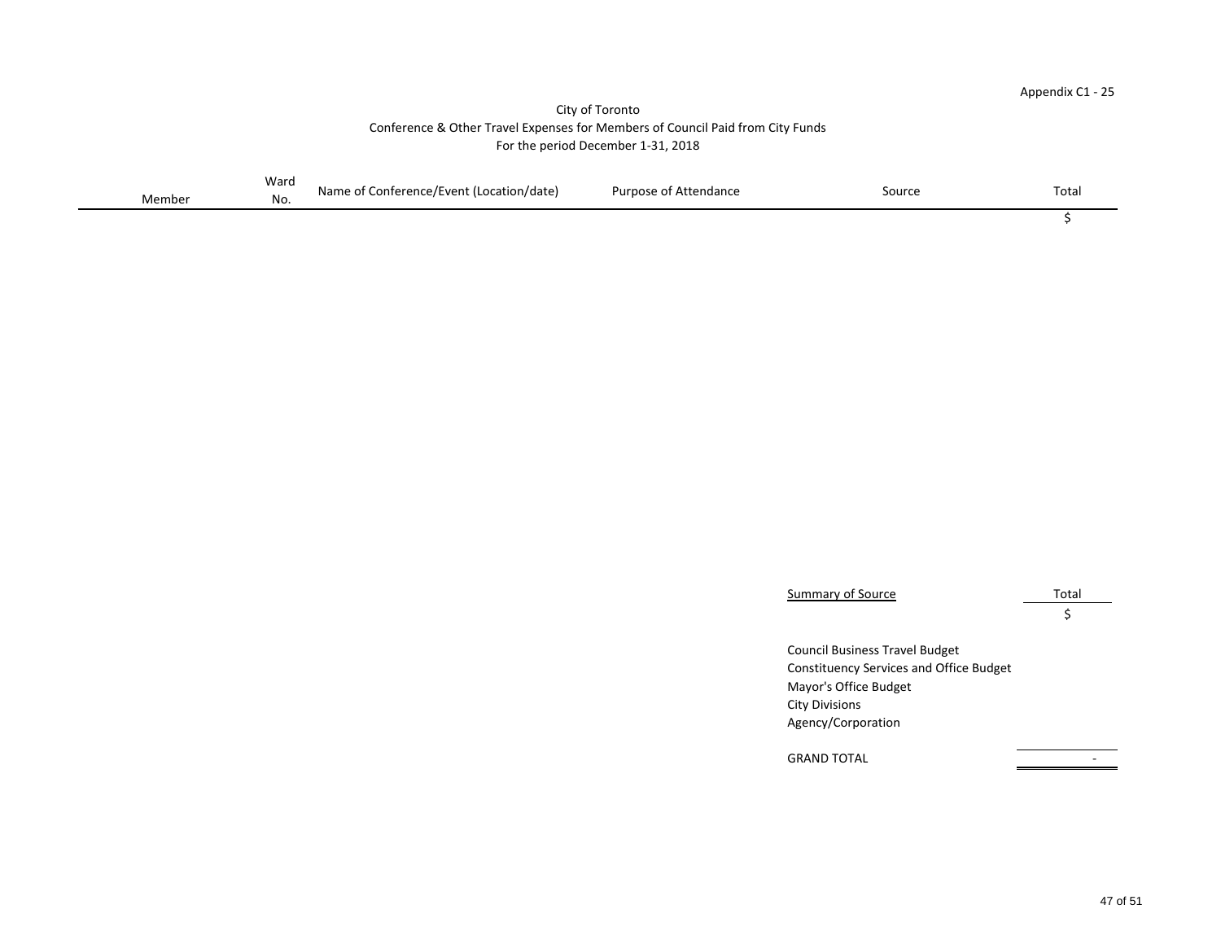Appendix C1 - 25

City of Toronto
Conference & Other Travel Expenses for Members of Council Paid from City Funds
For the period December 1-31, 2018

| Member | Ward No. | Name of Conference/Event (Location/date) | Purpose of Attendance | Source | Total |
|---|---|---|---|---|---|
| | | | | | $ |

| Summary of Source | Total |
|---|---|
| | $ |
| Council Business Travel Budget | |
| Constituency Services and Office Budget | |
| Mayor's Office Budget | |
| City Divisions | |
| Agency/Corporation | |
| GRAND TOTAL | - |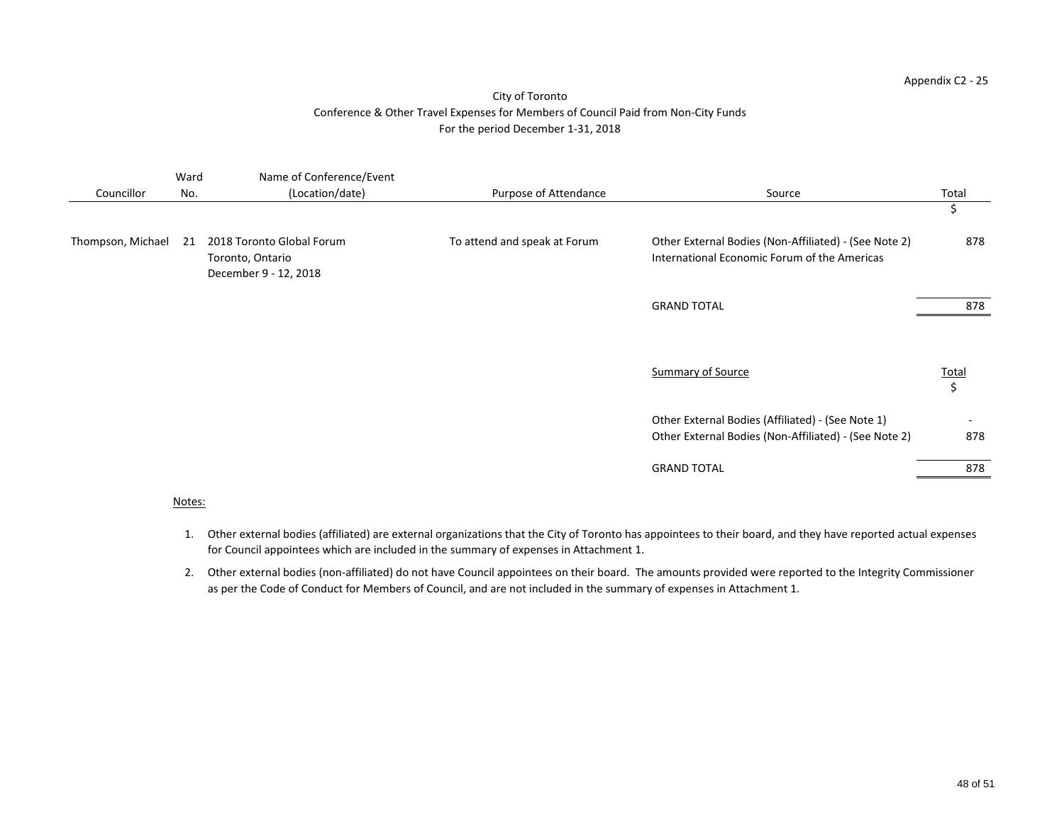Appendix C2 - 25

City of Toronto
Conference & Other Travel Expenses for Members of Council Paid from Non-City Funds
For the period December 1-31, 2018

| Councillor | Ward No. | Name of Conference/Event (Location/date) | Purpose of Attendance | Source | Total $ |
|---|---|---|---|---|---|
| Thompson, Michael | 21 | 2018 Toronto Global Forum<br>Toronto, Ontario<br>December 9 - 12, 2018 | To attend and speak at Forum | Other External Bodies (Non-Affiliated) - (See Note 2)<br>International Economic Forum of the Americas | 878 |
| | | | | GRAND TOTAL | 878 |

| Summary of Source | Total $ |
|---|---|
| Other External Bodies (Affiliated) - (See Note 1) | - |
| Other External Bodies (Non-Affiliated) - (See Note 2) | 878 |
| GRAND TOTAL | 878 |

Notes:

1. Other external bodies (affiliated) are external organizations that the City of Toronto has appointees to their board, and they have reported actual expenses for Council appointees which are included in the summary of expenses in Attachment 1.
2. Other external bodies (non-affiliated) do not have Council appointees on their board. The amounts provided were reported to the Integrity Commissioner as per the Code of Conduct for Members of Council, and are not included in the summary of expenses in Attachment 1.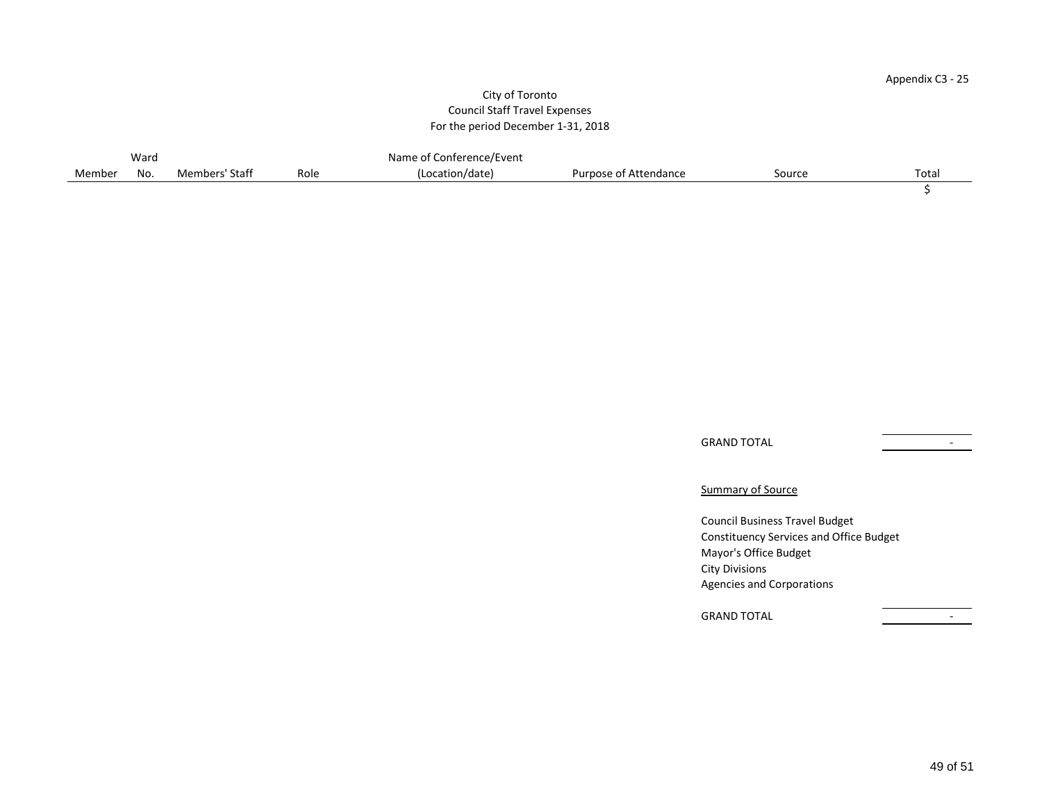Appendix C3 - 25

City of Toronto
Council Staff Travel Expenses
For the period December 1-31, 2018

| Member | Ward No. | Members' Staff | Role | Name of Conference/Event (Location/date) | Purpose of Attendance | Source | Total |
|---|---|---|---|---|---|---|---|
| | | | | | | | $ |

| | |
|---|---|
| GRAND TOTAL | - |

Summary of Source

| | |
|---|---|
| Council Business Travel Budget | |
| Constituency Services and Office Budget | |
| Mayor's Office Budget | |
| City Divisions | |
| Agencies and Corporations | |
| GRAND TOTAL | - |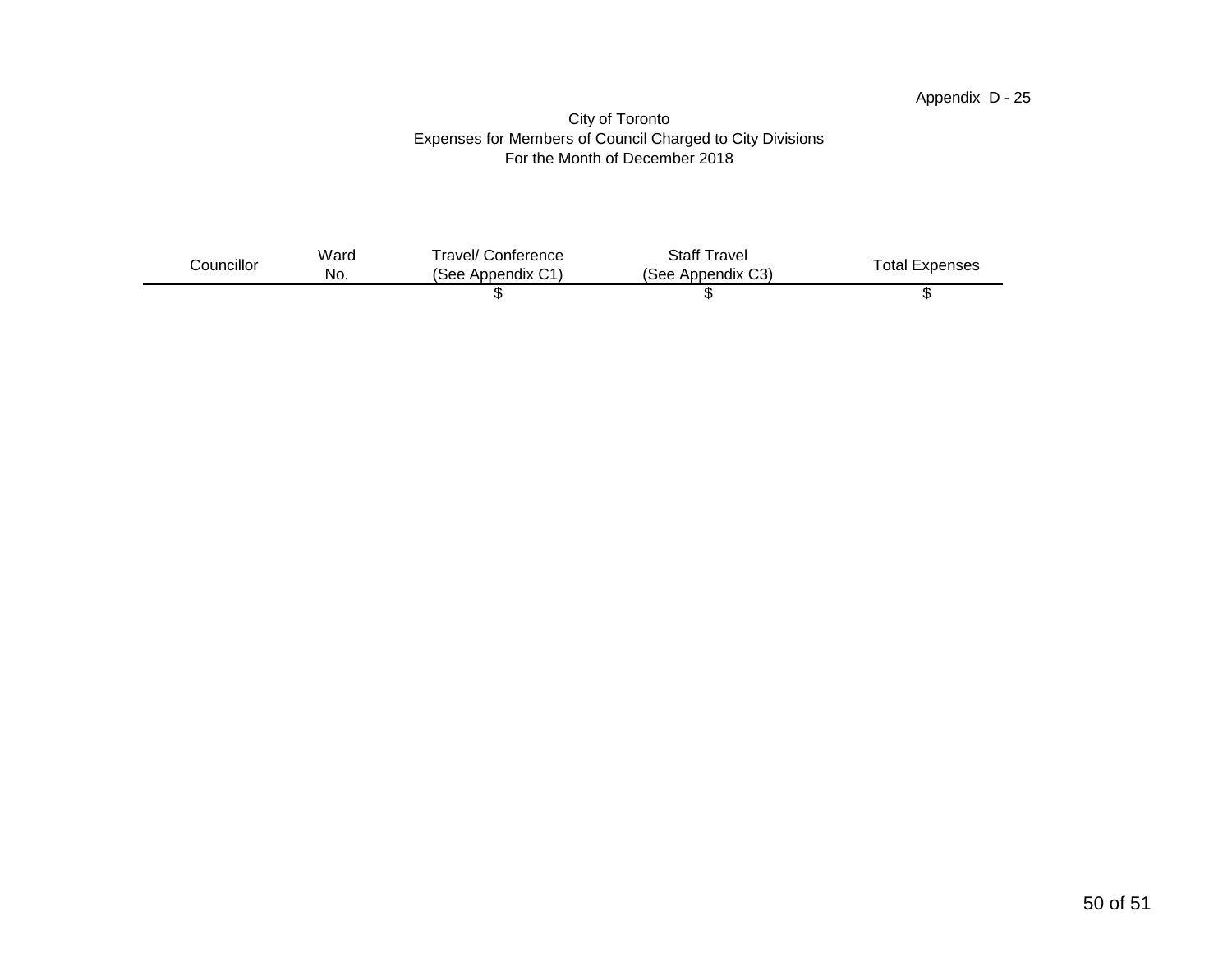Appendix D - 25

City of Toronto
Expenses for Members of Council Charged to City Divisions
For the Month of December 2018

| Councillor | Ward No. | Travel/ Conference (See Appendix C1) | Staff Travel (See Appendix C3) | Total Expenses |
|---|---|---|---|---|
| | | $ | $ | $ |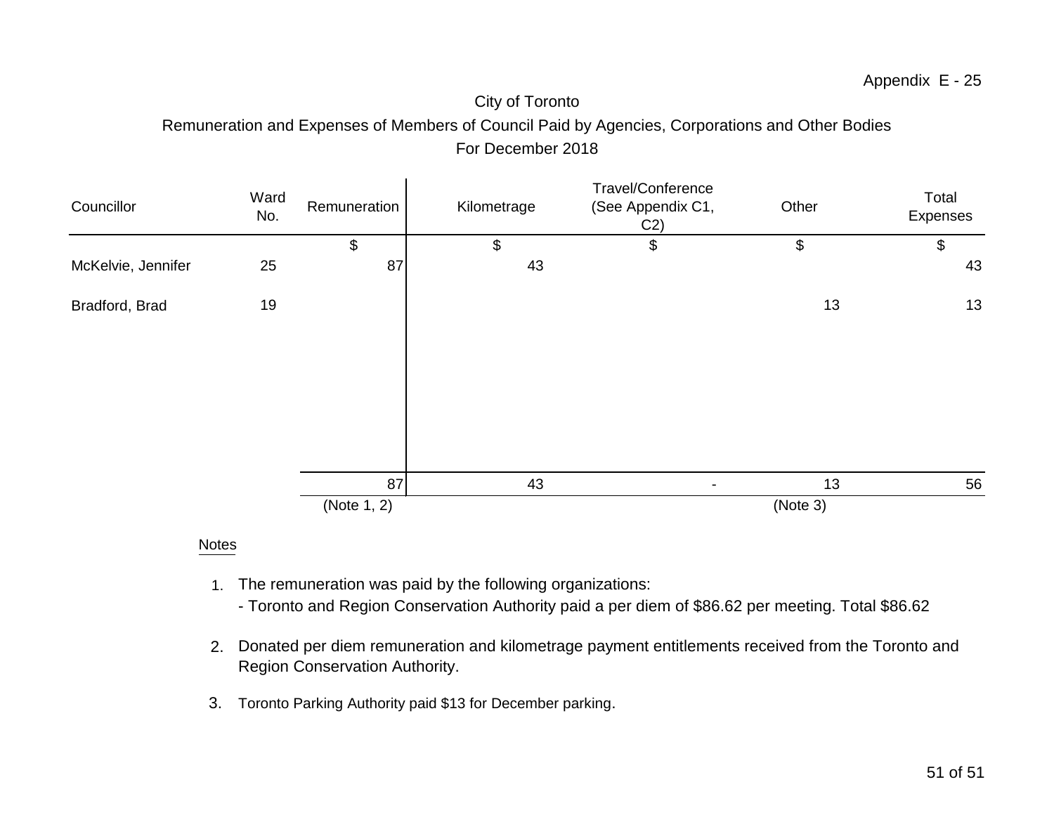Appendix E - 25

# City of Toronto

## Remuneration and Expenses of Members of Council Paid by Agencies, Corporations and Other Bodies

### For December 2018

| Councillor | Ward No. | Remuneration | Kilometrage | Travel/Conference (See Appendix C1, C2) | Other | Total Expenses |
|---|---|---|---|---|---|---|
| | | $ | $ | $ | $ | $ |
| McKelvie, Jennifer | 25 | 87 | 43 | | | 43 |
| Bradford, Brad | 19 | | | | 13 | 13 |
| | | 87 | 43 | - | 13 | 56 |
| | | (Note 1, 2) | | | (Note 3) | |

Notes

1. The remuneration was paid by the following organizations:
   - Toronto and Region Conservation Authority paid a per diem of $86.62 per meeting. Total $86.62

2. Donated per diem remuneration and kilometrage payment entitlements received from the Toronto and Region Conservation Authority.

3. Toronto Parking Authority paid $13 for December parking.